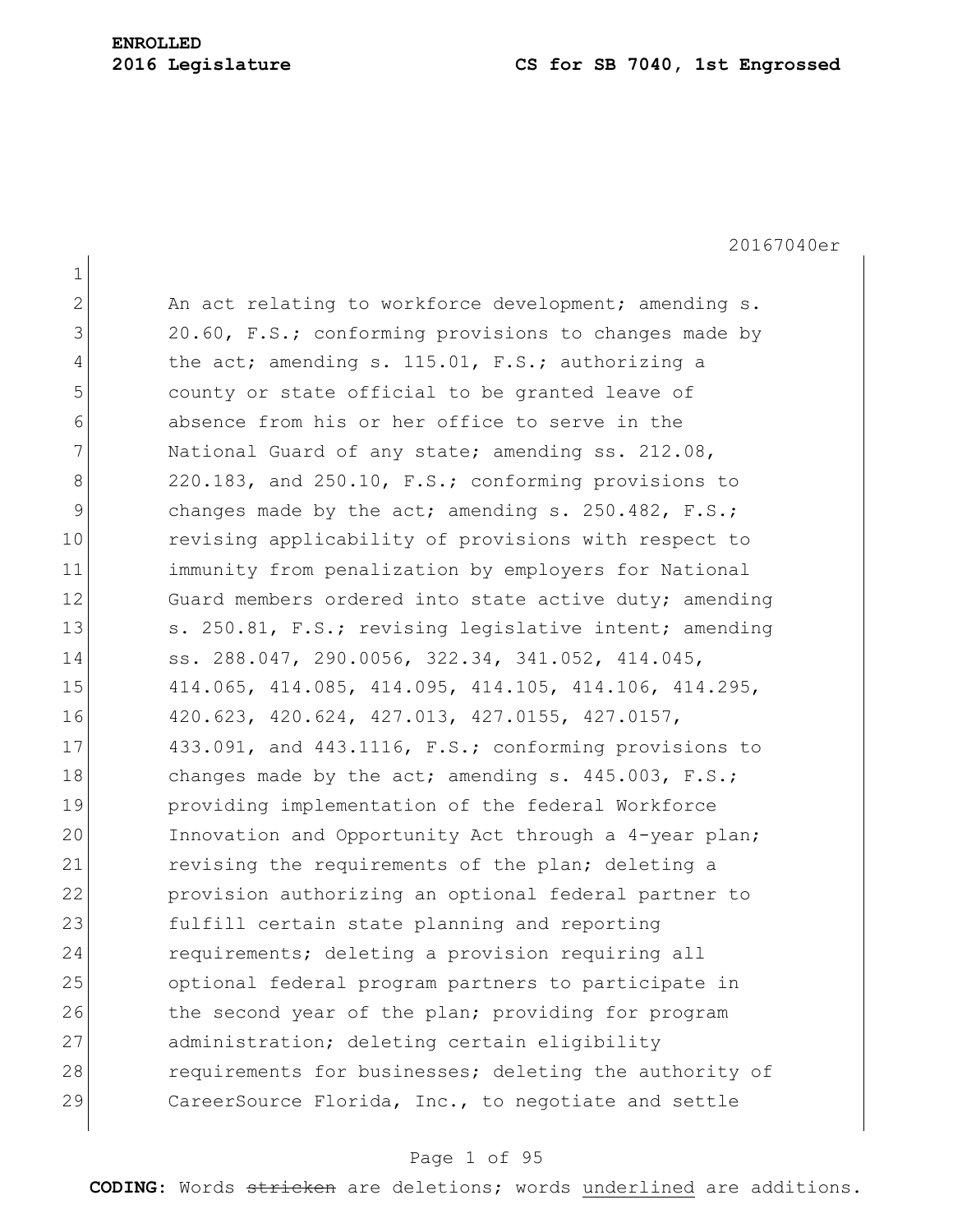**ENROLLED**

**2016 Legislature** **CS for SB 7040, 1st Engrossed**

20167040er

An act relating to workforce development; amending s. 20.60, F.S.; conforming provisions to changes made by the act; amending s. 115.01, F.S.; authorizing a county or state official to be granted leave of absence from his or her office to serve in the National Guard of any state; amending ss. 212.08, 220.183, and 250.10, F.S.; conforming provisions to changes made by the act; amending s. 250.482, F.S.; revising applicability of provisions with respect to immunity from penalization by employers for National Guard members ordered into state active duty; amending s. 250.81, F.S.; revising legislative intent; amending ss. 288.047, 290.0056, 322.34, 341.052, 414.045, 414.065, 414.085, 414.095, 414.105, 414.106, 414.295, 420.623, 420.624, 427.013, 427.0155, 427.0157, 433.091, and 443.1116, F.S.; conforming provisions to changes made by the act; amending s. 445.003, F.S.; providing implementation of the federal Workforce Innovation and Opportunity Act through a 4-year plan; revising the requirements of the plan; deleting a provision authorizing an optional federal partner to fulfill certain state planning and reporting requirements; deleting a provision requiring all optional federal program partners to participate in the second year of the plan; providing for program administration; deleting certain eligibility requirements for businesses; deleting the authority of CareerSource Florida, Inc., to negotiate and settle

**CODING:** Words ~~stricken~~ are deletions; words underlined are additions.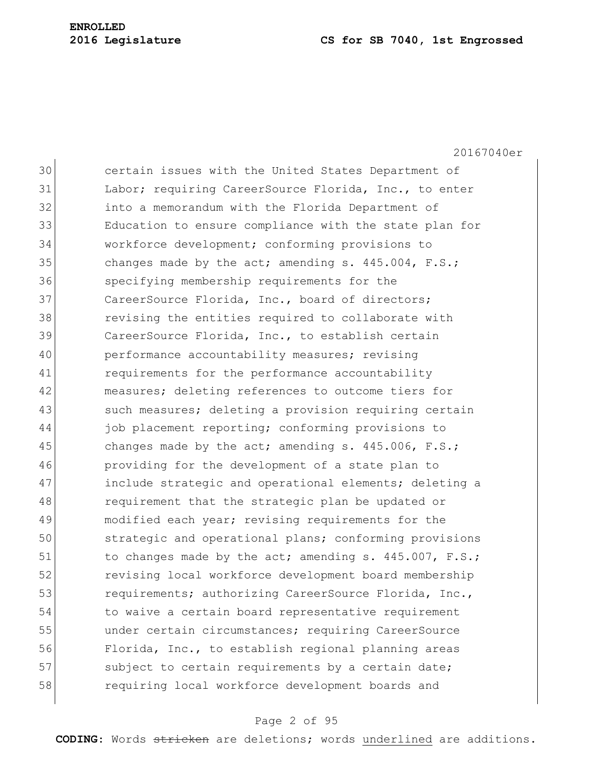certain issues with the United States Department of Labor; requiring CareerSource Florida, Inc., to enter into a memorandum with the Florida Department of Education to ensure compliance with the state plan for workforce development; conforming provisions to changes made by the act; amending s. 445.004, F.S.; specifying membership requirements for the CareerSource Florida, Inc., board of directors; revising the entities required to collaborate with CareerSource Florida, Inc., to establish certain performance accountability measures; revising requirements for the performance accountability measures; deleting references to outcome tiers for such measures; deleting a provision requiring certain job placement reporting; conforming provisions to changes made by the act; amending s. 445.006, F.S.; providing for the development of a state plan to include strategic and operational elements; deleting a requirement that the strategic plan be updated or modified each year; revising requirements for the strategic and operational plans; conforming provisions to changes made by the act; amending s. 445.007, F.S.; revising local workforce development board membership requirements; authorizing CareerSource Florida, Inc., to waive a certain board representative requirement under certain circumstances; requiring CareerSource Florida, Inc., to establish regional planning areas subject to certain requirements by a certain date; requiring local workforce development boards and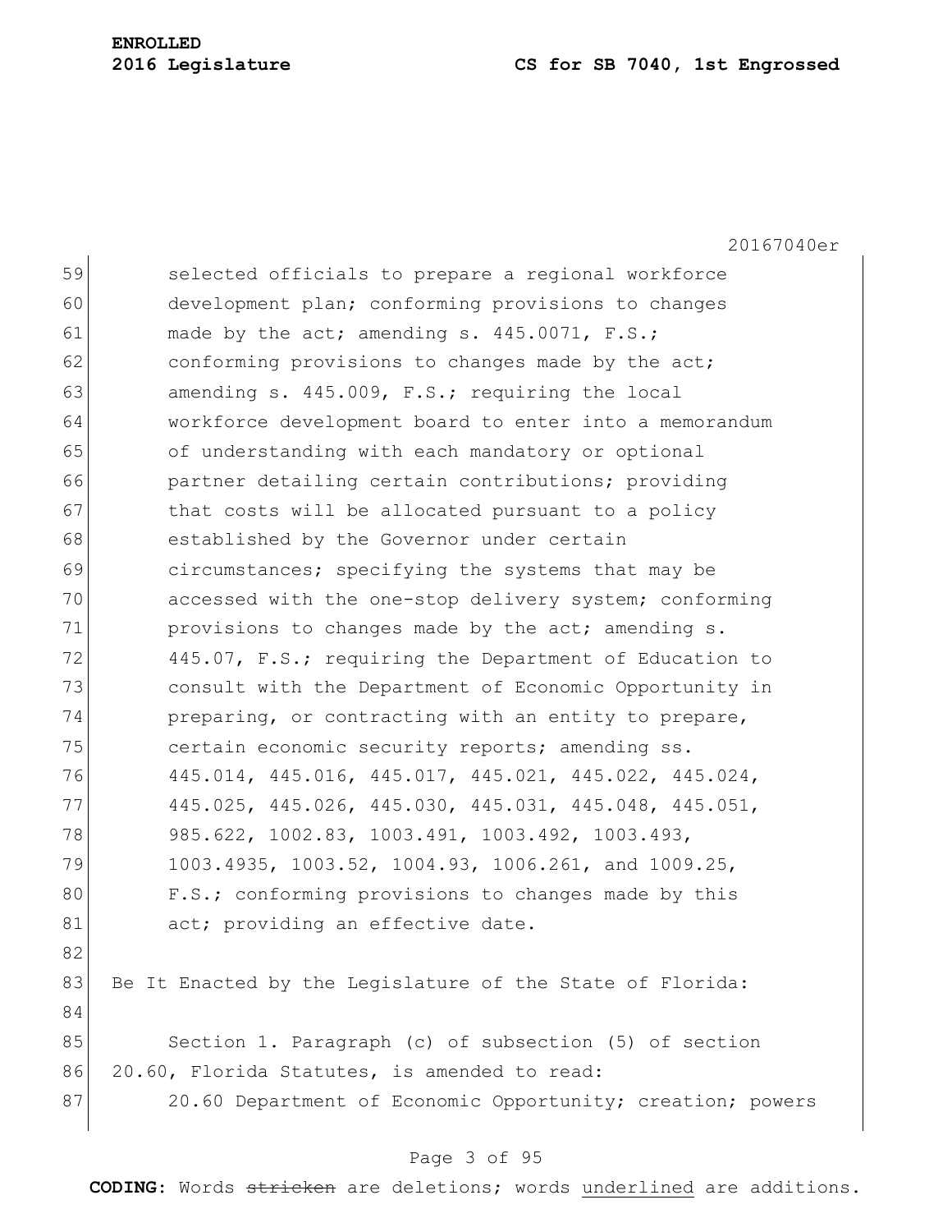selected officials to prepare a regional workforce development plan; conforming provisions to changes made by the act; amending s. 445.0071, F.S.; conforming provisions to changes made by the act; amending s. 445.009, F.S.; requiring the local workforce development board to enter into a memorandum of understanding with each mandatory or optional partner detailing certain contributions; providing that costs will be allocated pursuant to a policy established by the Governor under certain circumstances; specifying the systems that may be accessed with the one-stop delivery system; conforming provisions to changes made by the act; amending s. 445.07, F.S.; requiring the Department of Education to consult with the Department of Economic Opportunity in preparing, or contracting with an entity to prepare, certain economic security reports; amending ss. 445.014, 445.016, 445.017, 445.021, 445.022, 445.024, 445.025, 445.026, 445.030, 445.031, 445.048, 445.051, 985.622, 1002.83, 1003.491, 1003.492, 1003.493, 1003.4935, 1003.52, 1004.93, 1006.261, and 1009.25, F.S.; conforming provisions to changes made by this act; providing an effective date.

Be It Enacted by the Legislature of the State of Florida:

Section 1. Paragraph (c) of subsection (5) of section 20.60, Florida Statutes, is amended to read:

20.60 Department of Economic Opportunity; creation; powers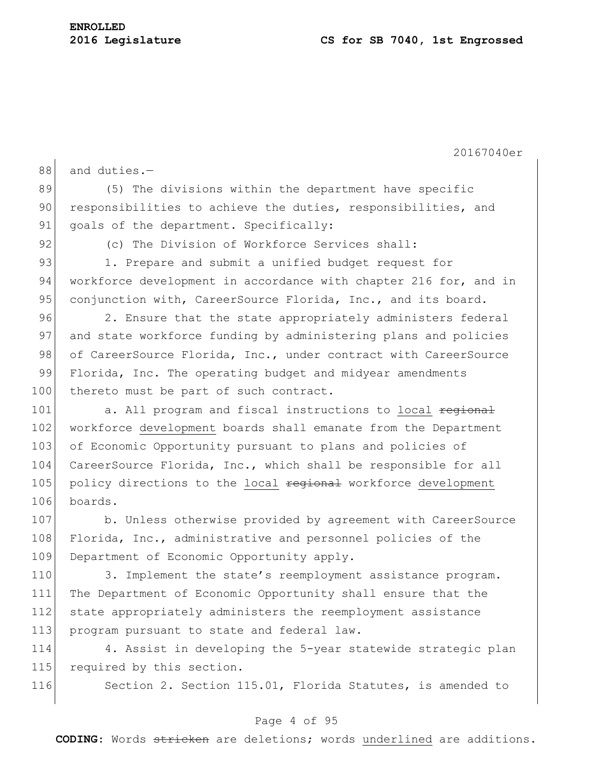and duties.—

(5) The divisions within the department have specific responsibilities to achieve the duties, responsibilities, and goals of the department. Specifically:

(c) The Division of Workforce Services shall:

1. Prepare and submit a unified budget request for workforce development in accordance with chapter 216 for, and in conjunction with, CareerSource Florida, Inc., and its board.

2. Ensure that the state appropriately administers federal and state workforce funding by administering plans and policies of CareerSource Florida, Inc., under contract with CareerSource Florida, Inc. The operating budget and midyear amendments thereto must be part of such contract.

a. All program and fiscal instructions to <u>local</u> ~~regional~~ workforce <u>development</u> boards shall emanate from the Department of Economic Opportunity pursuant to plans and policies of CareerSource Florida, Inc., which shall be responsible for all policy directions to the <u>local</u> ~~regional~~ workforce <u>development</u> boards.

b. Unless otherwise provided by agreement with CareerSource Florida, Inc., administrative and personnel policies of the Department of Economic Opportunity apply.

3. Implement the state's reemployment assistance program. The Department of Economic Opportunity shall ensure that the state appropriately administers the reemployment assistance program pursuant to state and federal law.

4. Assist in developing the 5-year statewide strategic plan required by this section.

Section 2. Section 115.01, Florida Statutes, is amended to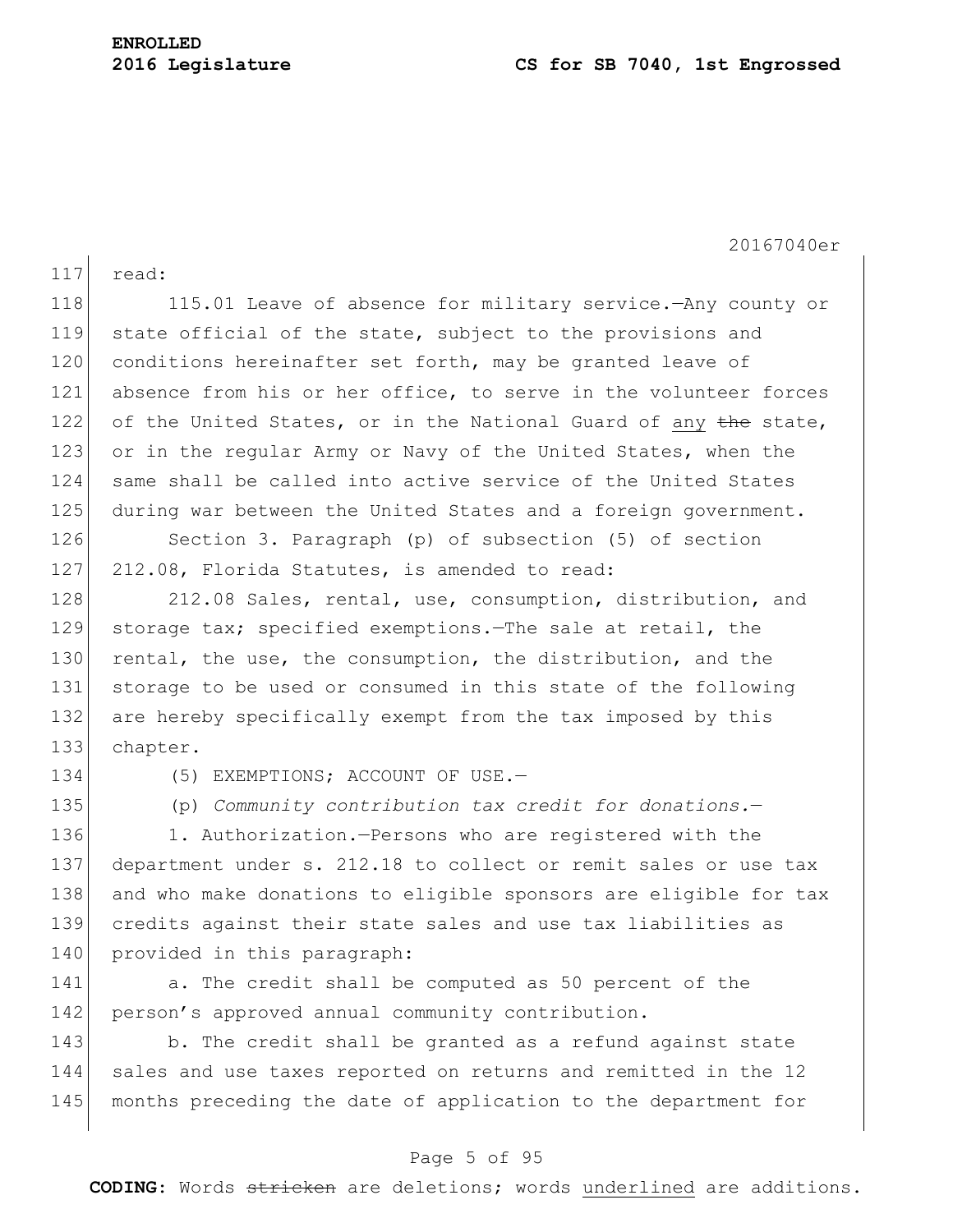read:

115.01 Leave of absence for military service.—Any county or state official of the state, subject to the provisions and conditions hereinafter set forth, may be granted leave of absence from his or her office, to serve in the volunteer forces of the United States, or in the National Guard of <u>any</u> ~~the~~ state, or in the regular Army or Navy of the United States, when the same shall be called into active service of the United States during war between the United States and a foreign government.

Section 3. Paragraph (p) of subsection (5) of section 212.08, Florida Statutes, is amended to read:

212.08 Sales, rental, use, consumption, distribution, and storage tax; specified exemptions.—The sale at retail, the rental, the use, the consumption, the distribution, and the storage to be used or consumed in this state of the following are hereby specifically exempt from the tax imposed by this chapter.

(5) EXEMPTIONS; ACCOUNT OF USE.—

(p) *Community contribution tax credit for donations.*—

1. Authorization.—Persons who are registered with the department under s. 212.18 to collect or remit sales or use tax and who make donations to eligible sponsors are eligible for tax credits against their state sales and use tax liabilities as provided in this paragraph:

a. The credit shall be computed as 50 percent of the person's approved annual community contribution.

b. The credit shall be granted as a refund against state sales and use taxes reported on returns and remitted in the 12 months preceding the date of application to the department for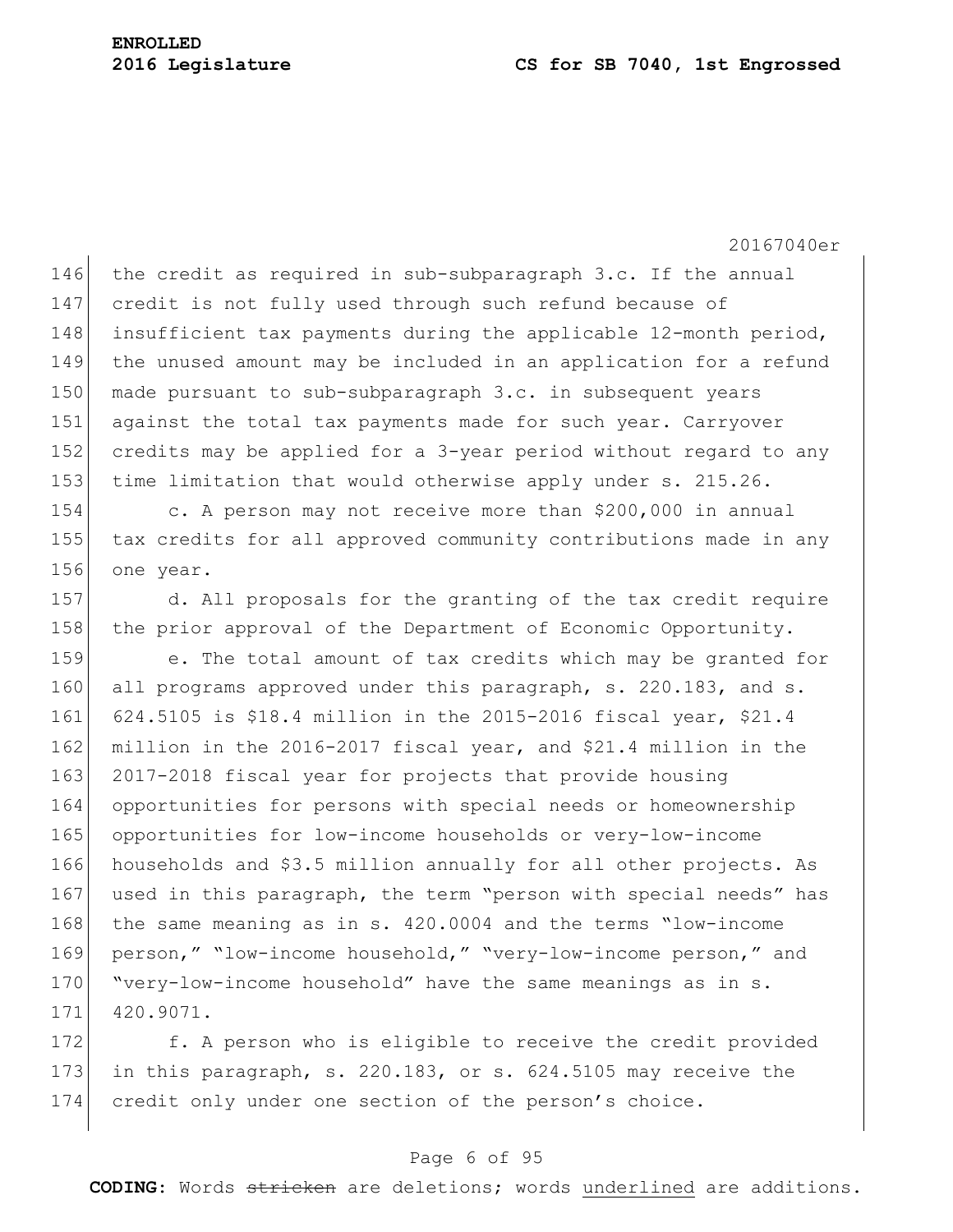the credit as required in sub-subparagraph 3.c. If the annual credit is not fully used through such refund because of insufficient tax payments during the applicable 12-month period, the unused amount may be included in an application for a refund made pursuant to sub-subparagraph 3.c. in subsequent years against the total tax payments made for such year. Carryover credits may be applied for a 3-year period without regard to any time limitation that would otherwise apply under s. 215.26.

c. A person may not receive more than $200,000 in annual tax credits for all approved community contributions made in any one year.

d. All proposals for the granting of the tax credit require the prior approval of the Department of Economic Opportunity.

e. The total amount of tax credits which may be granted for all programs approved under this paragraph, s. 220.183, and s. 624.5105 is $18.4 million in the 2015-2016 fiscal year, $21.4 million in the 2016-2017 fiscal year, and $21.4 million in the 2017-2018 fiscal year for projects that provide housing opportunities for persons with special needs or homeownership opportunities for low-income households or very-low-income households and $3.5 million annually for all other projects. As used in this paragraph, the term “person with special needs” has the same meaning as in s. 420.0004 and the terms “low-income person,” “low-income household,” “very-low-income person,” and “very-low-income household” have the same meanings as in s. 420.9071.

f. A person who is eligible to receive the credit provided in this paragraph, s. 220.183, or s. 624.5105 may receive the credit only under one section of the person’s choice.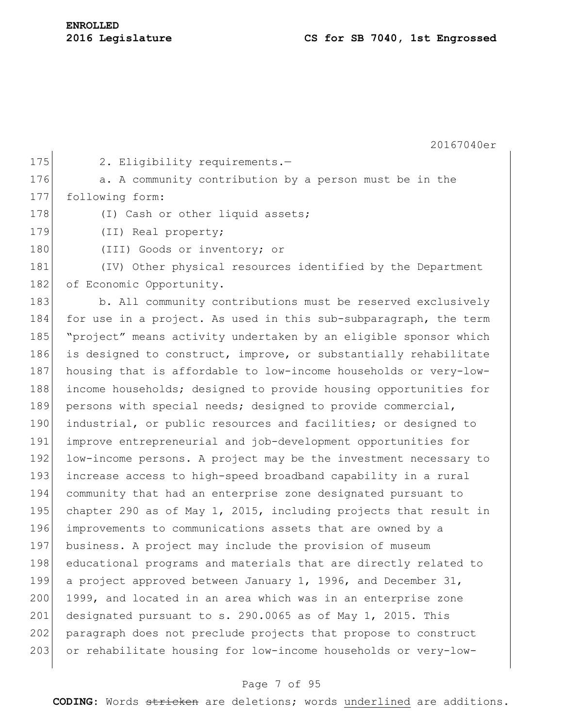2. Eligibility requirements.—

a. A community contribution by a person must be in the following form:

(I) Cash or other liquid assets;

(II) Real property;

(III) Goods or inventory; or

(IV) Other physical resources identified by the Department of Economic Opportunity.

b. All community contributions must be reserved exclusively for use in a project. As used in this sub-subparagraph, the term "project" means activity undertaken by an eligible sponsor which is designed to construct, improve, or substantially rehabilitate housing that is affordable to low-income households or very-low-income households; designed to provide housing opportunities for persons with special needs; designed to provide commercial, industrial, or public resources and facilities; or designed to improve entrepreneurial and job-development opportunities for low-income persons. A project may be the investment necessary to increase access to high-speed broadband capability in a rural community that had an enterprise zone designated pursuant to chapter 290 as of May 1, 2015, including projects that result in improvements to communications assets that are owned by a business. A project may include the provision of museum educational programs and materials that are directly related to a project approved between January 1, 1996, and December 31, 1999, and located in an area which was in an enterprise zone designated pursuant to s. 290.0065 as of May 1, 2015. This paragraph does not preclude projects that propose to construct or rehabilitate housing for low-income households or very-low-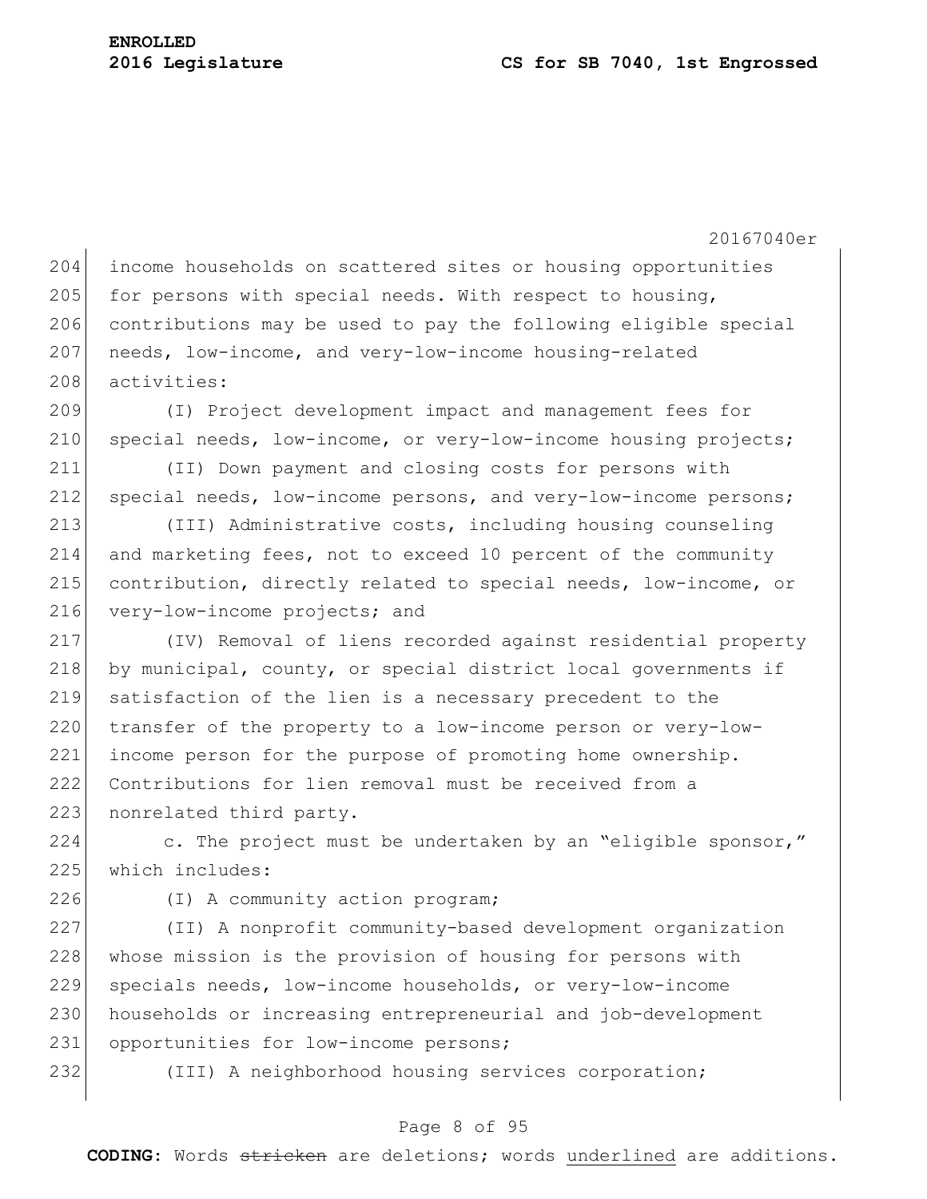income households on scattered sites or housing opportunities for persons with special needs. With respect to housing, contributions may be used to pay the following eligible special needs, low-income, and very-low-income housing-related activities:

(I) Project development impact and management fees for special needs, low-income, or very-low-income housing projects;

(II) Down payment and closing costs for persons with special needs, low-income persons, and very-low-income persons;

(III) Administrative costs, including housing counseling and marketing fees, not to exceed 10 percent of the community contribution, directly related to special needs, low-income, or very-low-income projects; and

(IV) Removal of liens recorded against residential property by municipal, county, or special district local governments if satisfaction of the lien is a necessary precedent to the transfer of the property to a low-income person or very-low-income person for the purpose of promoting home ownership. Contributions for lien removal must be received from a nonrelated third party.

c. The project must be undertaken by an "eligible sponsor," which includes:

(I) A community action program;

(II) A nonprofit community-based development organization whose mission is the provision of housing for persons with specials needs, low-income households, or very-low-income households or increasing entrepreneurial and job-development opportunities for low-income persons;

(III) A neighborhood housing services corporation;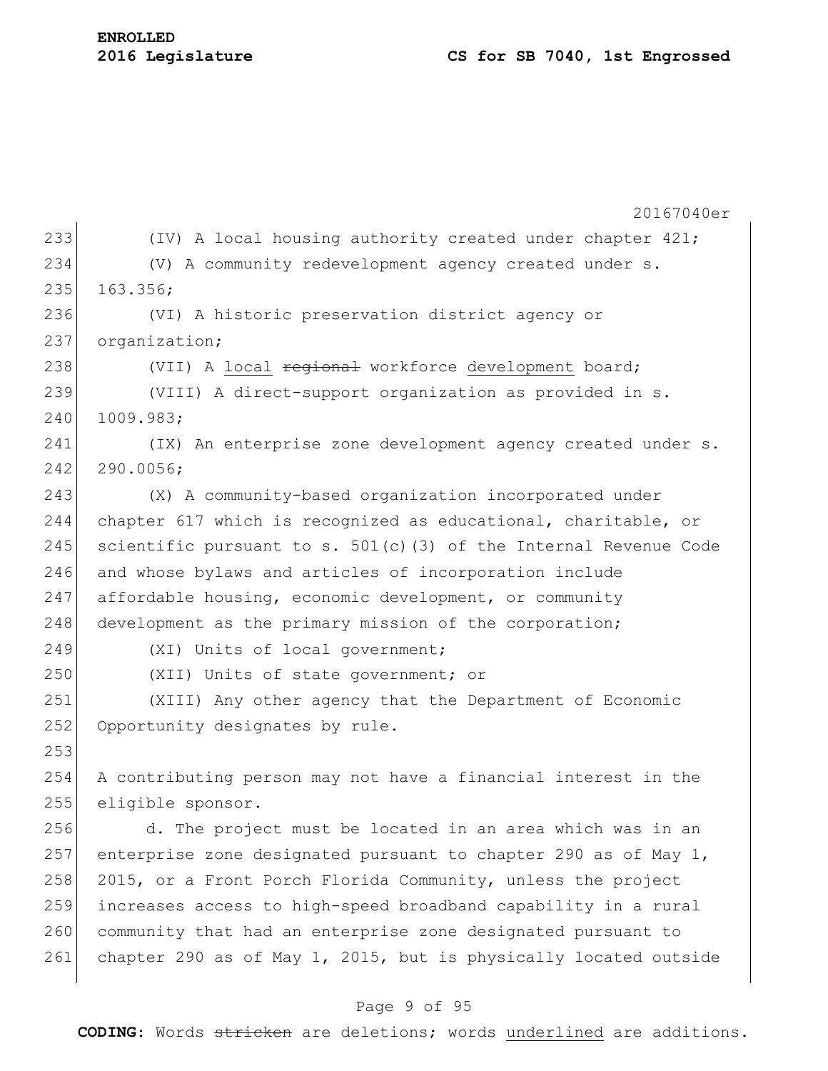(IV) A local housing authority created under chapter 421;

(V) A community redevelopment agency created under s. 163.356;

(VI) A historic preservation district agency or organization;

(VII) A local ~~regional~~ workforce development board;

(VIII) A direct-support organization as provided in s. 1009.983;

(IX) An enterprise zone development agency created under s. 290.0056;

(X) A community-based organization incorporated under chapter 617 which is recognized as educational, charitable, or scientific pursuant to s. 501(c)(3) of the Internal Revenue Code and whose bylaws and articles of incorporation include affordable housing, economic development, or community development as the primary mission of the corporation;

(XI) Units of local government;

(XII) Units of state government; or

(XIII) Any other agency that the Department of Economic Opportunity designates by rule.

A contributing person may not have a financial interest in the eligible sponsor.

d. The project must be located in an area which was in an enterprise zone designated pursuant to chapter 290 as of May 1, 2015, or a Front Porch Florida Community, unless the project increases access to high-speed broadband capability in a rural community that had an enterprise zone designated pursuant to chapter 290 as of May 1, 2015, but is physically located outside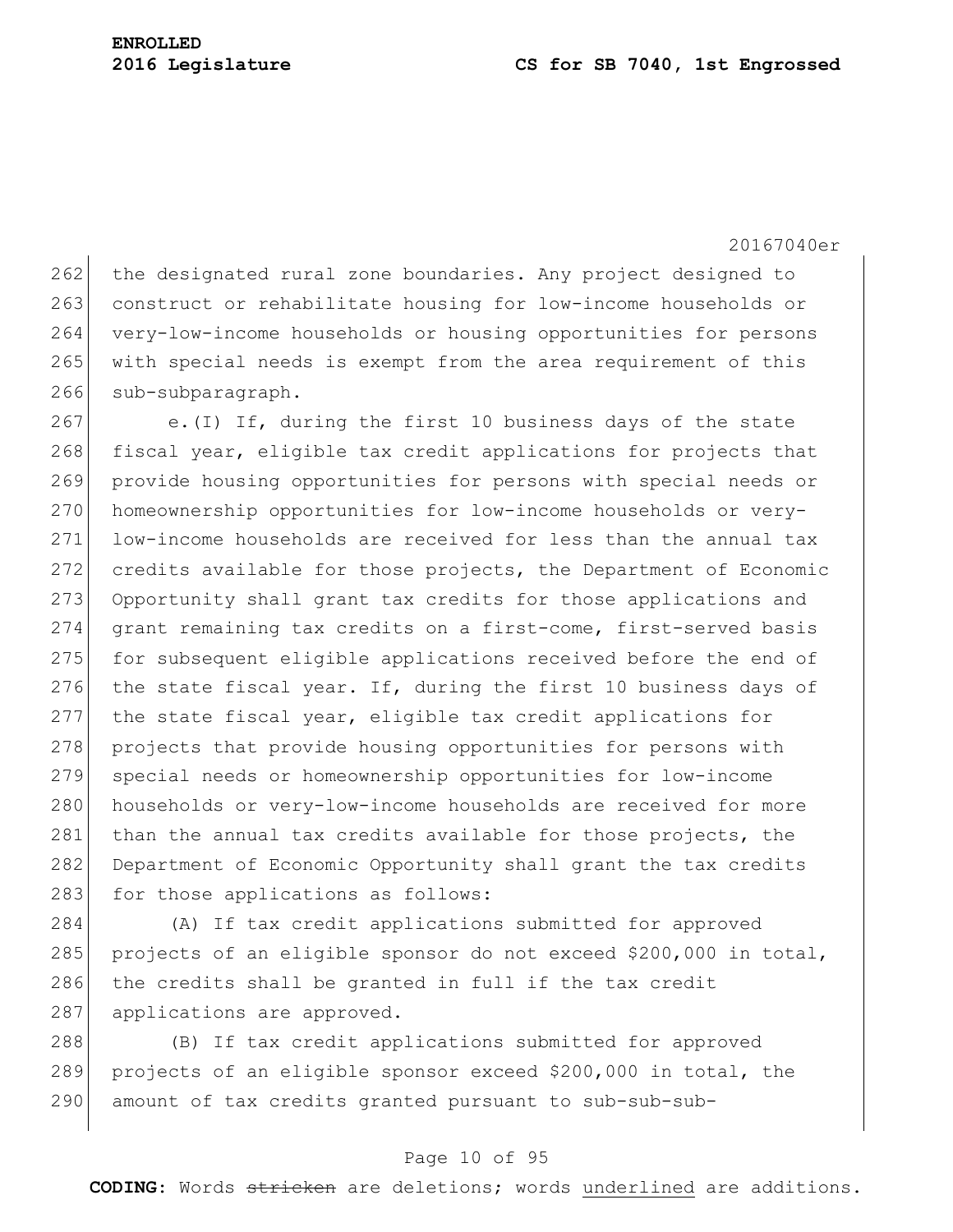the designated rural zone boundaries. Any project designed to construct or rehabilitate housing for low-income households or very-low-income households or housing opportunities for persons with special needs is exempt from the area requirement of this sub-subparagraph.

e.(I) If, during the first 10 business days of the state fiscal year, eligible tax credit applications for projects that provide housing opportunities for persons with special needs or homeownership opportunities for low-income households or very-low-income households are received for less than the annual tax credits available for those projects, the Department of Economic Opportunity shall grant tax credits for those applications and grant remaining tax credits on a first-come, first-served basis for subsequent eligible applications received before the end of the state fiscal year. If, during the first 10 business days of the state fiscal year, eligible tax credit applications for projects that provide housing opportunities for persons with special needs or homeownership opportunities for low-income households or very-low-income households are received for more than the annual tax credits available for those projects, the Department of Economic Opportunity shall grant the tax credits for those applications as follows:

(A) If tax credit applications submitted for approved projects of an eligible sponsor do not exceed $200,000 in total, the credits shall be granted in full if the tax credit applications are approved.

(B) If tax credit applications submitted for approved projects of an eligible sponsor exceed $200,000 in total, the amount of tax credits granted pursuant to sub-sub-sub-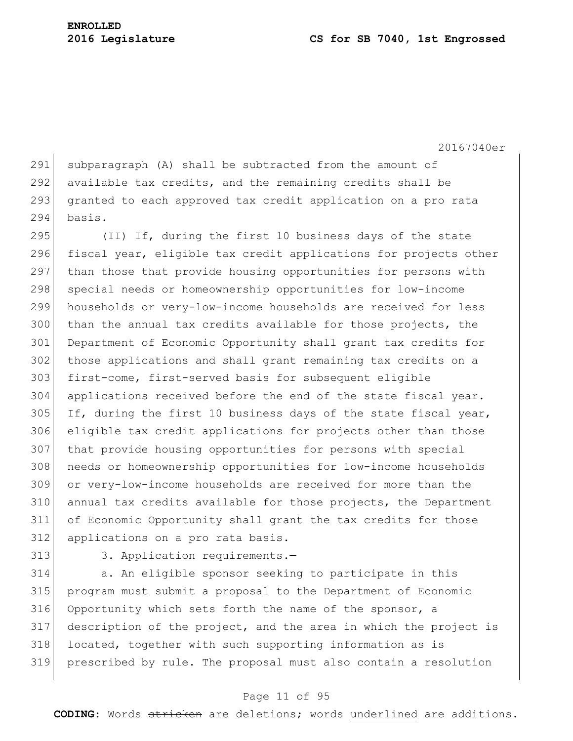subparagraph (A) shall be subtracted from the amount of available tax credits, and the remaining credits shall be granted to each approved tax credit application on a pro rata basis.

(II) If, during the first 10 business days of the state fiscal year, eligible tax credit applications for projects other than those that provide housing opportunities for persons with special needs or homeownership opportunities for low-income households or very-low-income households are received for less than the annual tax credits available for those projects, the Department of Economic Opportunity shall grant tax credits for those applications and shall grant remaining tax credits on a first-come, first-served basis for subsequent eligible applications received before the end of the state fiscal year. If, during the first 10 business days of the state fiscal year, eligible tax credit applications for projects other than those that provide housing opportunities for persons with special needs or homeownership opportunities for low-income households or very-low-income households are received for more than the annual tax credits available for those projects, the Department of Economic Opportunity shall grant the tax credits for those applications on a pro rata basis.

3. Application requirements.—

a. An eligible sponsor seeking to participate in this program must submit a proposal to the Department of Economic Opportunity which sets forth the name of the sponsor, a description of the project, and the area in which the project is located, together with such supporting information as is prescribed by rule. The proposal must also contain a resolution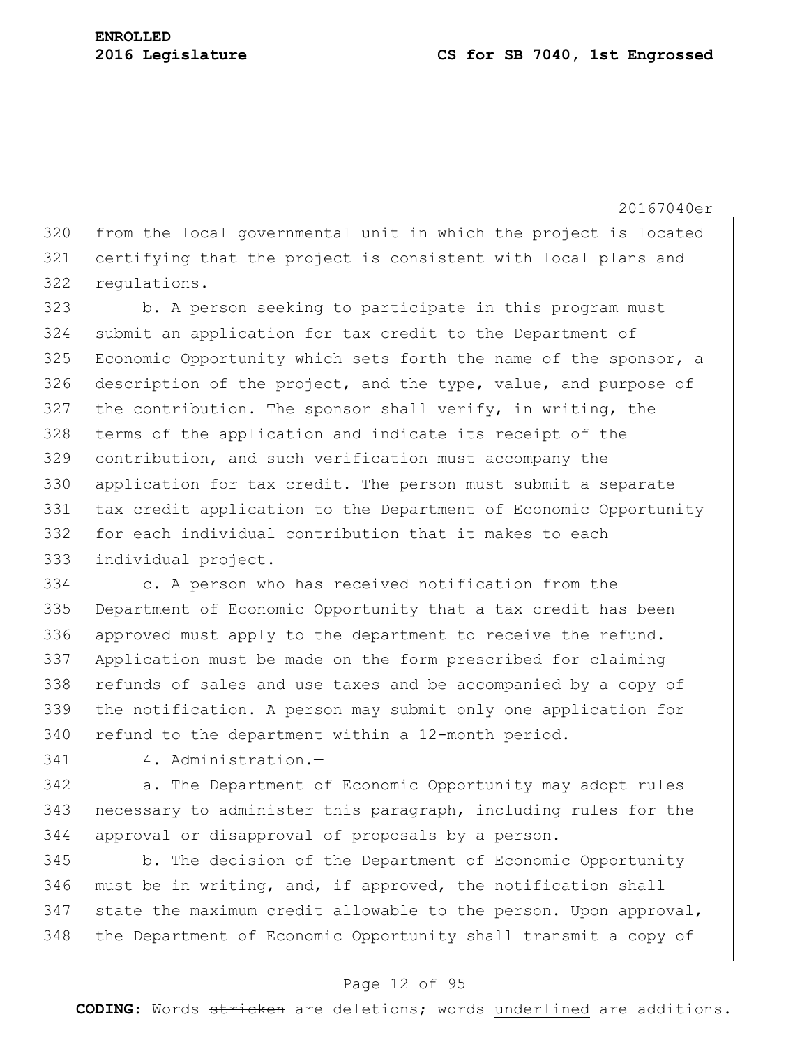from the local governmental unit in which the project is located certifying that the project is consistent with local plans and regulations.

b. A person seeking to participate in this program must submit an application for tax credit to the Department of Economic Opportunity which sets forth the name of the sponsor, a description of the project, and the type, value, and purpose of the contribution. The sponsor shall verify, in writing, the terms of the application and indicate its receipt of the contribution, and such verification must accompany the application for tax credit. The person must submit a separate tax credit application to the Department of Economic Opportunity for each individual contribution that it makes to each individual project.

c. A person who has received notification from the Department of Economic Opportunity that a tax credit has been approved must apply to the department to receive the refund. Application must be made on the form prescribed for claiming refunds of sales and use taxes and be accompanied by a copy of the notification. A person may submit only one application for refund to the department within a 12-month period.

4. Administration.—

a. The Department of Economic Opportunity may adopt rules necessary to administer this paragraph, including rules for the approval or disapproval of proposals by a person.

b. The decision of the Department of Economic Opportunity must be in writing, and, if approved, the notification shall state the maximum credit allowable to the person. Upon approval, the Department of Economic Opportunity shall transmit a copy of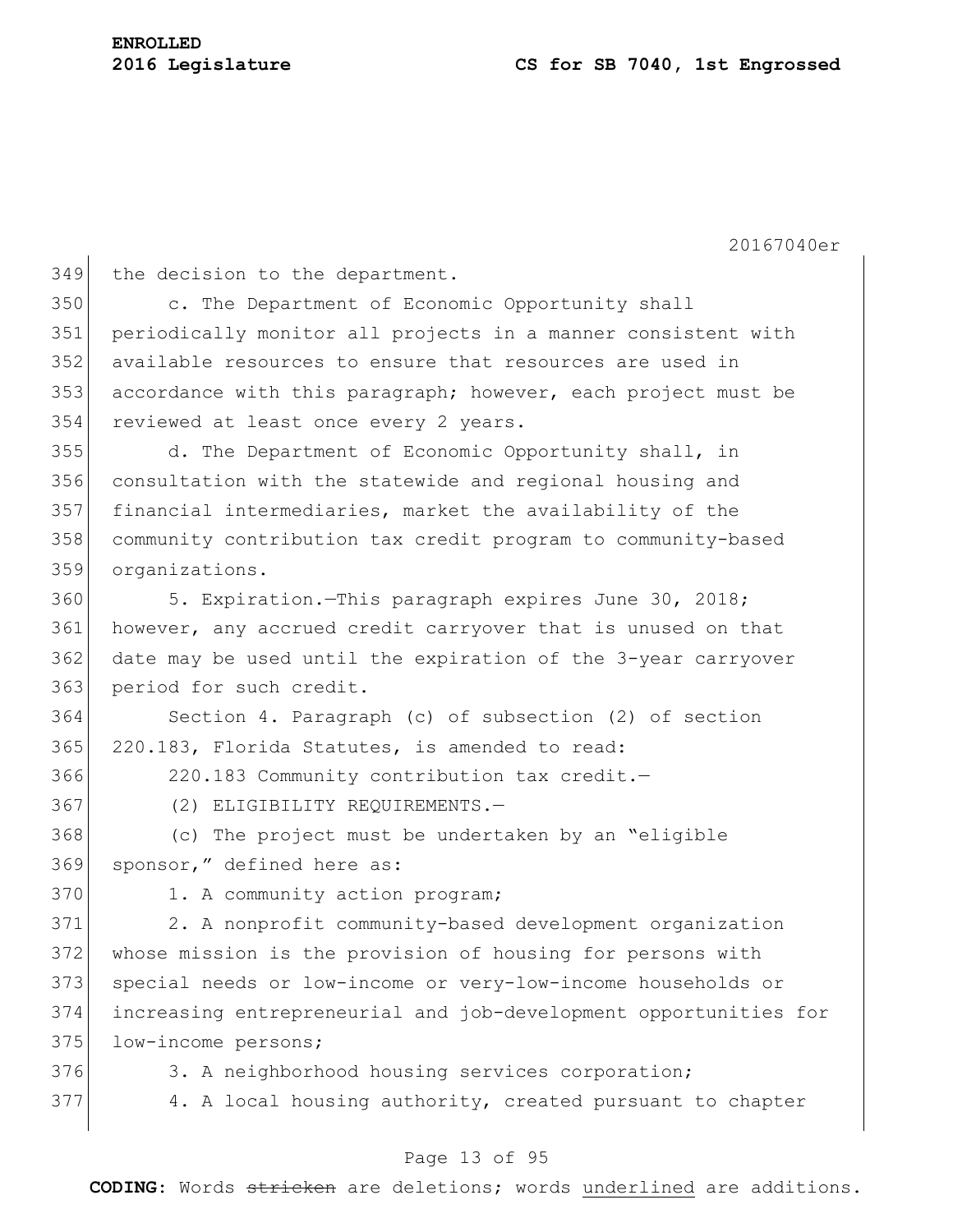the decision to the department.

c. The Department of Economic Opportunity shall periodically monitor all projects in a manner consistent with available resources to ensure that resources are used in accordance with this paragraph; however, each project must be reviewed at least once every 2 years.

d. The Department of Economic Opportunity shall, in consultation with the statewide and regional housing and financial intermediaries, market the availability of the community contribution tax credit program to community-based organizations.

5. Expiration.—This paragraph expires June 30, 2018; however, any accrued credit carryover that is unused on that date may be used until the expiration of the 3-year carryover period for such credit.

Section 4. Paragraph (c) of subsection (2) of section 220.183, Florida Statutes, is amended to read:

220.183 Community contribution tax credit.—

(2) ELIGIBILITY REQUIREMENTS.—

(c) The project must be undertaken by an "eligible sponsor," defined here as:

1. A community action program;

2. A nonprofit community-based development organization whose mission is the provision of housing for persons with special needs or low-income or very-low-income households or increasing entrepreneurial and job-development opportunities for low-income persons;

3. A neighborhood housing services corporation;

4. A local housing authority, created pursuant to chapter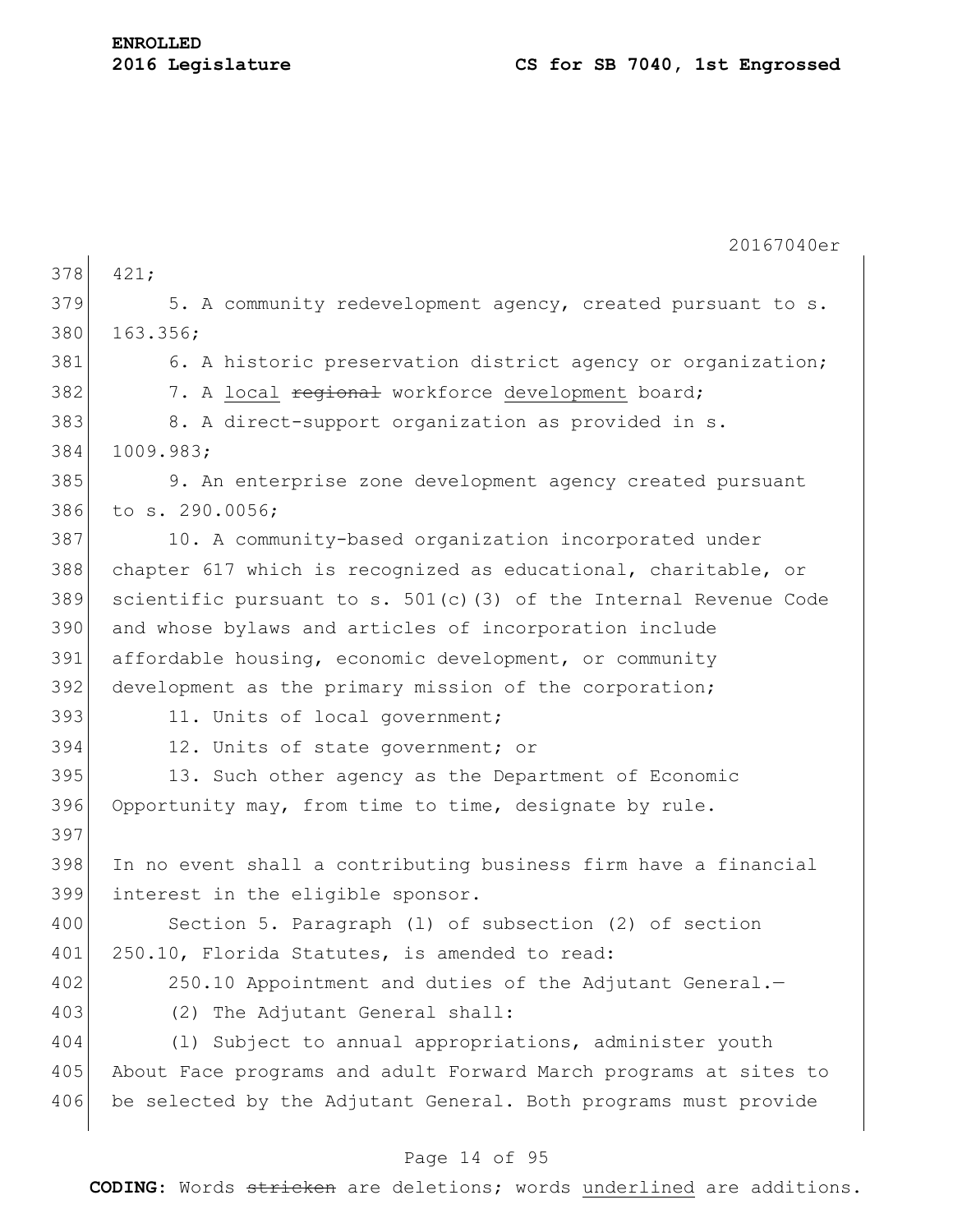421;

5. A community redevelopment agency, created pursuant to s. 163.356;

6. A historic preservation district agency or organization;

7. A <u>local</u> ~~regional~~ workforce <u>development</u> board;

8. A direct-support organization as provided in s. 1009.983;

9. An enterprise zone development agency created pursuant to s. 290.0056;

10. A community-based organization incorporated under chapter 617 which is recognized as educational, charitable, or scientific pursuant to s. 501(c)(3) of the Internal Revenue Code and whose bylaws and articles of incorporation include affordable housing, economic development, or community development as the primary mission of the corporation;

11. Units of local government;

12. Units of state government; or

13. Such other agency as the Department of Economic Opportunity may, from time to time, designate by rule.

In no event shall a contributing business firm have a financial interest in the eligible sponsor.

Section 5. Paragraph (l) of subsection (2) of section 250.10, Florida Statutes, is amended to read:

250.10 Appointment and duties of the Adjutant General.—

(2) The Adjutant General shall:

(l) Subject to annual appropriations, administer youth About Face programs and adult Forward March programs at sites to be selected by the Adjutant General. Both programs must provide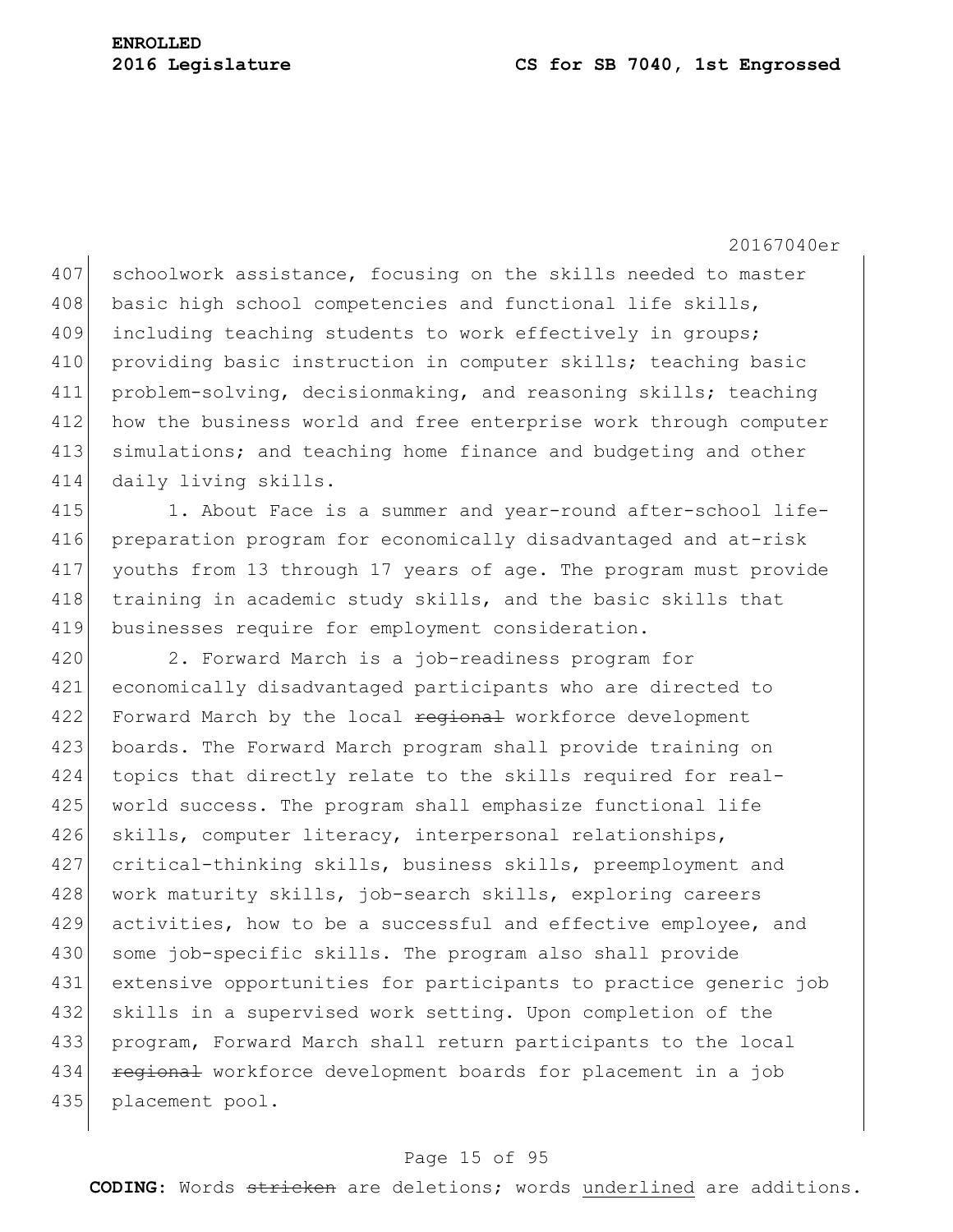schoolwork assistance, focusing on the skills needed to master basic high school competencies and functional life skills, including teaching students to work effectively in groups; providing basic instruction in computer skills; teaching basic problem-solving, decisionmaking, and reasoning skills; teaching how the business world and free enterprise work through computer simulations; and teaching home finance and budgeting and other daily living skills.

1. About Face is a summer and year-round after-school life-preparation program for economically disadvantaged and at-risk youths from 13 through 17 years of age. The program must provide training in academic study skills, and the basic skills that businesses require for employment consideration.

2. Forward March is a job-readiness program for economically disadvantaged participants who are directed to Forward March by the local ~~regional~~ workforce development boards. The Forward March program shall provide training on topics that directly relate to the skills required for real-world success. The program shall emphasize functional life skills, computer literacy, interpersonal relationships, critical-thinking skills, business skills, preemployment and work maturity skills, job-search skills, exploring careers activities, how to be a successful and effective employee, and some job-specific skills. The program also shall provide extensive opportunities for participants to practice generic job skills in a supervised work setting. Upon completion of the program, Forward March shall return participants to the local ~~regional~~ workforce development boards for placement in a job placement pool.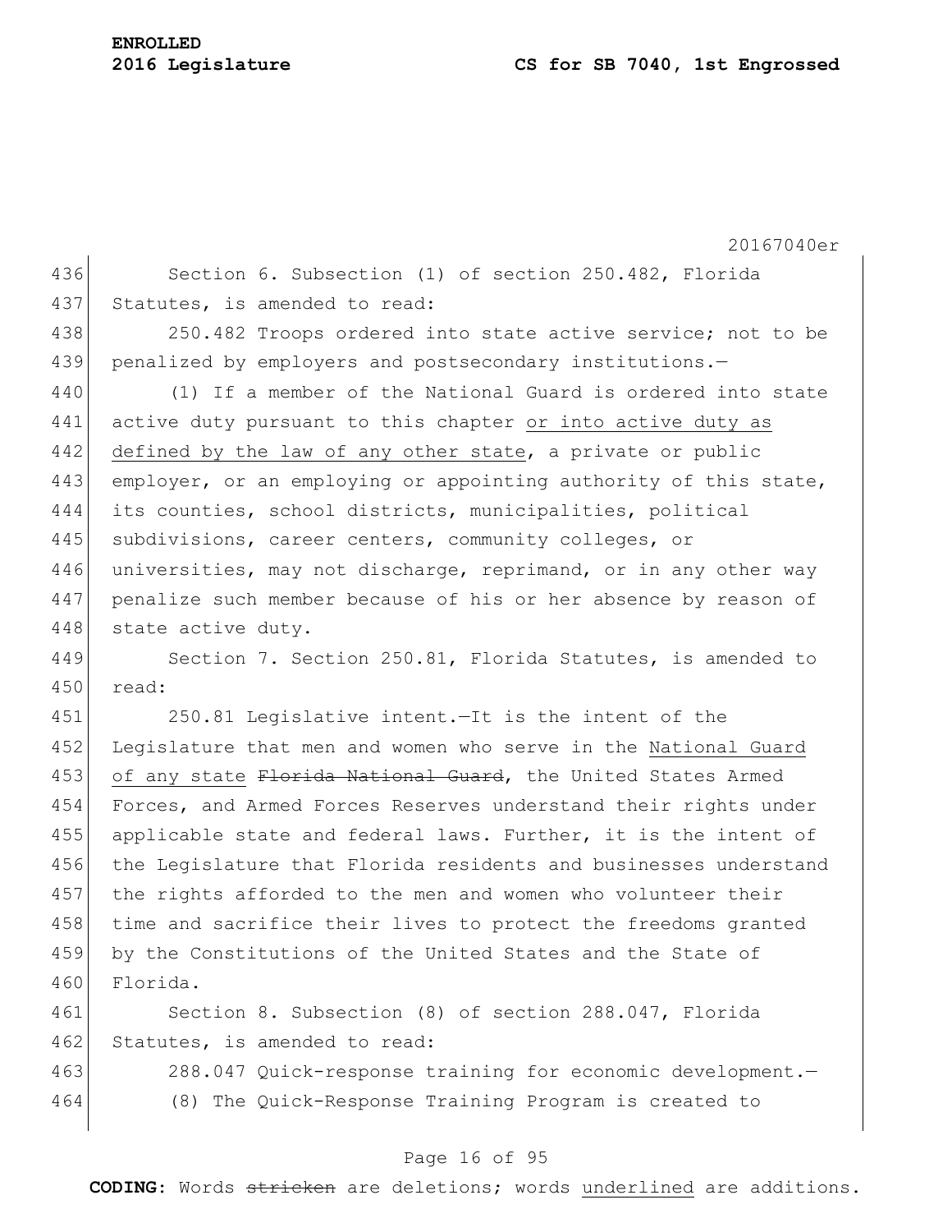Section 6. Subsection (1) of section 250.482, Florida Statutes, is amended to read:

250.482 Troops ordered into state active service; not to be penalized by employers and postsecondary institutions.—

(1) If a member of the National Guard is ordered into state active duty pursuant to this chapter <u>or into active duty as defined by the law of any other state</u>, a private or public employer, or an employing or appointing authority of this state, its counties, school districts, municipalities, political subdivisions, career centers, community colleges, or universities, may not discharge, reprimand, or in any other way penalize such member because of his or her absence by reason of state active duty.

Section 7. Section 250.81, Florida Statutes, is amended to read:

250.81 Legislative intent.—It is the intent of the Legislature that men and women who serve in the <u>National Guard of any state</u> ~~Florida National Guard~~, the United States Armed Forces, and Armed Forces Reserves understand their rights under applicable state and federal laws. Further, it is the intent of the Legislature that Florida residents and businesses understand the rights afforded to the men and women who volunteer their time and sacrifice their lives to protect the freedoms granted by the Constitutions of the United States and the State of Florida.

Section 8. Subsection (8) of section 288.047, Florida Statutes, is amended to read:

288.047 Quick-response training for economic development.—

(8) The Quick-Response Training Program is created to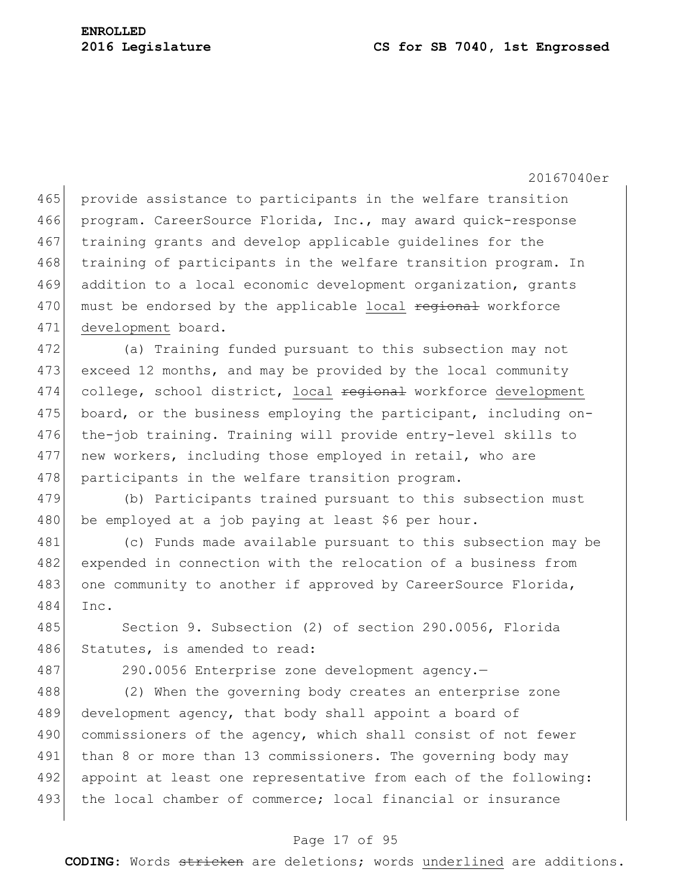provide assistance to participants in the welfare transition program. CareerSource Florida, Inc., may award quick-response training grants and develop applicable guidelines for the training of participants in the welfare transition program. In addition to a local economic development organization, grants must be endorsed by the applicable <u>local</u> ~~regional~~ workforce <u>development</u> board.

(a) Training funded pursuant to this subsection may not exceed 12 months, and may be provided by the local community college, school district, <u>local</u> ~~regional~~ workforce <u>development</u> board, or the business employing the participant, including on-the-job training. Training will provide entry-level skills to new workers, including those employed in retail, who are participants in the welfare transition program.

(b) Participants trained pursuant to this subsection must be employed at a job paying at least $6 per hour.

(c) Funds made available pursuant to this subsection may be expended in connection with the relocation of a business from one community to another if approved by CareerSource Florida, Inc.

Section 9. Subsection (2) of section 290.0056, Florida Statutes, is amended to read:

290.0056 Enterprise zone development agency.—

(2) When the governing body creates an enterprise zone development agency, that body shall appoint a board of commissioners of the agency, which shall consist of not fewer than 8 or more than 13 commissioners. The governing body may appoint at least one representative from each of the following: the local chamber of commerce; local financial or insurance

**CODING:** Words ~~stricken~~ are deletions; words <u>underlined</u> are additions.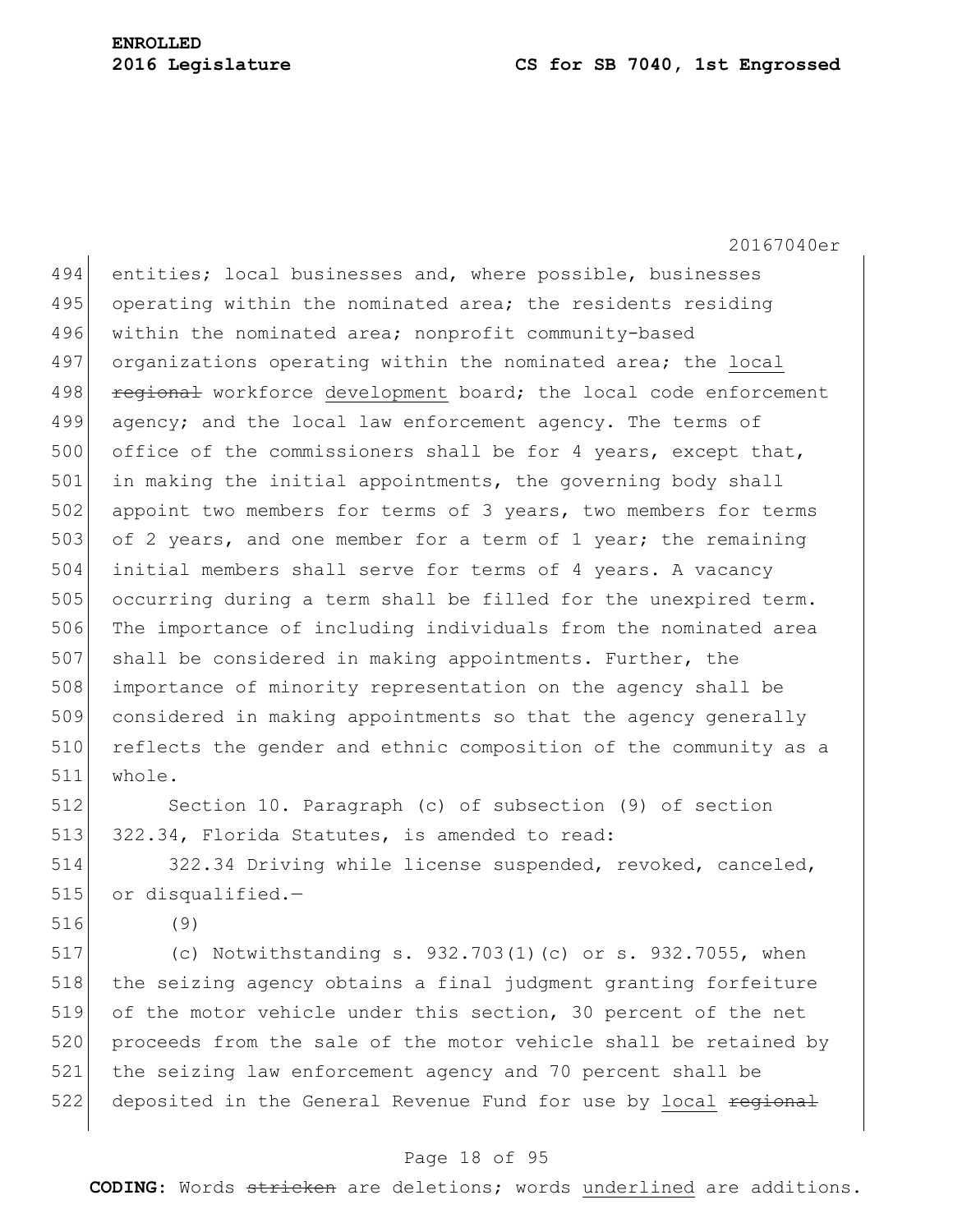entities; local businesses and, where possible, businesses operating within the nominated area; the residents residing within the nominated area; nonprofit community-based organizations operating within the nominated area; the <u>local</u> ~~regional~~ workforce <u>development</u> board; the local code enforcement agency; and the local law enforcement agency. The terms of office of the commissioners shall be for 4 years, except that, in making the initial appointments, the governing body shall appoint two members for terms of 3 years, two members for terms of 2 years, and one member for a term of 1 year; the remaining initial members shall serve for terms of 4 years. A vacancy occurring during a term shall be filled for the unexpired term. The importance of including individuals from the nominated area shall be considered in making appointments. Further, the importance of minority representation on the agency shall be considered in making appointments so that the agency generally reflects the gender and ethnic composition of the community as a whole.

Section 10. Paragraph (c) of subsection (9) of section 322.34, Florida Statutes, is amended to read:

322.34 Driving while license suspended, revoked, canceled, or disqualified.—

(9)

(c) Notwithstanding s. 932.703(1)(c) or s. 932.7055, when the seizing agency obtains a final judgment granting forfeiture of the motor vehicle under this section, 30 percent of the net proceeds from the sale of the motor vehicle shall be retained by the seizing law enforcement agency and 70 percent shall be deposited in the General Revenue Fund for use by <u>local</u> ~~regional~~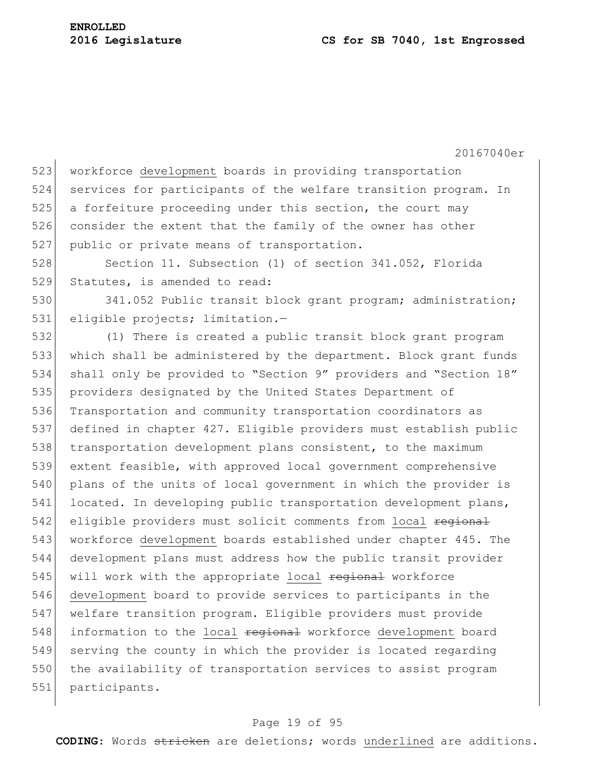workforce <u>development</u> boards in providing transportation services for participants of the welfare transition program. In a forfeiture proceeding under this section, the court may consider the extent that the family of the owner has other public or private means of transportation.

Section 11. Subsection (1) of section 341.052, Florida Statutes, is amended to read:

341.052 Public transit block grant program; administration; eligible projects; limitation.—

(1) There is created a public transit block grant program which shall be administered by the department. Block grant funds shall only be provided to "Section 9" providers and "Section 18" providers designated by the United States Department of Transportation and community transportation coordinators as defined in chapter 427. Eligible providers must establish public transportation development plans consistent, to the maximum extent feasible, with approved local government comprehensive plans of the units of local government in which the provider is located. In developing public transportation development plans, eligible providers must solicit comments from <u>local</u> ~~regional~~ workforce <u>development</u> boards established under chapter 445. The development plans must address how the public transit provider will work with the appropriate <u>local</u> ~~regional~~ workforce <u>development</u> board to provide services to participants in the welfare transition program. Eligible providers must provide information to the <u>local</u> ~~regional~~ workforce <u>development</u> board serving the county in which the provider is located regarding the availability of transportation services to assist program participants.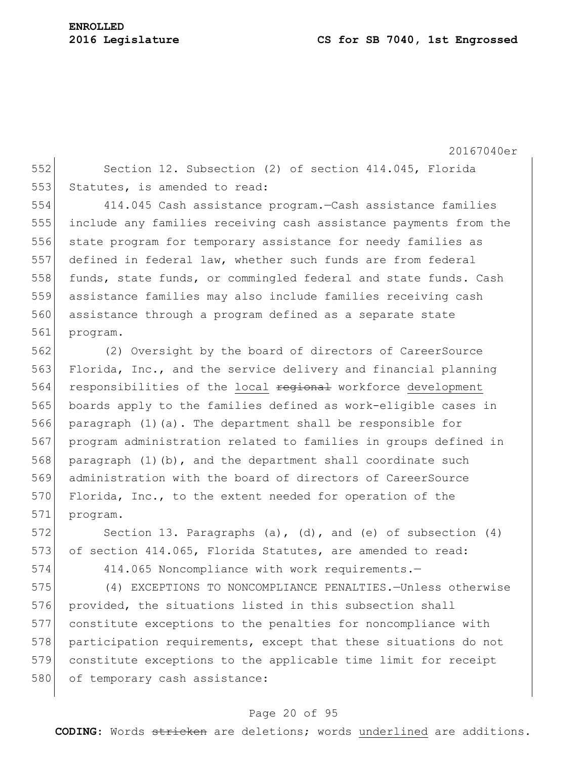Section 12. Subsection (2) of section 414.045, Florida Statutes, is amended to read:

414.045 Cash assistance program.—Cash assistance families include any families receiving cash assistance payments from the state program for temporary assistance for needy families as defined in federal law, whether such funds are from federal funds, state funds, or commingled federal and state funds. Cash assistance families may also include families receiving cash assistance through a program defined as a separate state program.

(2) Oversight by the board of directors of CareerSource Florida, Inc., and the service delivery and financial planning responsibilities of the <u>local</u> ~~regional~~ workforce <u>development</u> boards apply to the families defined as work-eligible cases in paragraph (1)(a). The department shall be responsible for program administration related to families in groups defined in paragraph (1)(b), and the department shall coordinate such administration with the board of directors of CareerSource Florida, Inc., to the extent needed for operation of the program.

Section 13. Paragraphs (a), (d), and (e) of subsection (4) of section 414.065, Florida Statutes, are amended to read:

414.065 Noncompliance with work requirements.—

(4) EXCEPTIONS TO NONCOMPLIANCE PENALTIES.—Unless otherwise provided, the situations listed in this subsection shall constitute exceptions to the penalties for noncompliance with participation requirements, except that these situations do not constitute exceptions to the applicable time limit for receipt of temporary cash assistance: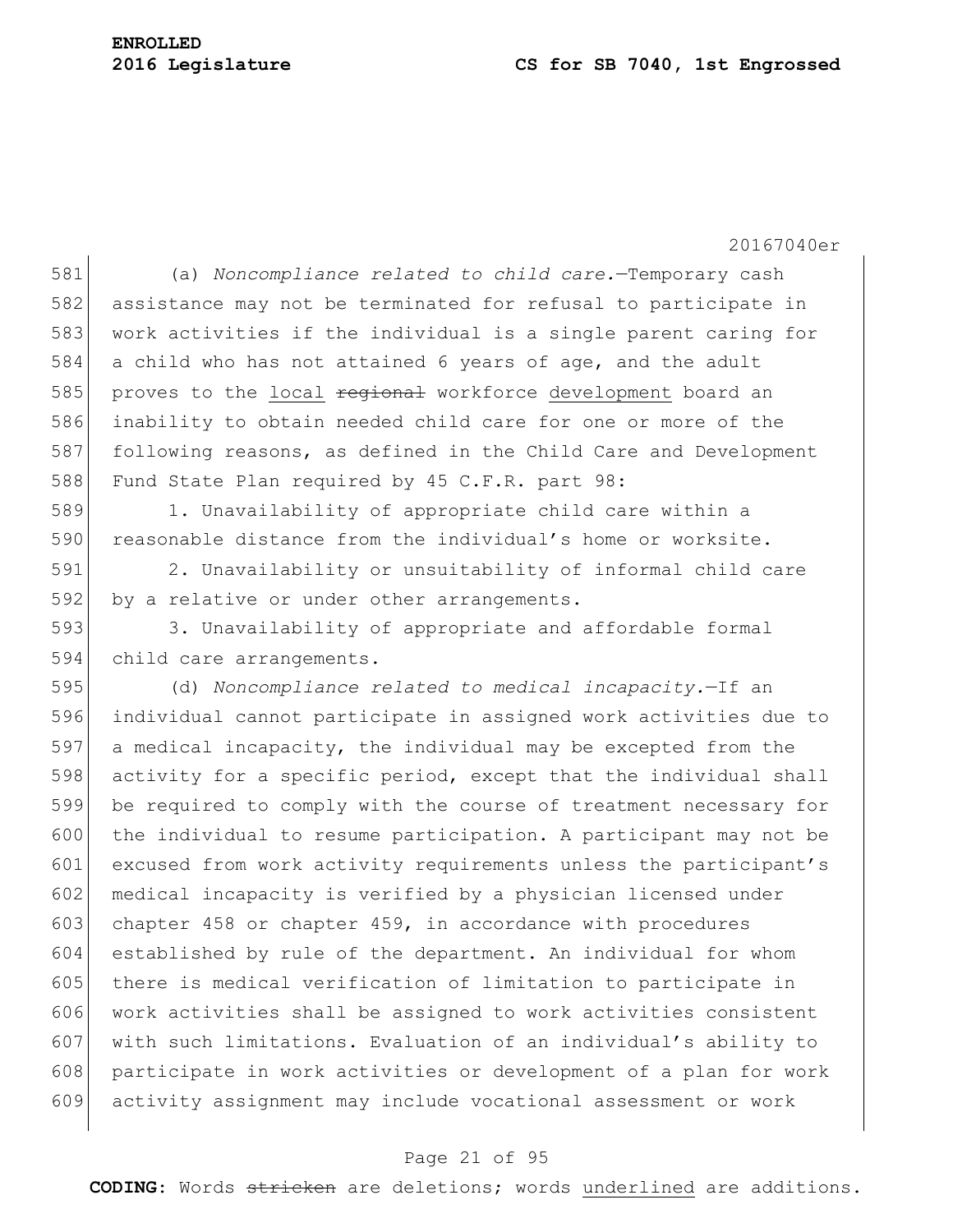(a) *Noncompliance related to child care.*—Temporary cash assistance may not be terminated for refusal to participate in work activities if the individual is a single parent caring for a child who has not attained 6 years of age, and the adult proves to the local ~~regional~~ workforce development board an inability to obtain needed child care for one or more of the following reasons, as defined in the Child Care and Development Fund State Plan required by 45 C.F.R. part 98:

1. Unavailability of appropriate child care within a reasonable distance from the individual's home or worksite.

2. Unavailability or unsuitability of informal child care by a relative or under other arrangements.

3. Unavailability of appropriate and affordable formal child care arrangements.

(d) *Noncompliance related to medical incapacity.*—If an individual cannot participate in assigned work activities due to a medical incapacity, the individual may be excepted from the activity for a specific period, except that the individual shall be required to comply with the course of treatment necessary for the individual to resume participation. A participant may not be excused from work activity requirements unless the participant's medical incapacity is verified by a physician licensed under chapter 458 or chapter 459, in accordance with procedures established by rule of the department. An individual for whom there is medical verification of limitation to participate in work activities shall be assigned to work activities consistent with such limitations. Evaluation of an individual's ability to participate in work activities or development of a plan for work activity assignment may include vocational assessment or work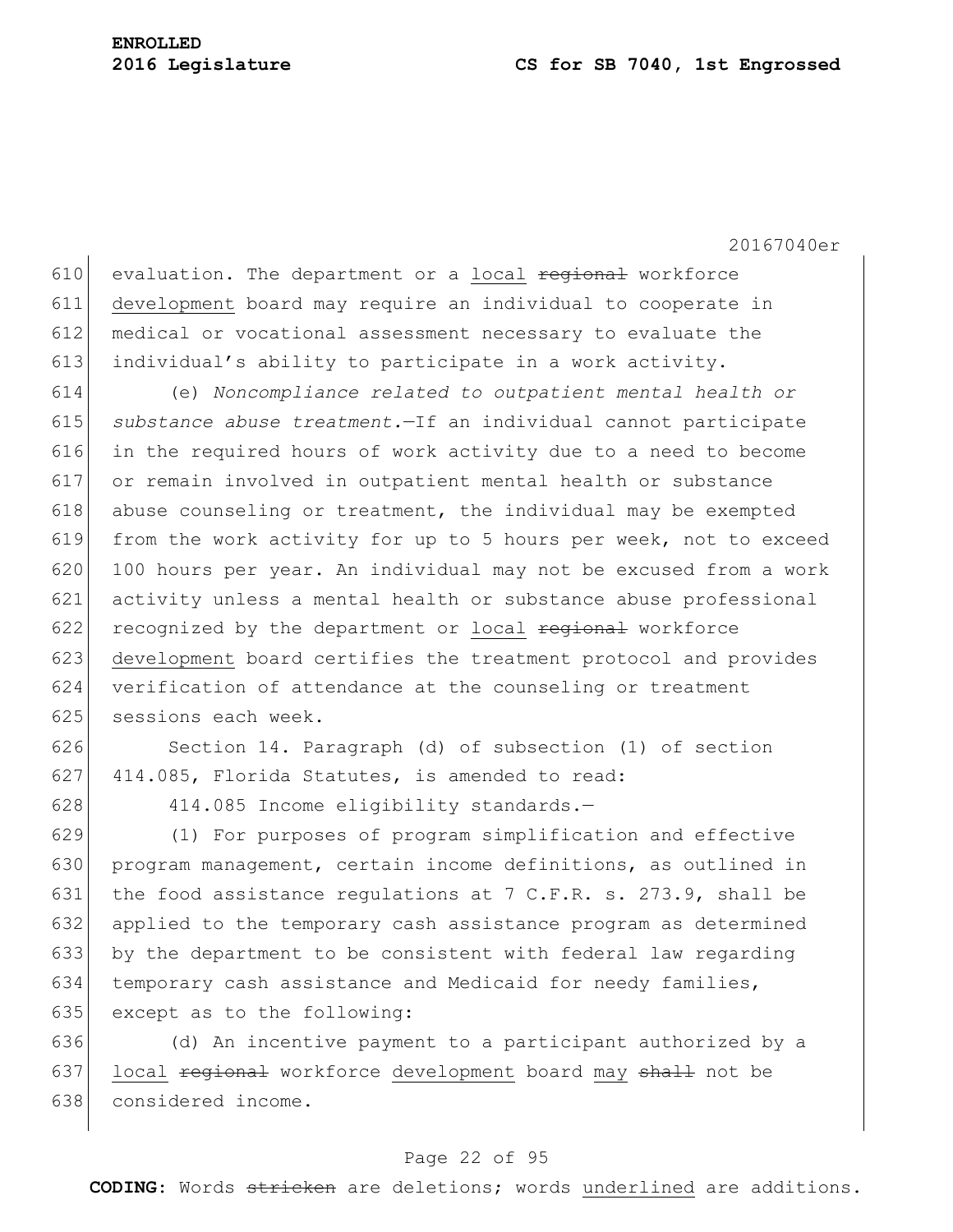evaluation. The department or a <u>local</u> ~~regional~~ workforce <u>development</u> board may require an individual to cooperate in medical or vocational assessment necessary to evaluate the individual's ability to participate in a work activity.

(e) *Noncompliance related to outpatient mental health or substance abuse treatment.*—If an individual cannot participate in the required hours of work activity due to a need to become or remain involved in outpatient mental health or substance abuse counseling or treatment, the individual may be exempted from the work activity for up to 5 hours per week, not to exceed 100 hours per year. An individual may not be excused from a work activity unless a mental health or substance abuse professional recognized by the department or <u>local</u> ~~regional~~ workforce <u>development</u> board certifies the treatment protocol and provides verification of attendance at the counseling or treatment sessions each week.

Section 14. Paragraph (d) of subsection (1) of section 414.085, Florida Statutes, is amended to read:

414.085 Income eligibility standards.—

(1) For purposes of program simplification and effective program management, certain income definitions, as outlined in the food assistance regulations at 7 C.F.R. s. 273.9, shall be applied to the temporary cash assistance program as determined by the department to be consistent with federal law regarding temporary cash assistance and Medicaid for needy families, except as to the following:

(d) An incentive payment to a participant authorized by a <u>local</u> ~~regional~~ workforce <u>development</u> board <u>may</u> ~~shall~~ not be considered income.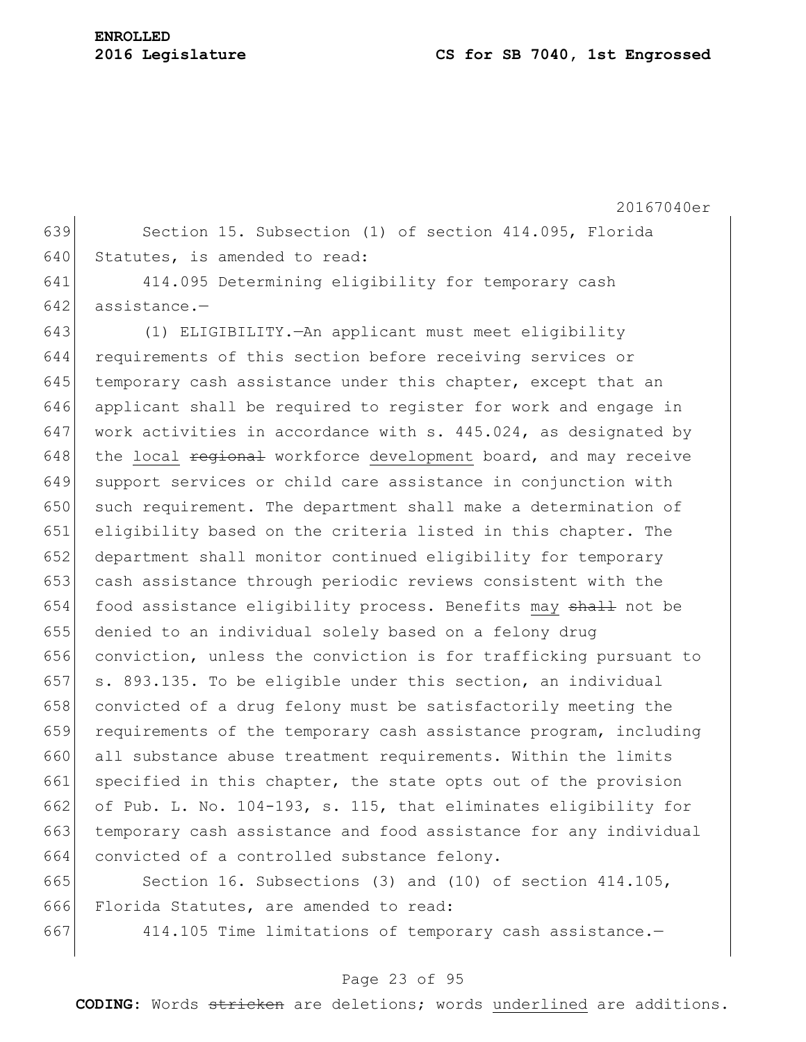Section 15. Subsection (1) of section 414.095, Florida Statutes, is amended to read:

414.095 Determining eligibility for temporary cash assistance.—

(1) ELIGIBILITY.—An applicant must meet eligibility requirements of this section before receiving services or temporary cash assistance under this chapter, except that an applicant shall be required to register for work and engage in work activities in accordance with s. 445.024, as designated by the <u>local</u> ~~regional~~ workforce <u>development</u> board, and may receive support services or child care assistance in conjunction with such requirement. The department shall make a determination of eligibility based on the criteria listed in this chapter. The department shall monitor continued eligibility for temporary cash assistance through periodic reviews consistent with the food assistance eligibility process. Benefits <u>may</u> ~~shall~~ not be denied to an individual solely based on a felony drug conviction, unless the conviction is for trafficking pursuant to s. 893.135. To be eligible under this section, an individual convicted of a drug felony must be satisfactorily meeting the requirements of the temporary cash assistance program, including all substance abuse treatment requirements. Within the limits specified in this chapter, the state opts out of the provision of Pub. L. No. 104-193, s. 115, that eliminates eligibility for temporary cash assistance and food assistance for any individual convicted of a controlled substance felony.

Section 16. Subsections (3) and (10) of section 414.105, Florida Statutes, are amended to read:

414.105 Time limitations of temporary cash assistance.—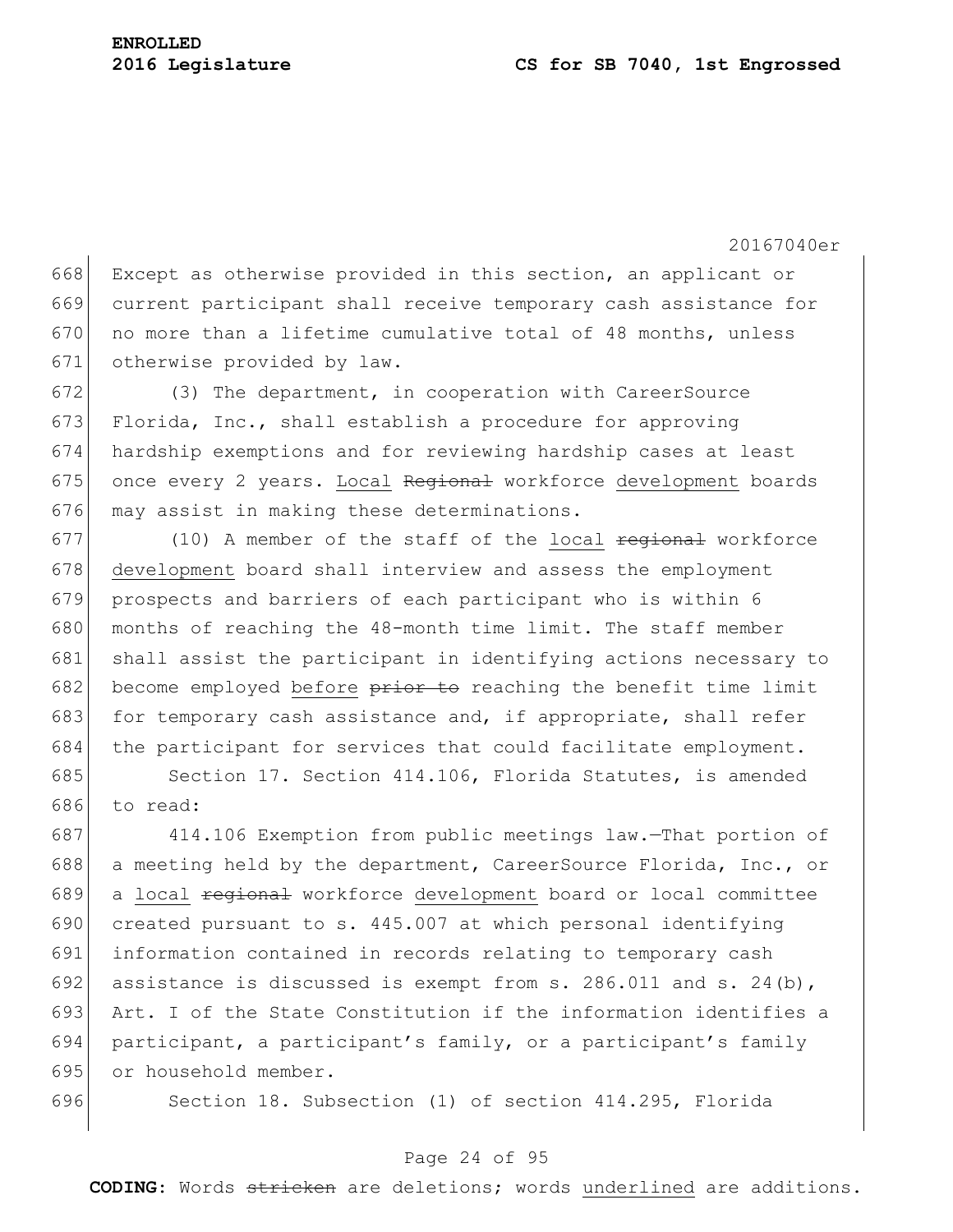Except as otherwise provided in this section, an applicant or current participant shall receive temporary cash assistance for no more than a lifetime cumulative total of 48 months, unless otherwise provided by law.

(3) The department, in cooperation with CareerSource Florida, Inc., shall establish a procedure for approving hardship exemptions and for reviewing hardship cases at least once every 2 years. <u>Local</u> ~~Regional~~ workforce <u>development</u> boards may assist in making these determinations.

(10) A member of the staff of the <u>local</u> ~~regional~~ workforce <u>development</u> board shall interview and assess the employment prospects and barriers of each participant who is within 6 months of reaching the 48-month time limit. The staff member shall assist the participant in identifying actions necessary to become employed <u>before</u> ~~prior to~~ reaching the benefit time limit for temporary cash assistance and, if appropriate, shall refer the participant for services that could facilitate employment.

Section 17. Section 414.106, Florida Statutes, is amended to read:

414.106 Exemption from public meetings law.—That portion of a meeting held by the department, CareerSource Florida, Inc., or a <u>local</u> ~~regional~~ workforce <u>development</u> board or local committee created pursuant to s. 445.007 at which personal identifying information contained in records relating to temporary cash assistance is discussed is exempt from s. 286.011 and s. 24(b), Art. I of the State Constitution if the information identifies a participant, a participant's family, or a participant's family or household member.

Section 18. Subsection (1) of section 414.295, Florida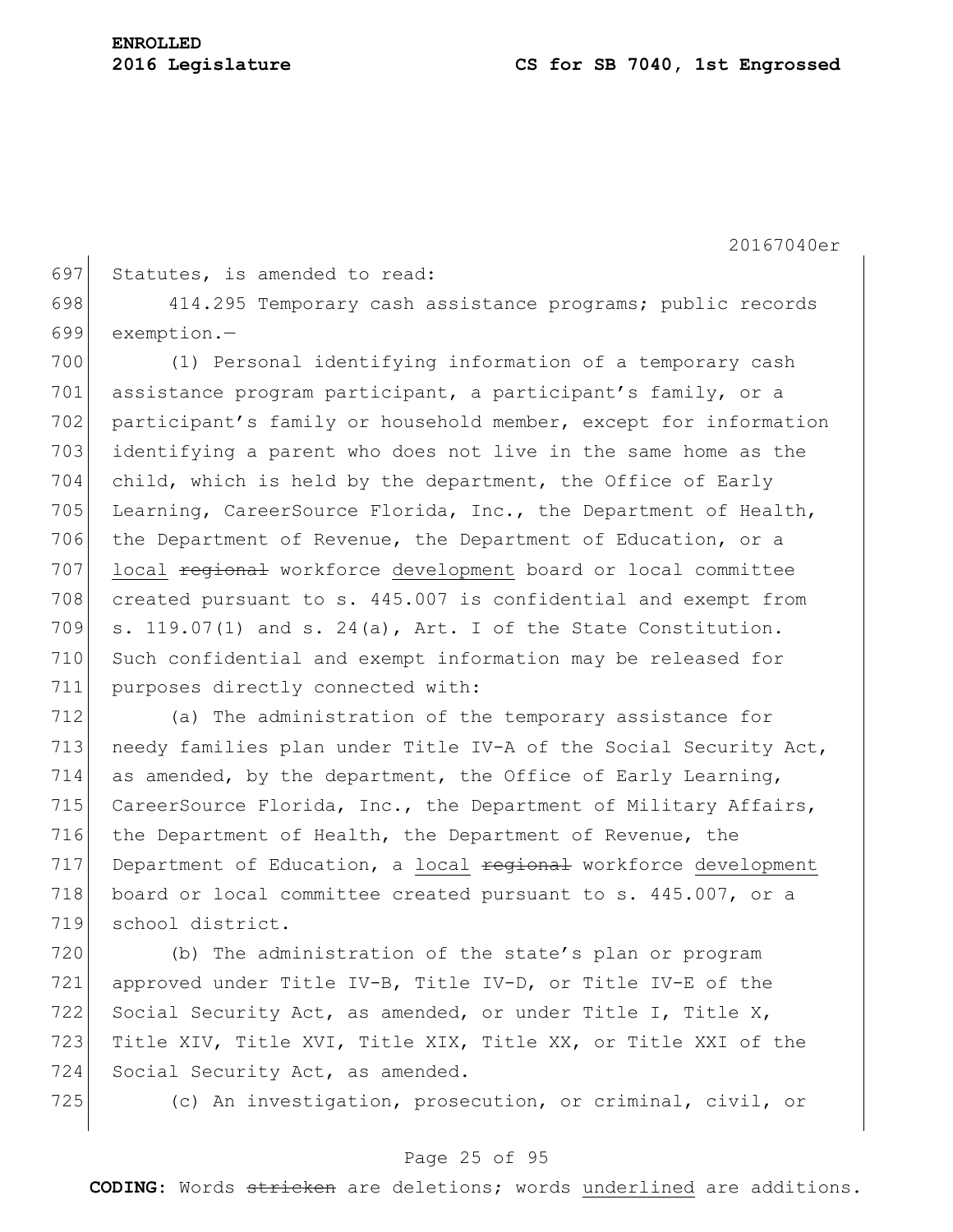Statutes, is amended to read:

414.295 Temporary cash assistance programs; public records exemption.—

(1) Personal identifying information of a temporary cash assistance program participant, a participant's family, or a participant's family or household member, except for information identifying a parent who does not live in the same home as the child, which is held by the department, the Office of Early Learning, CareerSource Florida, Inc., the Department of Health, the Department of Revenue, the Department of Education, or a local ~~regional~~ workforce development board or local committee created pursuant to s. 445.007 is confidential and exempt from s. 119.07(1) and s. 24(a), Art. I of the State Constitution. Such confidential and exempt information may be released for purposes directly connected with:

(a) The administration of the temporary assistance for needy families plan under Title IV-A of the Social Security Act, as amended, by the department, the Office of Early Learning, CareerSource Florida, Inc., the Department of Military Affairs, the Department of Health, the Department of Revenue, the Department of Education, a local ~~regional~~ workforce development board or local committee created pursuant to s. 445.007, or a school district.

(b) The administration of the state's plan or program approved under Title IV-B, Title IV-D, or Title IV-E of the Social Security Act, as amended, or under Title I, Title X, Title XIV, Title XVI, Title XIX, Title XX, or Title XXI of the Social Security Act, as amended.

(c) An investigation, prosecution, or criminal, civil, or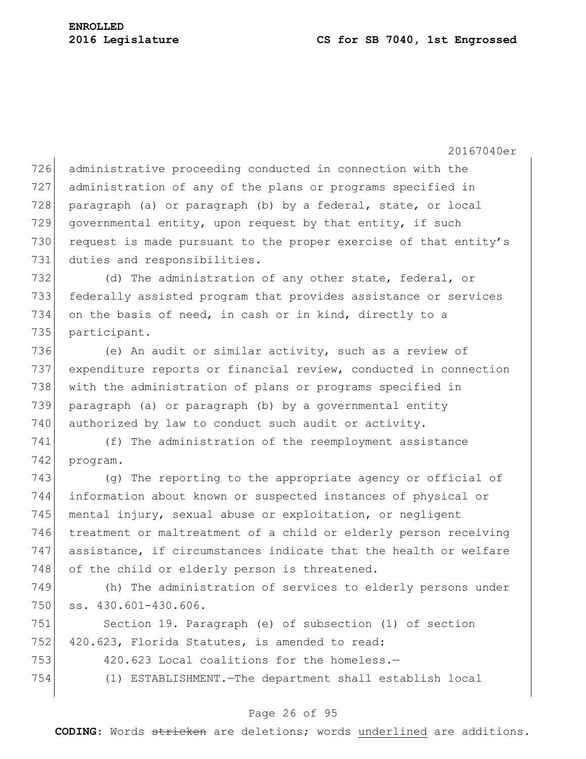administrative proceeding conducted in connection with the administration of any of the plans or programs specified in paragraph (a) or paragraph (b) by a federal, state, or local governmental entity, upon request by that entity, if such request is made pursuant to the proper exercise of that entity's duties and responsibilities.

(d) The administration of any other state, federal, or federally assisted program that provides assistance or services on the basis of need, in cash or in kind, directly to a participant.

(e) An audit or similar activity, such as a review of expenditure reports or financial review, conducted in connection with the administration of plans or programs specified in paragraph (a) or paragraph (b) by a governmental entity authorized by law to conduct such audit or activity.

(f) The administration of the reemployment assistance program.

(g) The reporting to the appropriate agency or official of information about known or suspected instances of physical or mental injury, sexual abuse or exploitation, or negligent treatment or maltreatment of a child or elderly person receiving assistance, if circumstances indicate that the health or welfare of the child or elderly person is threatened.

(h) The administration of services to elderly persons under ss. 430.601-430.606.

Section 19. Paragraph (e) of subsection (1) of section 420.623, Florida Statutes, is amended to read:

420.623 Local coalitions for the homeless.—

(1) ESTABLISHMENT.—The department shall establish local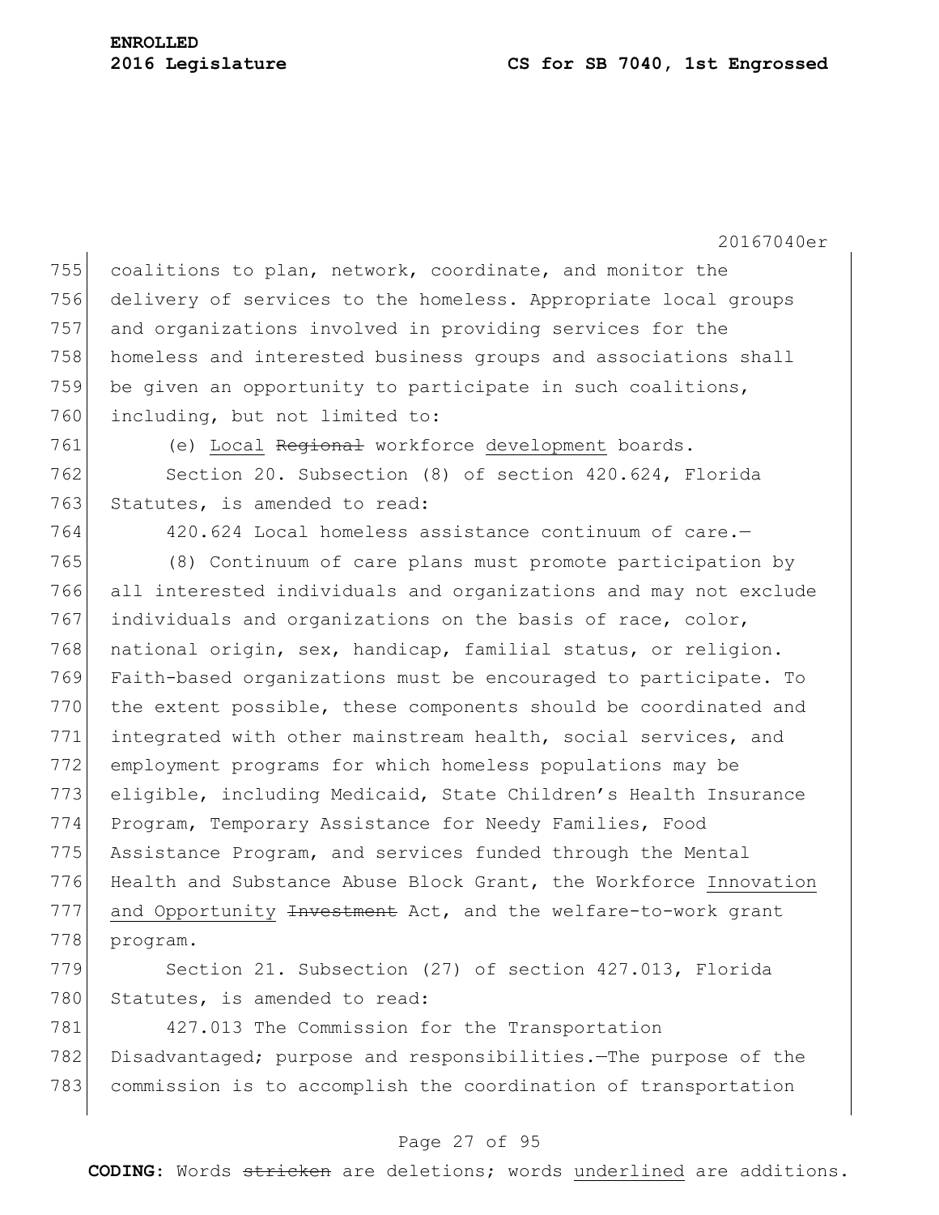coalitions to plan, network, coordinate, and monitor the delivery of services to the homeless. Appropriate local groups and organizations involved in providing services for the homeless and interested business groups and associations shall be given an opportunity to participate in such coalitions, including, but not limited to:

(e) <u>Local</u> ~~Regional~~ workforce <u>development</u> boards.

Section 20. Subsection (8) of section 420.624, Florida Statutes, is amended to read:

420.624 Local homeless assistance continuum of care.—

(8) Continuum of care plans must promote participation by all interested individuals and organizations and may not exclude individuals and organizations on the basis of race, color, national origin, sex, handicap, familial status, or religion. Faith-based organizations must be encouraged to participate. To the extent possible, these components should be coordinated and integrated with other mainstream health, social services, and employment programs for which homeless populations may be eligible, including Medicaid, State Children's Health Insurance Program, Temporary Assistance for Needy Families, Food Assistance Program, and services funded through the Mental Health and Substance Abuse Block Grant, the Workforce <u>Innovation and Opportunity</u> ~~Investment~~ Act, and the welfare-to-work grant program.

Section 21. Subsection (27) of section 427.013, Florida Statutes, is amended to read:

427.013 The Commission for the Transportation Disadvantaged; purpose and responsibilities.—The purpose of the commission is to accomplish the coordination of transportation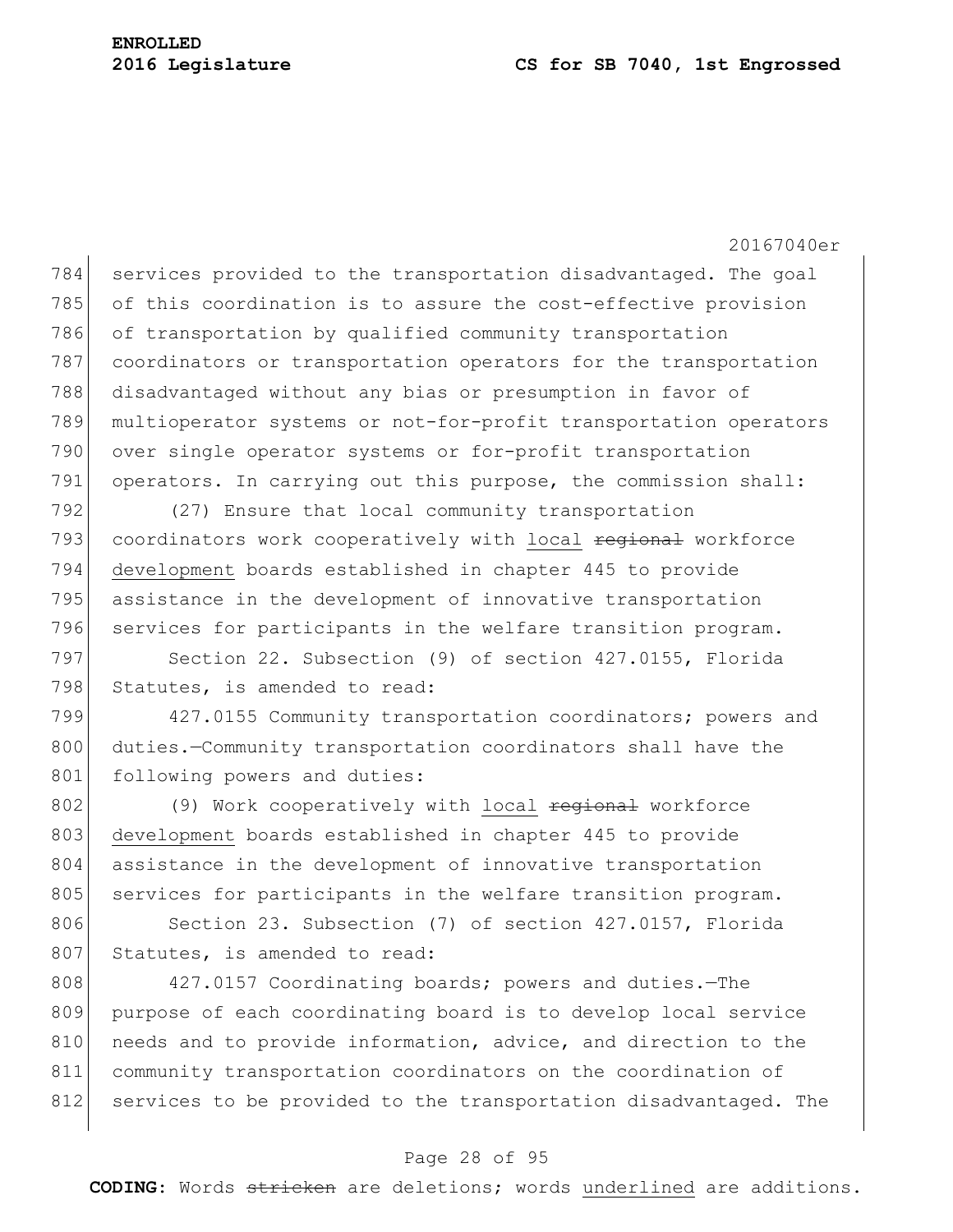services provided to the transportation disadvantaged. The goal of this coordination is to assure the cost-effective provision of transportation by qualified community transportation coordinators or transportation operators for the transportation disadvantaged without any bias or presumption in favor of multioperator systems or not-for-profit transportation operators over single operator systems or for-profit transportation operators. In carrying out this purpose, the commission shall:

(27) Ensure that local community transportation coordinators work cooperatively with local ~~regional~~ workforce development boards established in chapter 445 to provide assistance in the development of innovative transportation services for participants in the welfare transition program.

Section 22. Subsection (9) of section 427.0155, Florida Statutes, is amended to read:

427.0155 Community transportation coordinators; powers and duties.—Community transportation coordinators shall have the following powers and duties:

(9) Work cooperatively with local ~~regional~~ workforce development boards established in chapter 445 to provide assistance in the development of innovative transportation services for participants in the welfare transition program.

Section 23. Subsection (7) of section 427.0157, Florida Statutes, is amended to read:

427.0157 Coordinating boards; powers and duties.—The purpose of each coordinating board is to develop local service needs and to provide information, advice, and direction to the community transportation coordinators on the coordination of services to be provided to the transportation disadvantaged. The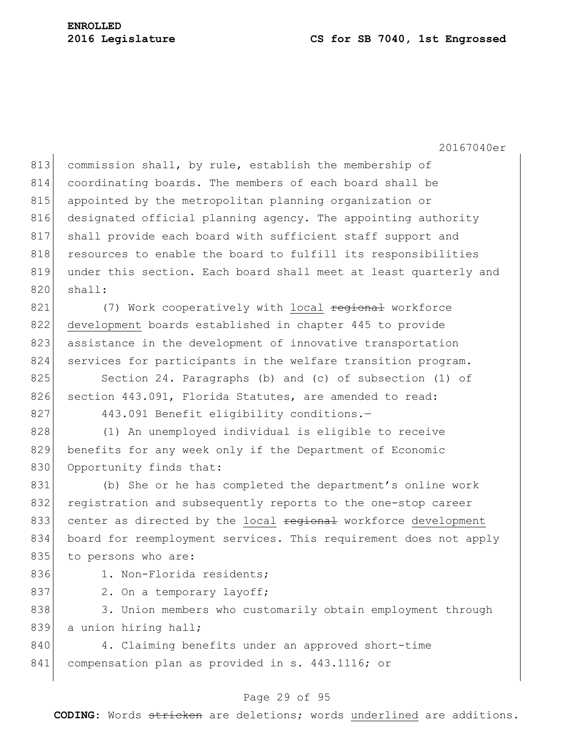commission shall, by rule, establish the membership of coordinating boards. The members of each board shall be appointed by the metropolitan planning organization or designated official planning agency. The appointing authority shall provide each board with sufficient staff support and resources to enable the board to fulfill its responsibilities under this section. Each board shall meet at least quarterly and shall:

(7) Work cooperatively with <u>local</u> ~~regional~~ workforce <u>development</u> boards established in chapter 445 to provide assistance in the development of innovative transportation services for participants in the welfare transition program.

Section 24. Paragraphs (b) and (c) of subsection (1) of section 443.091, Florida Statutes, are amended to read:

443.091 Benefit eligibility conditions.—

(1) An unemployed individual is eligible to receive benefits for any week only if the Department of Economic Opportunity finds that:

(b) She or he has completed the department's online work registration and subsequently reports to the one-stop career center as directed by the <u>local</u> ~~regional~~ workforce <u>development</u> board for reemployment services. This requirement does not apply to persons who are:

1. Non-Florida residents;

2. On a temporary layoff;

3. Union members who customarily obtain employment through a union hiring hall;

4. Claiming benefits under an approved short-time compensation plan as provided in s. 443.1116; or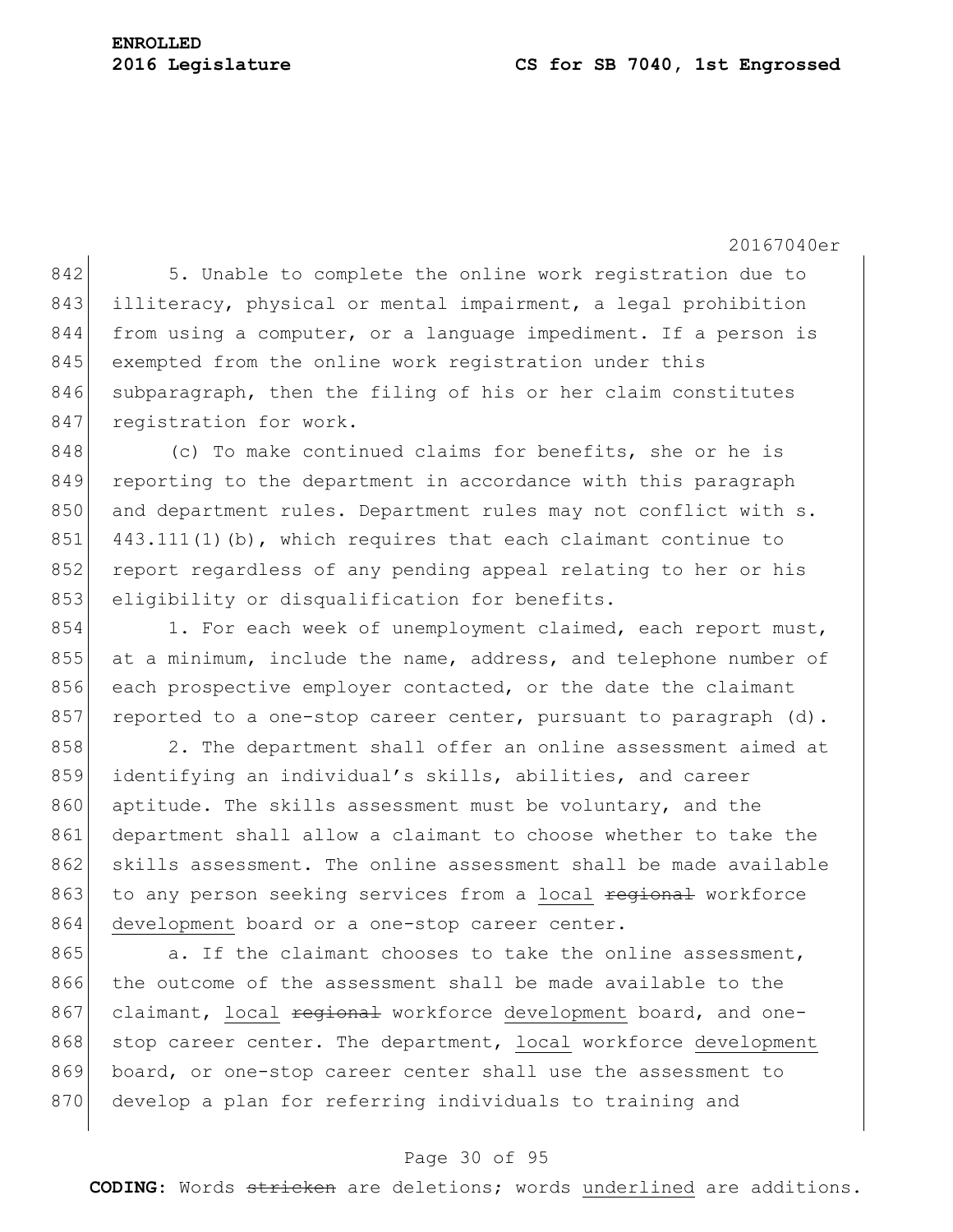5. Unable to complete the online work registration due to illiteracy, physical or mental impairment, a legal prohibition from using a computer, or a language impediment. If a person is exempted from the online work registration under this subparagraph, then the filing of his or her claim constitutes registration for work.

(c) To make continued claims for benefits, she or he is reporting to the department in accordance with this paragraph and department rules. Department rules may not conflict with s. 443.111(1)(b), which requires that each claimant continue to report regardless of any pending appeal relating to her or his eligibility or disqualification for benefits.

1. For each week of unemployment claimed, each report must, at a minimum, include the name, address, and telephone number of each prospective employer contacted, or the date the claimant reported to a one-stop career center, pursuant to paragraph (d).

2. The department shall offer an online assessment aimed at identifying an individual's skills, abilities, and career aptitude. The skills assessment must be voluntary, and the department shall allow a claimant to choose whether to take the skills assessment. The online assessment shall be made available to any person seeking services from a <u>local</u> ~~regional~~ workforce <u>development</u> board or a one-stop career center.

a. If the claimant chooses to take the online assessment, the outcome of the assessment shall be made available to the claimant, <u>local</u> ~~regional~~ workforce <u>development</u> board, and one-stop career center. The department, <u>local</u> workforce <u>development</u> board, or one-stop career center shall use the assessment to develop a plan for referring individuals to training and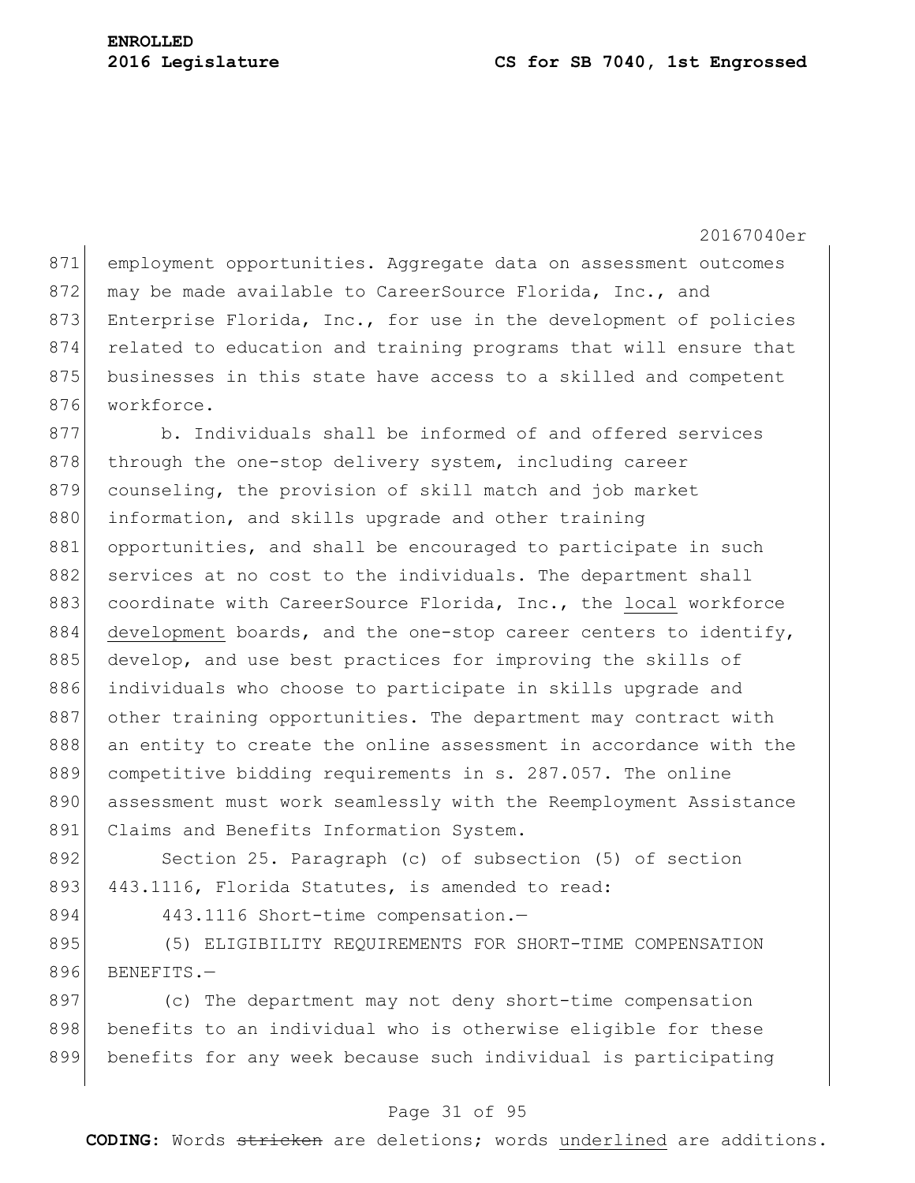employment opportunities. Aggregate data on assessment outcomes may be made available to CareerSource Florida, Inc., and Enterprise Florida, Inc., for use in the development of policies related to education and training programs that will ensure that businesses in this state have access to a skilled and competent workforce.

b. Individuals shall be informed of and offered services through the one-stop delivery system, including career counseling, the provision of skill match and job market information, and skills upgrade and other training opportunities, and shall be encouraged to participate in such services at no cost to the individuals. The department shall coordinate with CareerSource Florida, Inc., the <u>local</u> workforce <u>development</u> boards, and the one-stop career centers to identify, develop, and use best practices for improving the skills of individuals who choose to participate in skills upgrade and other training opportunities. The department may contract with an entity to create the online assessment in accordance with the competitive bidding requirements in s. 287.057. The online assessment must work seamlessly with the Reemployment Assistance Claims and Benefits Information System.

Section 25. Paragraph (c) of subsection (5) of section 443.1116, Florida Statutes, is amended to read:

443.1116 Short-time compensation.—

(5) ELIGIBILITY REQUIREMENTS FOR SHORT-TIME COMPENSATION BENEFITS.—

(c) The department may not deny short-time compensation benefits to an individual who is otherwise eligible for these benefits for any week because such individual is participating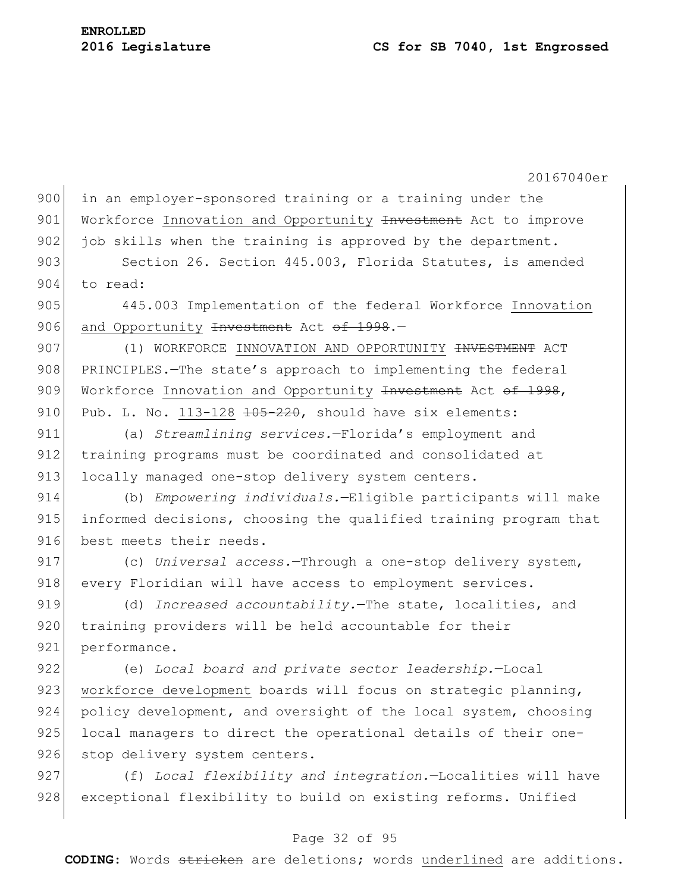in an employer-sponsored training or a training under the Workforce <u>Innovation and Opportunity</u> ~~Investment~~ Act to improve job skills when the training is approved by the department.

Section 26. Section 445.003, Florida Statutes, is amended to read:

445.003 Implementation of the federal Workforce <u>Innovation and Opportunity</u> ~~Investment~~ Act ~~of 1998~~.—

(1) WORKFORCE <u>INNOVATION AND OPPORTUNITY</u> ~~INVESTMENT~~ ACT PRINCIPLES.—The state's approach to implementing the federal Workforce <u>Innovation and Opportunity</u> ~~Investment~~ Act ~~of 1998~~, Pub. L. No. <u>113-128</u> ~~105-220~~, should have six elements:

(a) *Streamlining services.*—Florida's employment and training programs must be coordinated and consolidated at locally managed one-stop delivery system centers.

(b) *Empowering individuals.*—Eligible participants will make informed decisions, choosing the qualified training program that best meets their needs.

(c) *Universal access.*—Through a one-stop delivery system, every Floridian will have access to employment services.

(d) *Increased accountability.*—The state, localities, and training providers will be held accountable for their performance.

(e) *Local board and private sector leadership.*—Local <u>workforce development</u> boards will focus on strategic planning, policy development, and oversight of the local system, choosing local managers to direct the operational details of their one-stop delivery system centers.

(f) *Local flexibility and integration.*—Localities will have exceptional flexibility to build on existing reforms. Unified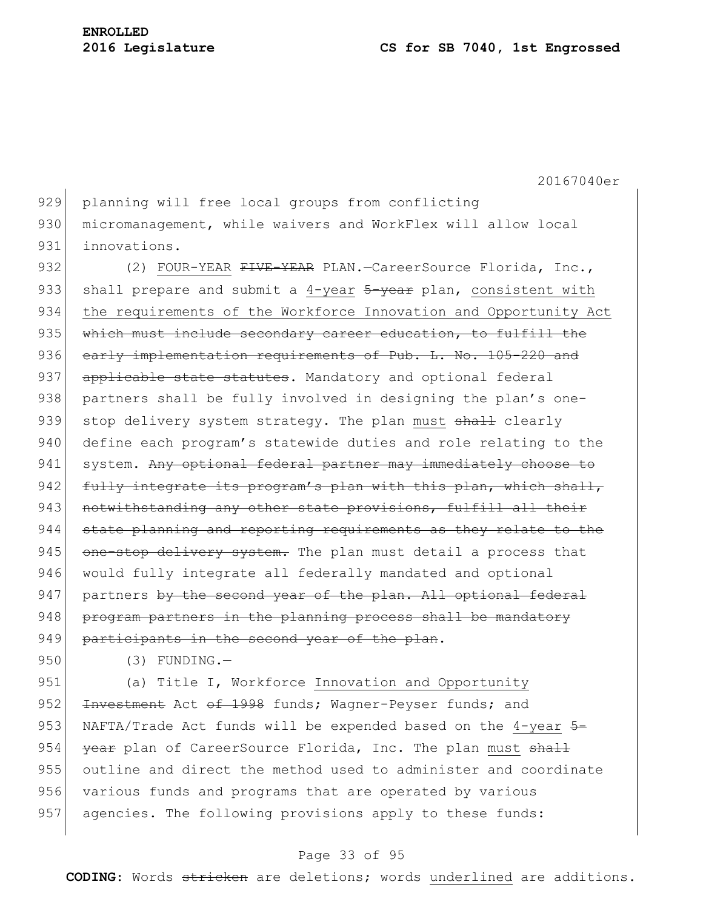929 planning will free local groups from conflicting
930 micromanagement, while waivers and WorkFlex will allow local
931 innovations.

932 (2) FOUR-YEAR ~~FIVE-YEAR~~ PLAN.—CareerSource Florida, Inc.,
933 shall prepare and submit a 4-year ~~5-year~~ plan, consistent with
934 the requirements of the Workforce Innovation and Opportunity Act
935 ~~which must include secondary career education, to fulfill the~~
936 ~~early implementation requirements of Pub. L. No. 105-220 and~~
937 ~~applicable state statutes~~. Mandatory and optional federal
938 partners shall be fully involved in designing the plan's one-
939 stop delivery system strategy. The plan must ~~shall~~ clearly
940 define each program's statewide duties and role relating to the
941 system. ~~Any optional federal partner may immediately choose to~~
942 ~~fully integrate its program's plan with this plan, which shall,~~
943 ~~notwithstanding any other state provisions, fulfill all their~~
944 ~~state planning and reporting requirements as they relate to the~~
945 ~~one-stop delivery system.~~ The plan must detail a process that
946 would fully integrate all federally mandated and optional
947 partners ~~by the second year of the plan. All optional federal~~
948 ~~program partners in the planning process shall be mandatory~~
949 ~~participants in the second year of the plan~~.

950 (3) FUNDING.—

951 (a) Title I, Workforce Innovation and Opportunity
952 ~~Investment~~ Act ~~of 1998~~ funds; Wagner-Peyser funds; and
953 NAFTA/Trade Act funds will be expended based on the 4-year ~~5-~~
954 ~~year~~ plan of CareerSource Florida, Inc. The plan must ~~shall~~
955 outline and direct the method used to administer and coordinate
956 various funds and programs that are operated by various
957 agencies. The following provisions apply to these funds: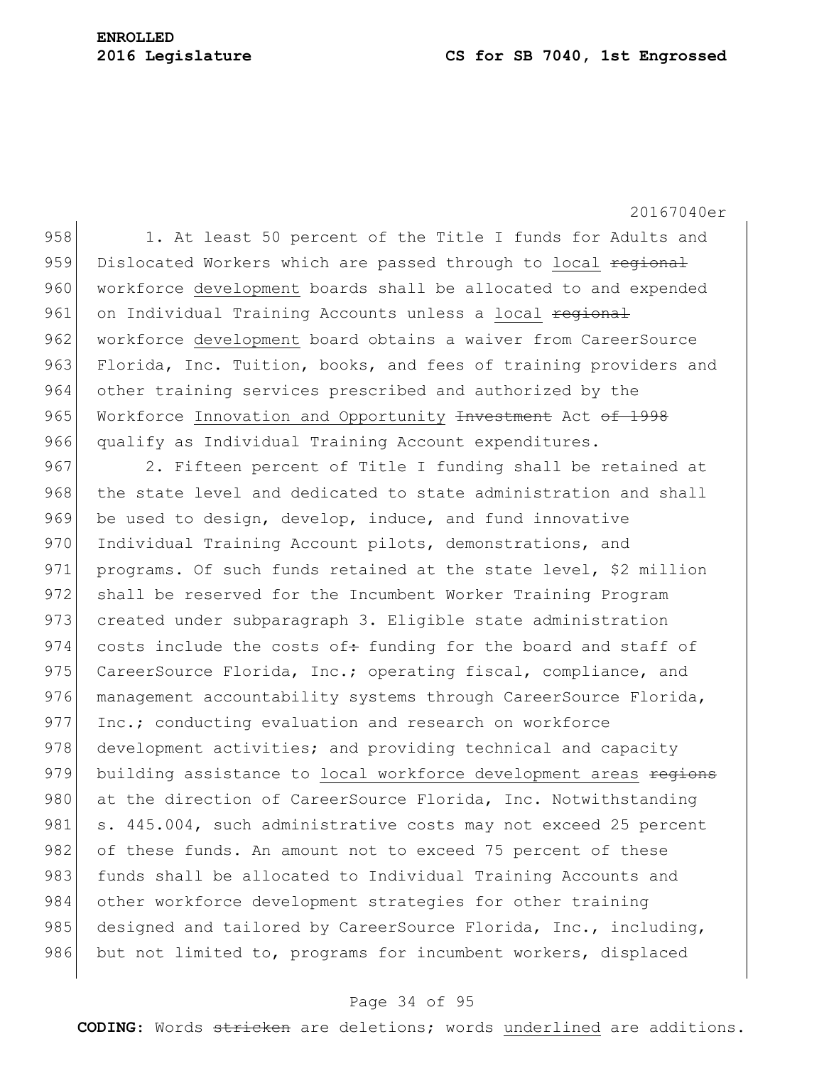1. At least 50 percent of the Title I funds for Adults and Dislocated Workers which are passed through to local ~~regional~~ workforce development boards shall be allocated to and expended on Individual Training Accounts unless a local ~~regional~~ workforce development board obtains a waiver from CareerSource Florida, Inc. Tuition, books, and fees of training providers and other training services prescribed and authorized by the Workforce Innovation and Opportunity ~~Investment~~ Act ~~of 1998~~ qualify as Individual Training Account expenditures.

2. Fifteen percent of Title I funding shall be retained at the state level and dedicated to state administration and shall be used to design, develop, induce, and fund innovative Individual Training Account pilots, demonstrations, and programs. Of such funds retained at the state level, $2 million shall be reserved for the Incumbent Worker Training Program created under subparagraph 3. Eligible state administration costs include the costs of~~:~~ funding for the board and staff of CareerSource Florida, Inc.; operating fiscal, compliance, and management accountability systems through CareerSource Florida, Inc.; conducting evaluation and research on workforce development activities; and providing technical and capacity building assistance to local workforce development areas ~~regions~~ at the direction of CareerSource Florida, Inc. Notwithstanding s. 445.004, such administrative costs may not exceed 25 percent of these funds. An amount not to exceed 75 percent of these funds shall be allocated to Individual Training Accounts and other workforce development strategies for other training designed and tailored by CareerSource Florida, Inc., including, but not limited to, programs for incumbent workers, displaced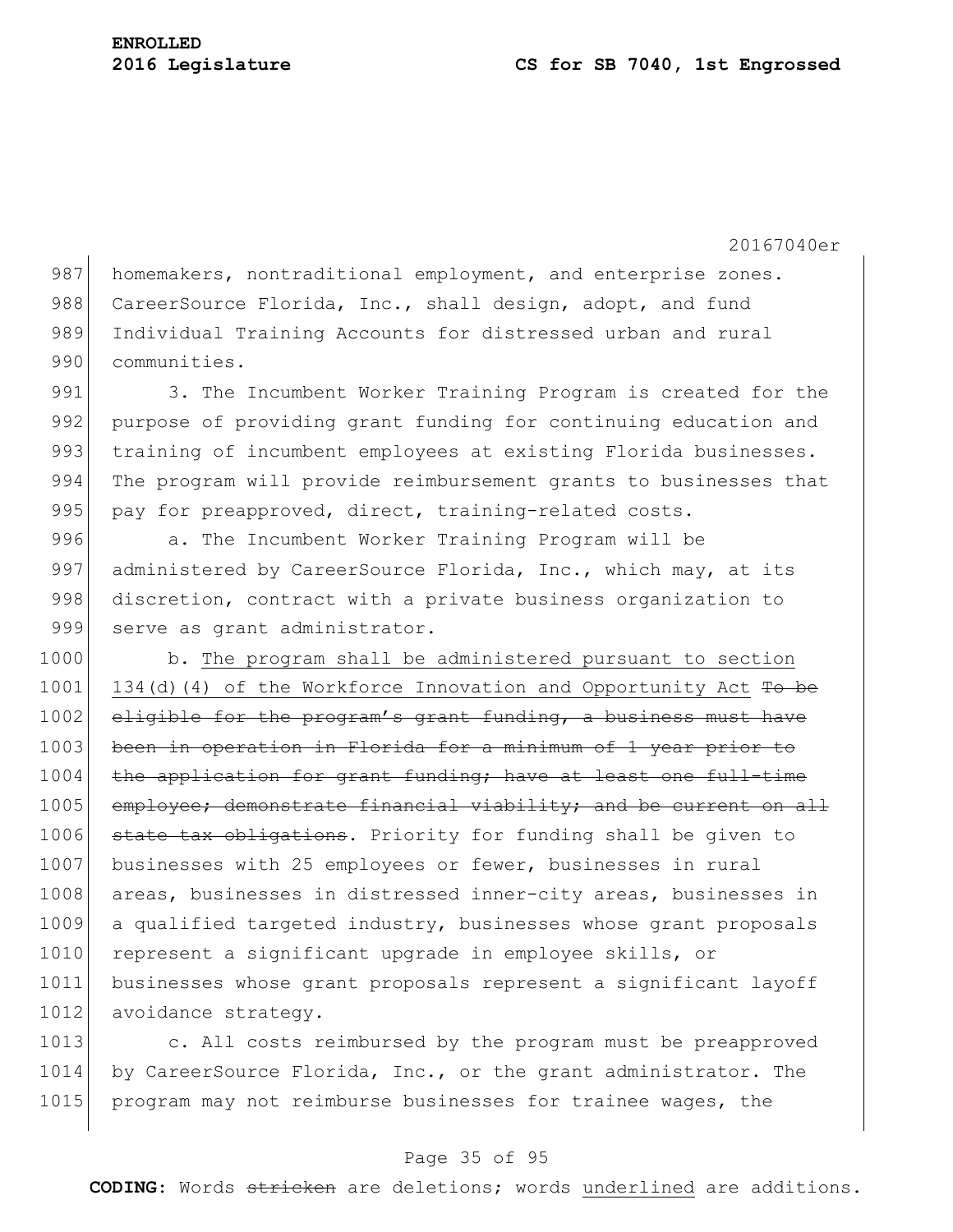homemakers, nontraditional employment, and enterprise zones. CareerSource Florida, Inc., shall design, adopt, and fund Individual Training Accounts for distressed urban and rural communities.

3. The Incumbent Worker Training Program is created for the purpose of providing grant funding for continuing education and training of incumbent employees at existing Florida businesses. The program will provide reimbursement grants to businesses that pay for preapproved, direct, training-related costs.

a. The Incumbent Worker Training Program will be administered by CareerSource Florida, Inc., which may, at its discretion, contract with a private business organization to serve as grant administrator.

b. <u>The program shall be administered pursuant to section 134(d)(4) of the Workforce Innovation and Opportunity Act</u> ~~To be eligible for the program's grant funding, a business must have been in operation in Florida for a minimum of 1 year prior to the application for grant funding; have at least one full-time employee; demonstrate financial viability; and be current on all state tax obligations~~. Priority for funding shall be given to businesses with 25 employees or fewer, businesses in rural areas, businesses in distressed inner-city areas, businesses in a qualified targeted industry, businesses whose grant proposals represent a significant upgrade in employee skills, or businesses whose grant proposals represent a significant layoff avoidance strategy.

c. All costs reimbursed by the program must be preapproved by CareerSource Florida, Inc., or the grant administrator. The program may not reimburse businesses for trainee wages, the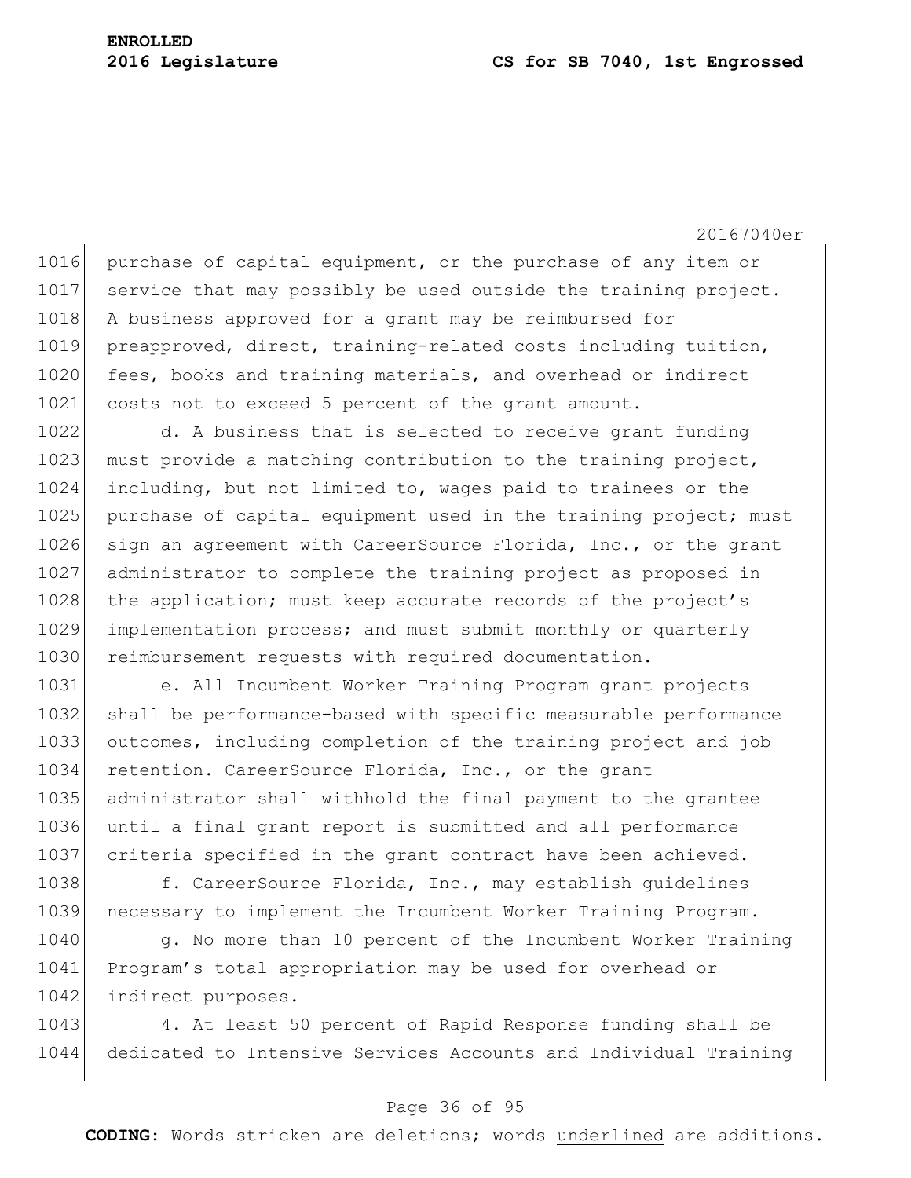purchase of capital equipment, or the purchase of any item or service that may possibly be used outside the training project. A business approved for a grant may be reimbursed for preapproved, direct, training-related costs including tuition, fees, books and training materials, and overhead or indirect costs not to exceed 5 percent of the grant amount.

d. A business that is selected to receive grant funding must provide a matching contribution to the training project, including, but not limited to, wages paid to trainees or the purchase of capital equipment used in the training project; must sign an agreement with CareerSource Florida, Inc., or the grant administrator to complete the training project as proposed in the application; must keep accurate records of the project's implementation process; and must submit monthly or quarterly reimbursement requests with required documentation.

e. All Incumbent Worker Training Program grant projects shall be performance-based with specific measurable performance outcomes, including completion of the training project and job retention. CareerSource Florida, Inc., or the grant administrator shall withhold the final payment to the grantee until a final grant report is submitted and all performance criteria specified in the grant contract have been achieved.

f. CareerSource Florida, Inc., may establish guidelines necessary to implement the Incumbent Worker Training Program.

g. No more than 10 percent of the Incumbent Worker Training Program's total appropriation may be used for overhead or indirect purposes.

4. At least 50 percent of Rapid Response funding shall be dedicated to Intensive Services Accounts and Individual Training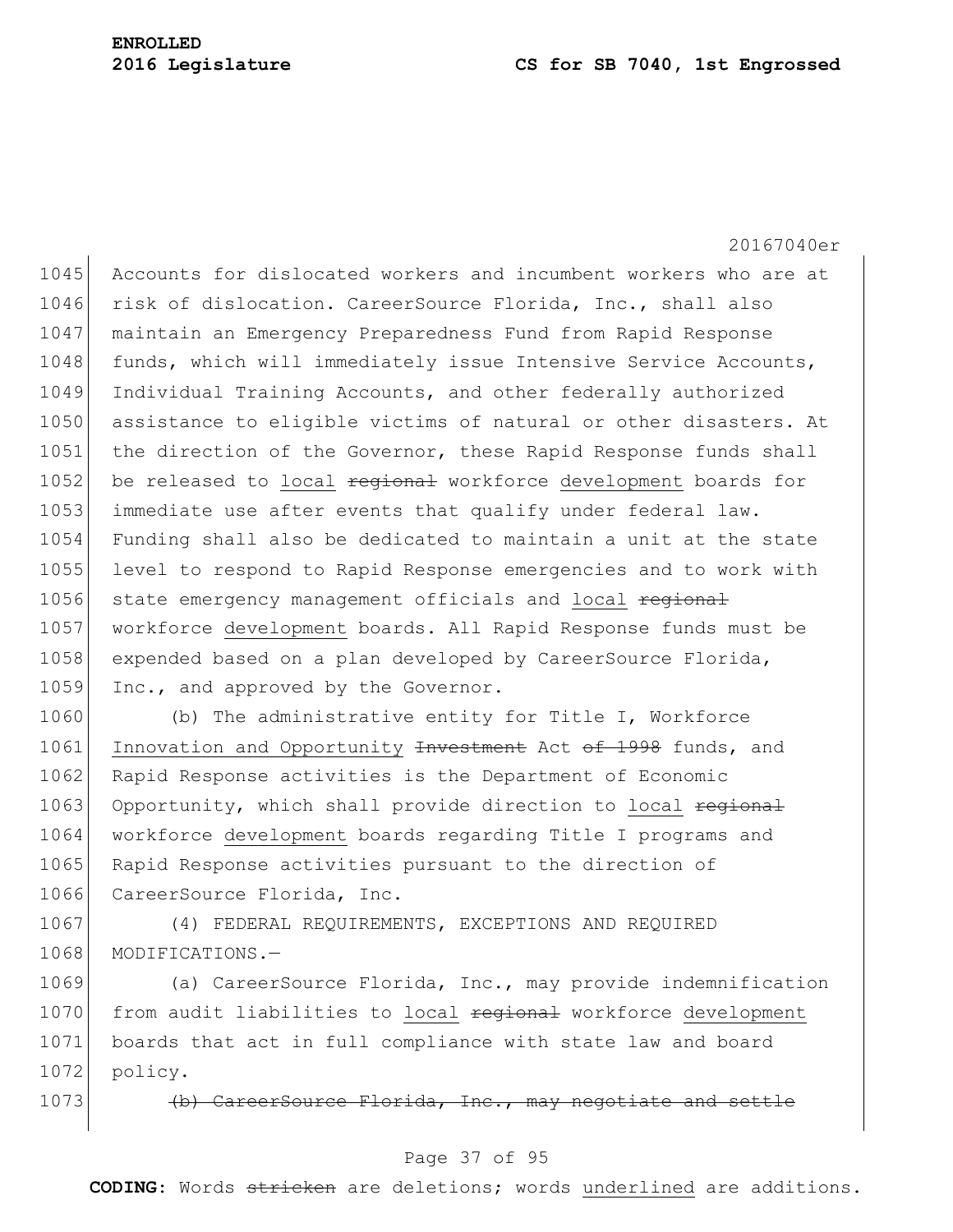Accounts for dislocated workers and incumbent workers who are at risk of dislocation. CareerSource Florida, Inc., shall also maintain an Emergency Preparedness Fund from Rapid Response funds, which will immediately issue Intensive Service Accounts, Individual Training Accounts, and other federally authorized assistance to eligible victims of natural or other disasters. At the direction of the Governor, these Rapid Response funds shall be released to <u>local</u> ~~regional~~ workforce <u>development</u> boards for immediate use after events that qualify under federal law. Funding shall also be dedicated to maintain a unit at the state level to respond to Rapid Response emergencies and to work with state emergency management officials and <u>local</u> ~~regional~~ workforce <u>development</u> boards. All Rapid Response funds must be expended based on a plan developed by CareerSource Florida, Inc., and approved by the Governor.

(b) The administrative entity for Title I, Workforce <u>Innovation and Opportunity</u> ~~Investment~~ Act ~~of 1998~~ funds, and Rapid Response activities is the Department of Economic Opportunity, which shall provide direction to <u>local</u> ~~regional~~ workforce <u>development</u> boards regarding Title I programs and Rapid Response activities pursuant to the direction of CareerSource Florida, Inc.

(4) FEDERAL REQUIREMENTS, EXCEPTIONS AND REQUIRED MODIFICATIONS.—

(a) CareerSource Florida, Inc., may provide indemnification from audit liabilities to <u>local</u> ~~regional~~ workforce <u>development</u> boards that act in full compliance with state law and board policy.

~~(b) CareerSource Florida, Inc., may negotiate and settle~~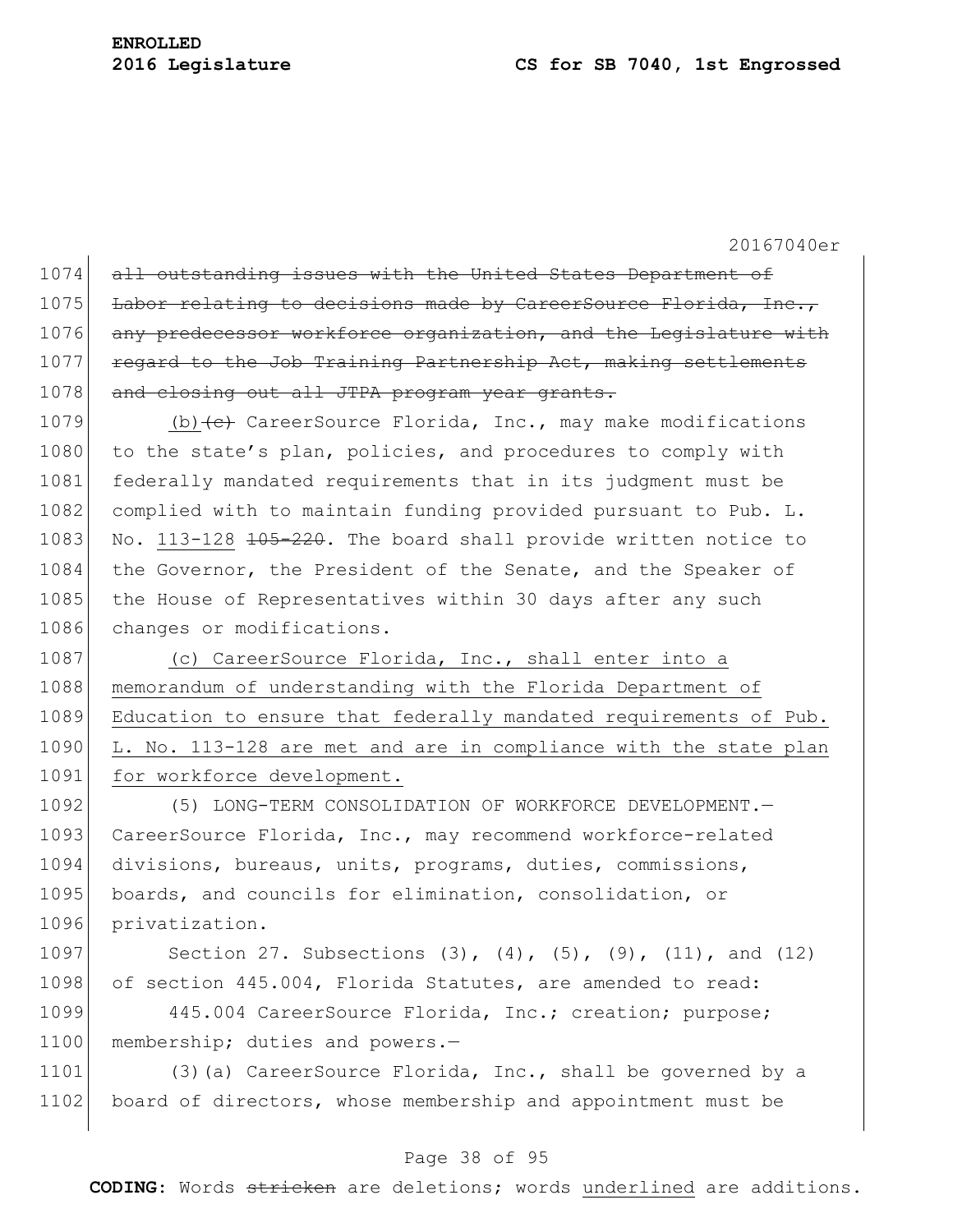~~all outstanding issues with the United States Department of Labor relating to decisions made by CareerSource Florida, Inc., any predecessor workforce organization, and the Legislature with regard to the Job Training Partnership Act, making settlements and closing out all JTPA program year grants.~~

<u>(b)</u>~~(c)~~ CareerSource Florida, Inc., may make modifications to the state's plan, policies, and procedures to comply with federally mandated requirements that in its judgment must be complied with to maintain funding provided pursuant to Pub. L. No. <u>113-128</u> ~~105-220~~. The board shall provide written notice to the Governor, the President of the Senate, and the Speaker of the House of Representatives within 30 days after any such changes or modifications.

<u>(c) CareerSource Florida, Inc., shall enter into a memorandum of understanding with the Florida Department of Education to ensure that federally mandated requirements of Pub. L. No. 113-128 are met and are in compliance with the state plan for workforce development.</u>

(5) LONG-TERM CONSOLIDATION OF WORKFORCE DEVELOPMENT.—CareerSource Florida, Inc., may recommend workforce-related divisions, bureaus, units, programs, duties, commissions, boards, and councils for elimination, consolidation, or privatization.

Section 27. Subsections (3), (4), (5), (9), (11), and (12) of section 445.004, Florida Statutes, are amended to read:

445.004 CareerSource Florida, Inc.; creation; purpose; membership; duties and powers.—

(3)(a) CareerSource Florida, Inc., shall be governed by a board of directors, whose membership and appointment must be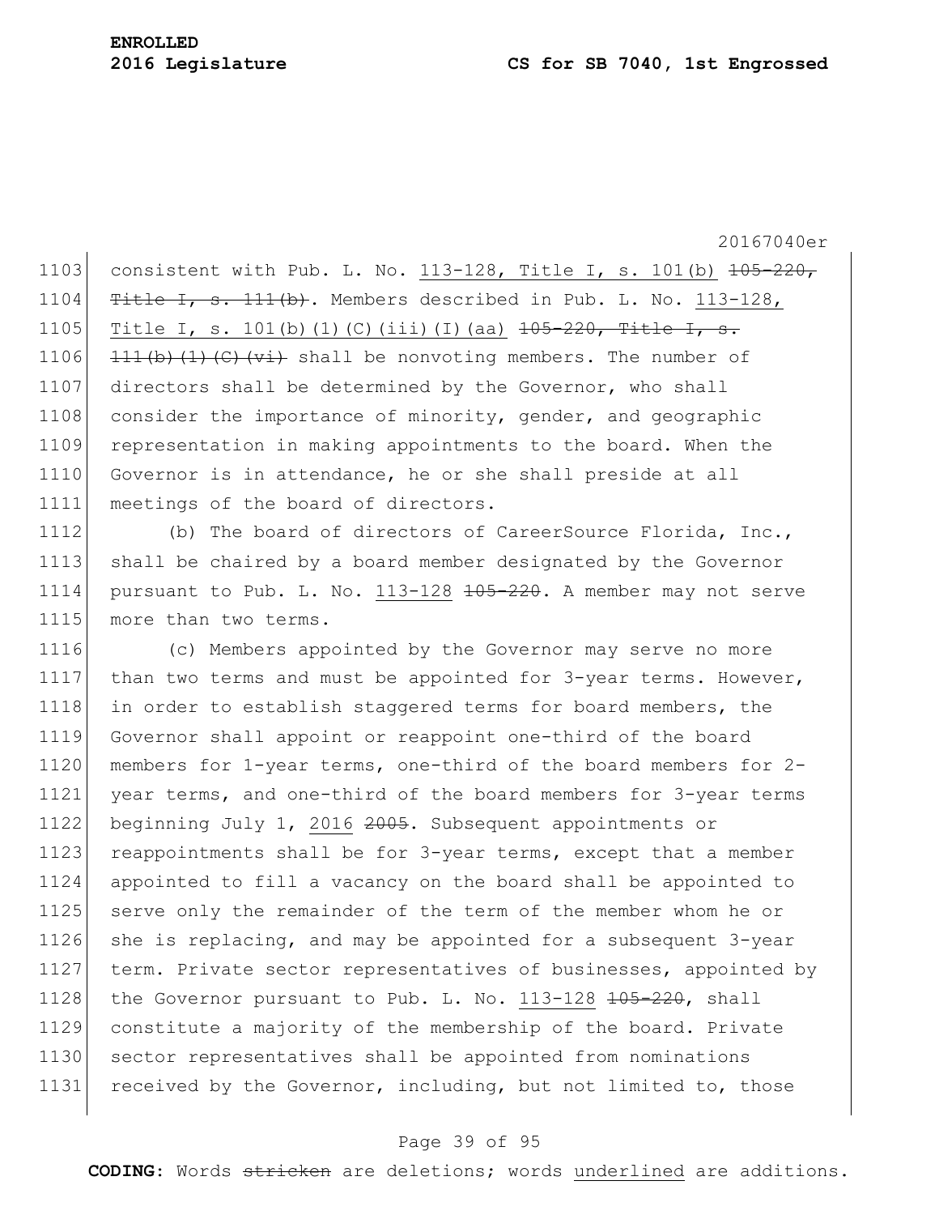consistent with Pub. L. No. <u>113-128, Title I, s. 101(b)</u> ~~105-220, Title I, s. 111(b)~~. Members described in Pub. L. No. <u>113-128, Title I, s. 101(b)(1)(C)(iii)(I)(aa)</u> ~~105-220, Title I, s. 111(b)(1)(C)(vi)~~ shall be nonvoting members. The number of directors shall be determined by the Governor, who shall consider the importance of minority, gender, and geographic representation in making appointments to the board. When the Governor is in attendance, he or she shall preside at all meetings of the board of directors.

(b) The board of directors of CareerSource Florida, Inc., shall be chaired by a board member designated by the Governor pursuant to Pub. L. No. <u>113-128</u> ~~105-220~~. A member may not serve more than two terms.

(c) Members appointed by the Governor may serve no more than two terms and must be appointed for 3-year terms. However, in order to establish staggered terms for board members, the Governor shall appoint or reappoint one-third of the board members for 1-year terms, one-third of the board members for 2-year terms, and one-third of the board members for 3-year terms beginning July 1, <u>2016</u> ~~2005~~. Subsequent appointments or reappointments shall be for 3-year terms, except that a member appointed to fill a vacancy on the board shall be appointed to serve only the remainder of the term of the member whom he or she is replacing, and may be appointed for a subsequent 3-year term. Private sector representatives of businesses, appointed by the Governor pursuant to Pub. L. No. <u>113-128</u> ~~105-220~~, shall constitute a majority of the membership of the board. Private sector representatives shall be appointed from nominations received by the Governor, including, but not limited to, those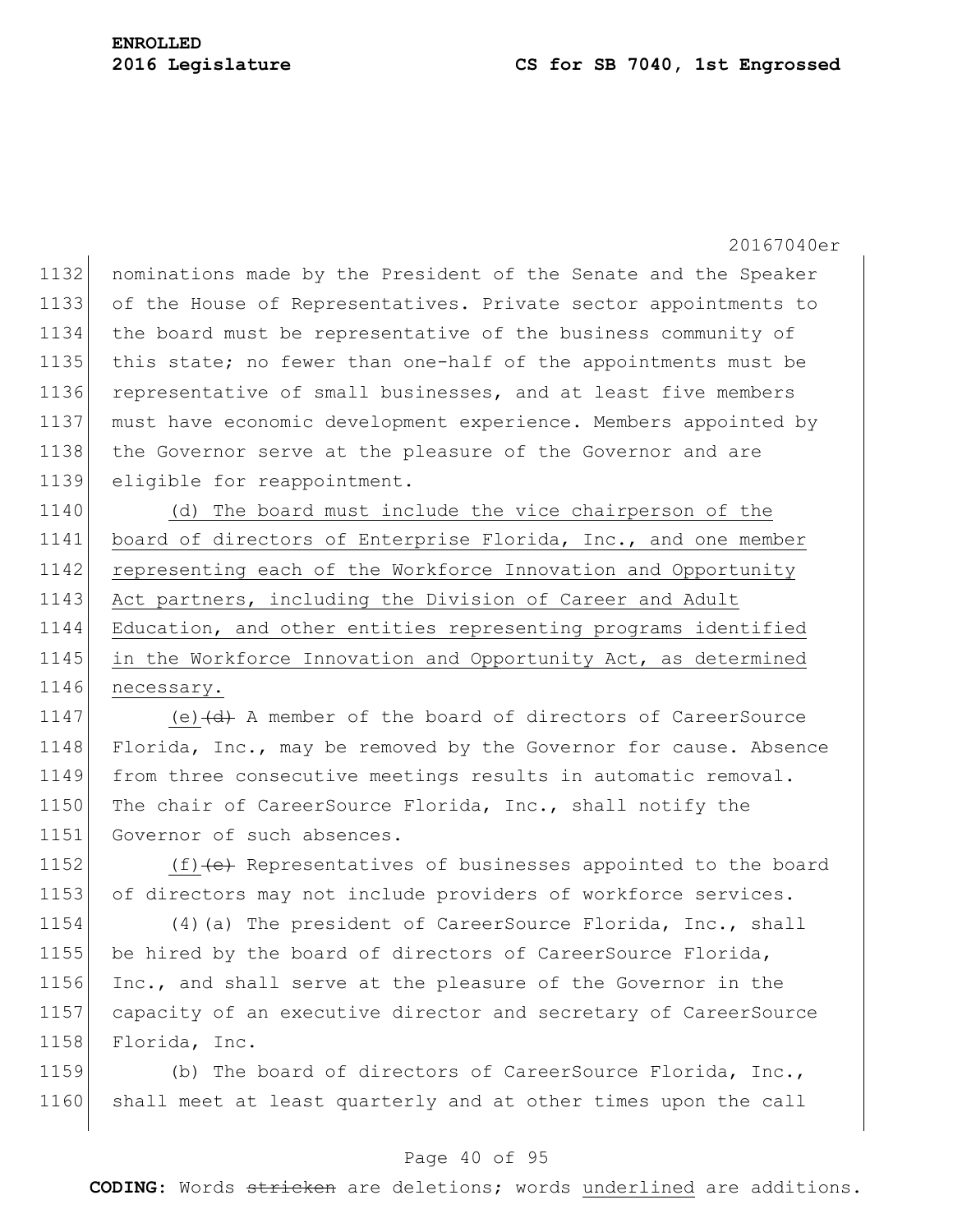nominations made by the President of the Senate and the Speaker of the House of Representatives. Private sector appointments to the board must be representative of the business community of this state; no fewer than one-half of the appointments must be representative of small businesses, and at least five members must have economic development experience. Members appointed by the Governor serve at the pleasure of the Governor and are eligible for reappointment.

<u>(d) The board must include the vice chairperson of the board of directors of Enterprise Florida, Inc., and one member representing each of the Workforce Innovation and Opportunity Act partners, including the Division of Career and Adult Education, and other entities representing programs identified in the Workforce Innovation and Opportunity Act, as determined necessary.</u>

<u>(e)</u>~~(d)~~ A member of the board of directors of CareerSource Florida, Inc., may be removed by the Governor for cause. Absence from three consecutive meetings results in automatic removal. The chair of CareerSource Florida, Inc., shall notify the Governor of such absences.

<u>(f)</u>~~(e)~~ Representatives of businesses appointed to the board of directors may not include providers of workforce services.

(4)(a) The president of CareerSource Florida, Inc., shall be hired by the board of directors of CareerSource Florida, Inc., and shall serve at the pleasure of the Governor in the capacity of an executive director and secretary of CareerSource Florida, Inc.

(b) The board of directors of CareerSource Florida, Inc., shall meet at least quarterly and at other times upon the call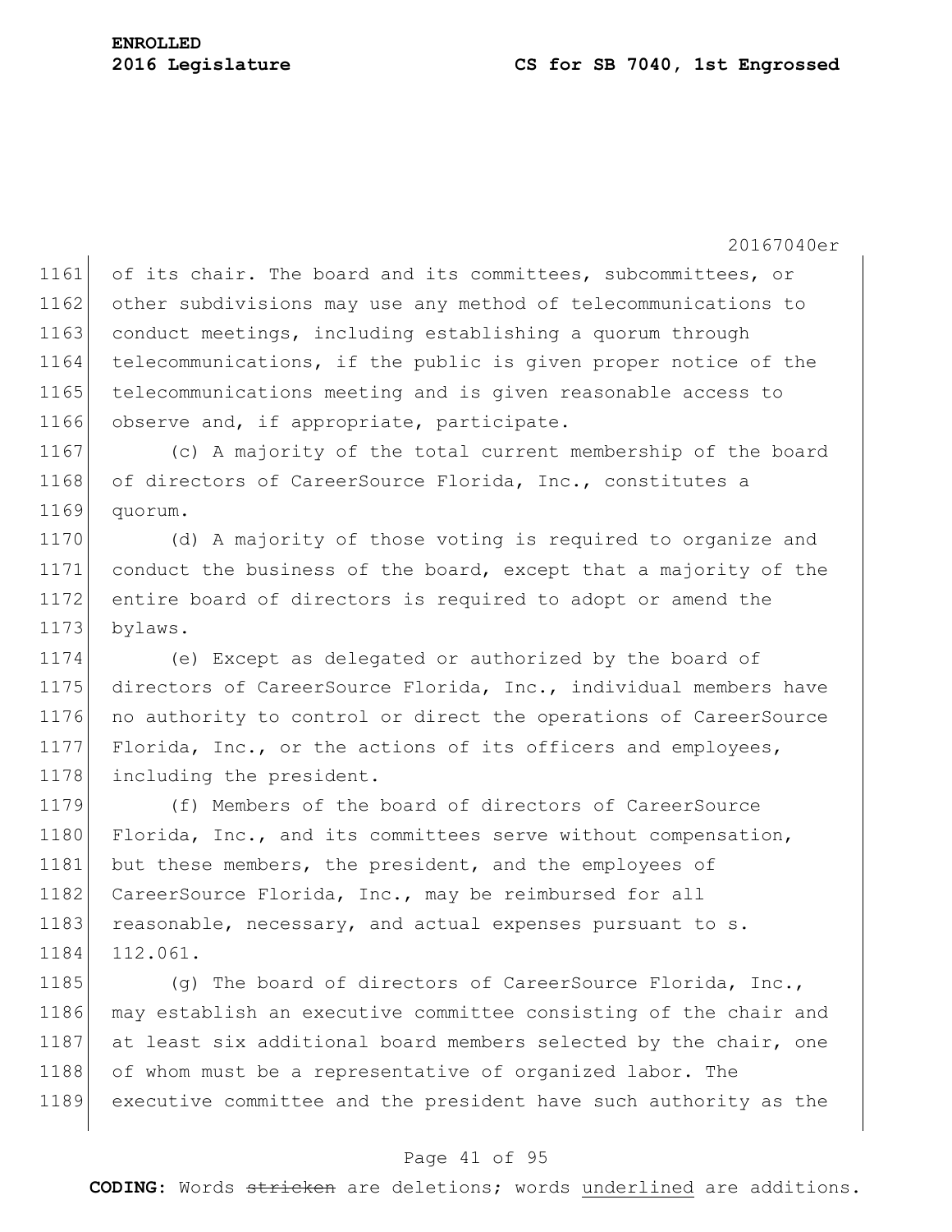of its chair. The board and its committees, subcommittees, or other subdivisions may use any method of telecommunications to conduct meetings, including establishing a quorum through telecommunications, if the public is given proper notice of the telecommunications meeting and is given reasonable access to observe and, if appropriate, participate.

(c) A majority of the total current membership of the board of directors of CareerSource Florida, Inc., constitutes a quorum.

(d) A majority of those voting is required to organize and conduct the business of the board, except that a majority of the entire board of directors is required to adopt or amend the bylaws.

(e) Except as delegated or authorized by the board of directors of CareerSource Florida, Inc., individual members have no authority to control or direct the operations of CareerSource Florida, Inc., or the actions of its officers and employees, including the president.

(f) Members of the board of directors of CareerSource Florida, Inc., and its committees serve without compensation, but these members, the president, and the employees of CareerSource Florida, Inc., may be reimbursed for all reasonable, necessary, and actual expenses pursuant to s. 112.061.

(g) The board of directors of CareerSource Florida, Inc., may establish an executive committee consisting of the chair and at least six additional board members selected by the chair, one of whom must be a representative of organized labor. The executive committee and the president have such authority as the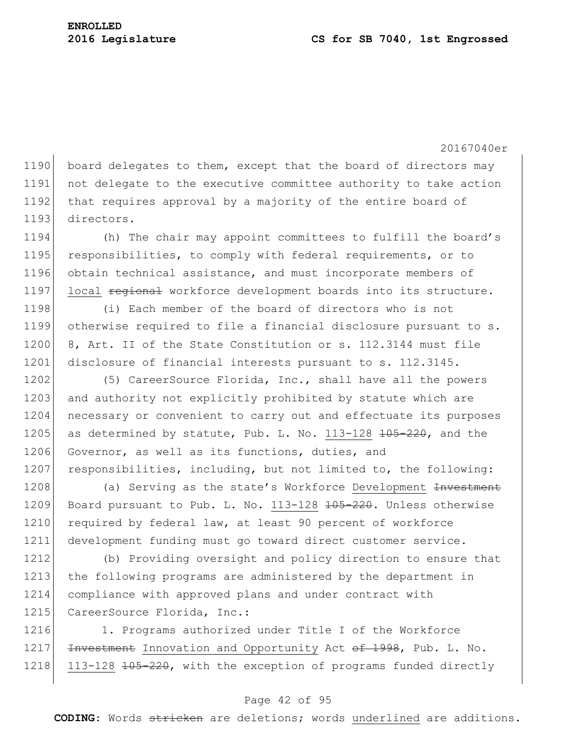board delegates to them, except that the board of directors may not delegate to the executive committee authority to take action that requires approval by a majority of the entire board of directors.

(h) The chair may appoint committees to fulfill the board's responsibilities, to comply with federal requirements, or to obtain technical assistance, and must incorporate members of local ~~regional~~ workforce development boards into its structure.

(i) Each member of the board of directors who is not otherwise required to file a financial disclosure pursuant to s. 8, Art. II of the State Constitution or s. 112.3144 must file disclosure of financial interests pursuant to s. 112.3145.

(5) CareerSource Florida, Inc., shall have all the powers and authority not explicitly prohibited by statute which are necessary or convenient to carry out and effectuate its purposes as determined by statute, Pub. L. No. 113-128 ~~105-220~~, and the Governor, as well as its functions, duties, and responsibilities, including, but not limited to, the following:

(a) Serving as the state's Workforce Development ~~Investment~~ Board pursuant to Pub. L. No. 113-128 ~~105-220~~. Unless otherwise required by federal law, at least 90 percent of workforce development funding must go toward direct customer service.

(b) Providing oversight and policy direction to ensure that the following programs are administered by the department in compliance with approved plans and under contract with CareerSource Florida, Inc.:

1. Programs authorized under Title I of the Workforce ~~Investment~~ Innovation and Opportunity Act ~~of 1998~~, Pub. L. No. 113-128 ~~105-220~~, with the exception of programs funded directly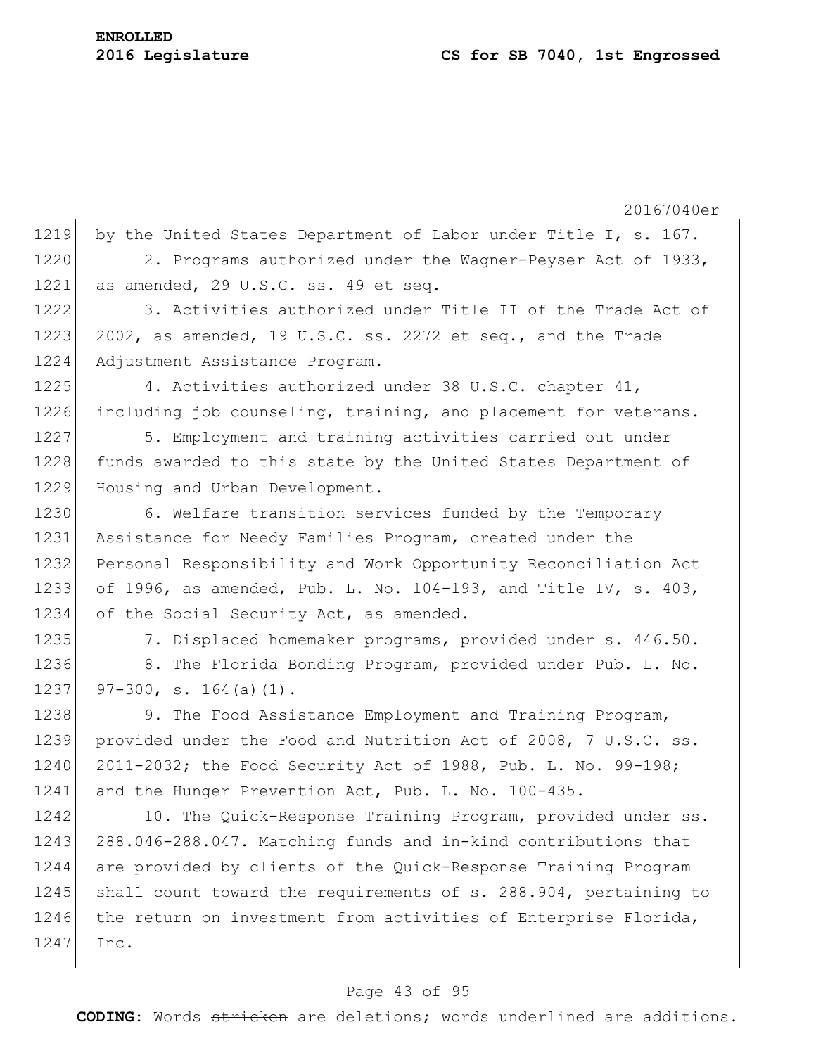by the United States Department of Labor under Title I, s. 167.

2. Programs authorized under the Wagner-Peyser Act of 1933, as amended, 29 U.S.C. ss. 49 et seq.

3. Activities authorized under Title II of the Trade Act of 2002, as amended, 19 U.S.C. ss. 2272 et seq., and the Trade Adjustment Assistance Program.

4. Activities authorized under 38 U.S.C. chapter 41, including job counseling, training, and placement for veterans.

5. Employment and training activities carried out under funds awarded to this state by the United States Department of Housing and Urban Development.

6. Welfare transition services funded by the Temporary Assistance for Needy Families Program, created under the Personal Responsibility and Work Opportunity Reconciliation Act of 1996, as amended, Pub. L. No. 104-193, and Title IV, s. 403, of the Social Security Act, as amended.

7. Displaced homemaker programs, provided under s. 446.50.

8. The Florida Bonding Program, provided under Pub. L. No. 97-300, s. 164(a)(1).

9. The Food Assistance Employment and Training Program, provided under the Food and Nutrition Act of 2008, 7 U.S.C. ss. 2011-2032; the Food Security Act of 1988, Pub. L. No. 99-198; and the Hunger Prevention Act, Pub. L. No. 100-435.

10. The Quick-Response Training Program, provided under ss. 288.046-288.047. Matching funds and in-kind contributions that are provided by clients of the Quick-Response Training Program shall count toward the requirements of s. 288.904, pertaining to the return on investment from activities of Enterprise Florida, Inc.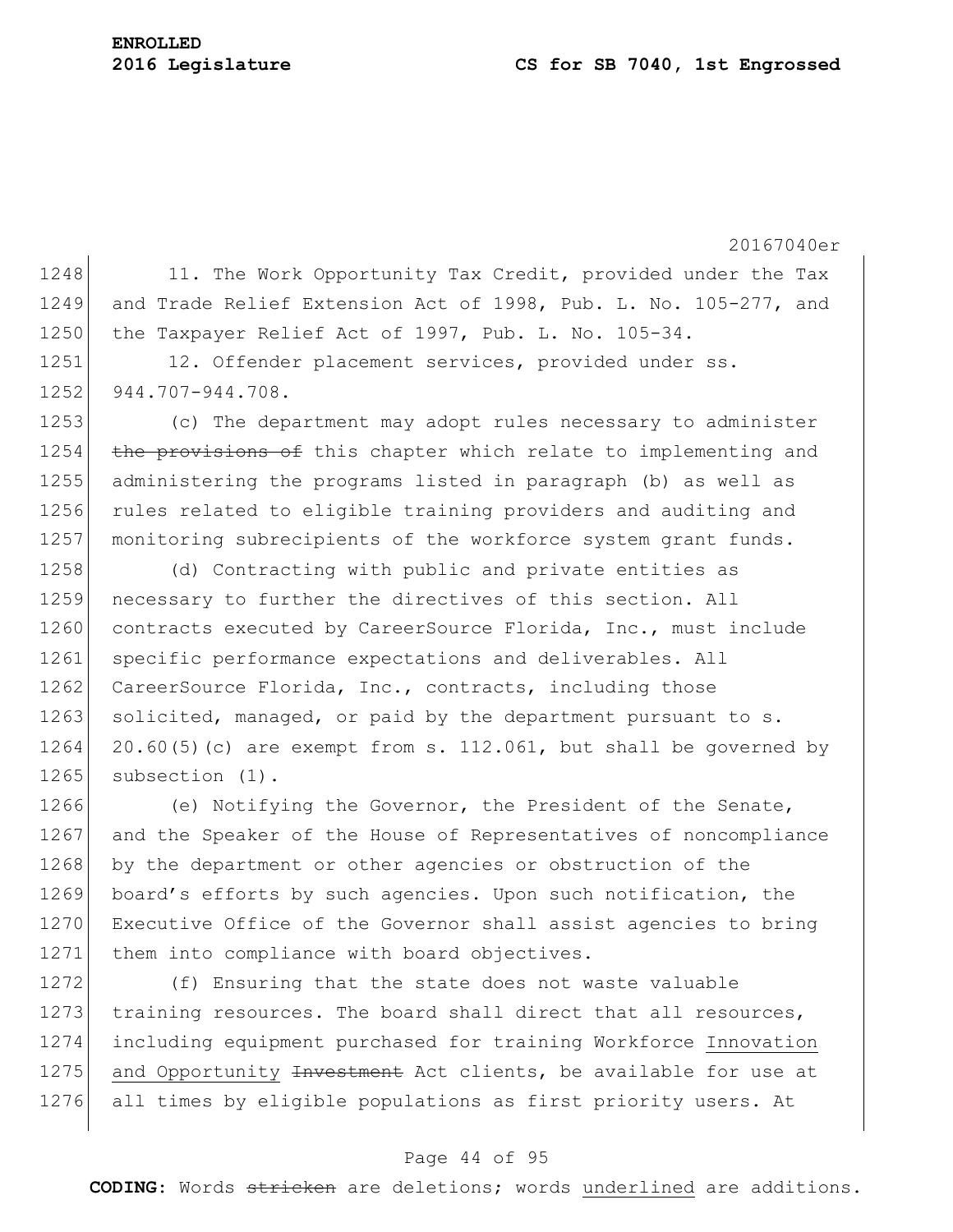11. The Work Opportunity Tax Credit, provided under the Tax and Trade Relief Extension Act of 1998, Pub. L. No. 105-277, and the Taxpayer Relief Act of 1997, Pub. L. No. 105-34.

12. Offender placement services, provided under ss. 944.707-944.708.

(c) The department may adopt rules necessary to administer ~~the provisions of~~ this chapter which relate to implementing and administering the programs listed in paragraph (b) as well as rules related to eligible training providers and auditing and monitoring subrecipients of the workforce system grant funds.

(d) Contracting with public and private entities as necessary to further the directives of this section. All contracts executed by CareerSource Florida, Inc., must include specific performance expectations and deliverables. All CareerSource Florida, Inc., contracts, including those solicited, managed, or paid by the department pursuant to s. 20.60(5)(c) are exempt from s. 112.061, but shall be governed by subsection (1).

(e) Notifying the Governor, the President of the Senate, and the Speaker of the House of Representatives of noncompliance by the department or other agencies or obstruction of the board's efforts by such agencies. Upon such notification, the Executive Office of the Governor shall assist agencies to bring them into compliance with board objectives.

(f) Ensuring that the state does not waste valuable training resources. The board shall direct that all resources, including equipment purchased for training Workforce <u>Innovation and Opportunity</u> ~~Investment~~ Act clients, be available for use at all times by eligible populations as first priority users. At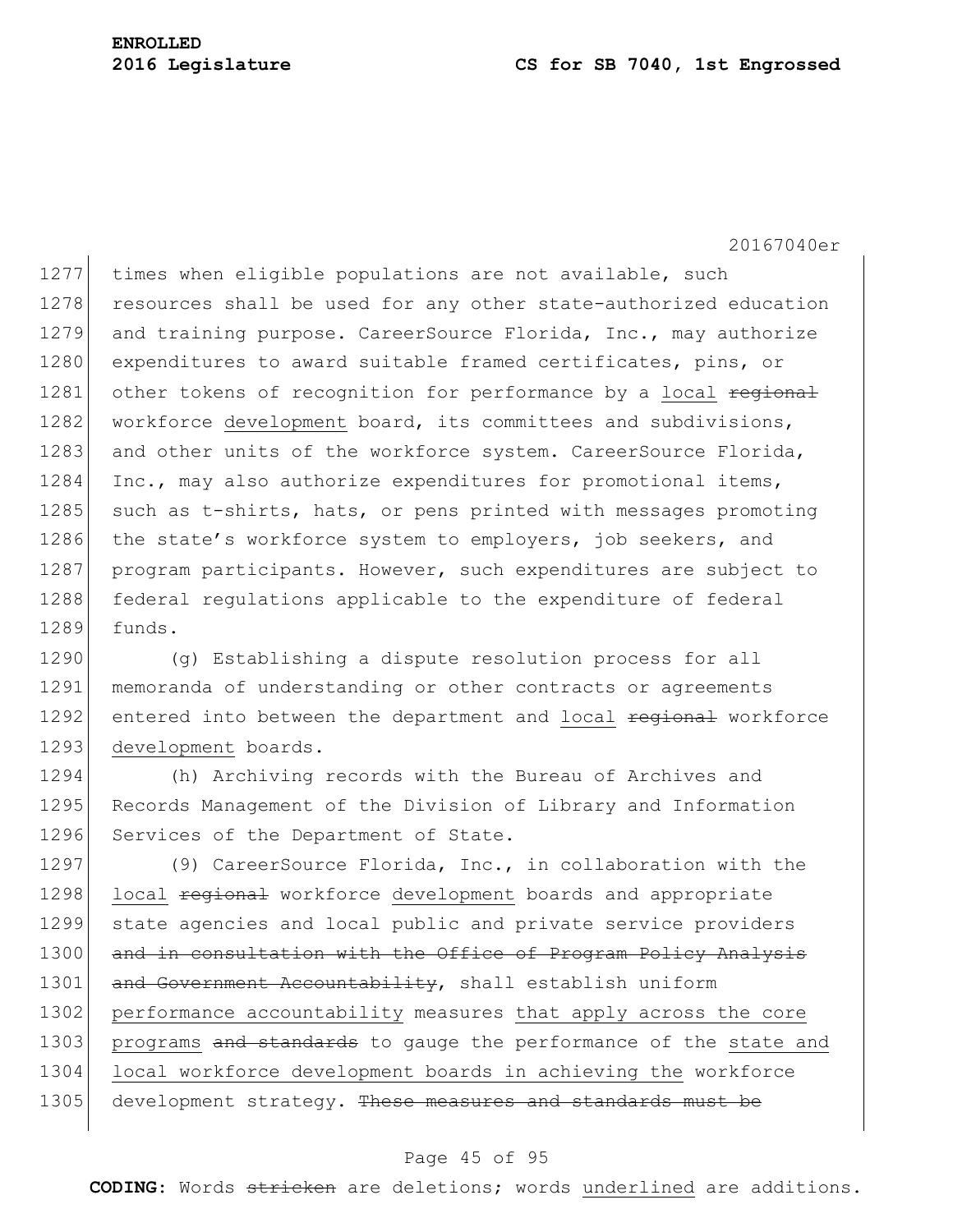times when eligible populations are not available, such resources shall be used for any other state-authorized education and training purpose. CareerSource Florida, Inc., may authorize expenditures to award suitable framed certificates, pins, or other tokens of recognition for performance by a local ~~regional~~ workforce development board, its committees and subdivisions, and other units of the workforce system. CareerSource Florida, Inc., may also authorize expenditures for promotional items, such as t-shirts, hats, or pens printed with messages promoting the state's workforce system to employers, job seekers, and program participants. However, such expenditures are subject to federal regulations applicable to the expenditure of federal funds.

(g) Establishing a dispute resolution process for all memoranda of understanding or other contracts or agreements entered into between the department and local ~~regional~~ workforce development boards.

(h) Archiving records with the Bureau of Archives and Records Management of the Division of Library and Information Services of the Department of State.

(9) CareerSource Florida, Inc., in collaboration with the local ~~regional~~ workforce development boards and appropriate state agencies and local public and private service providers ~~and in consultation with the Office of Program Policy Analysis and Government Accountability~~, shall establish uniform performance accountability measures that apply across the core programs ~~and standards~~ to gauge the performance of the state and local workforce development boards in achieving the workforce development strategy. ~~These measures and standards must be~~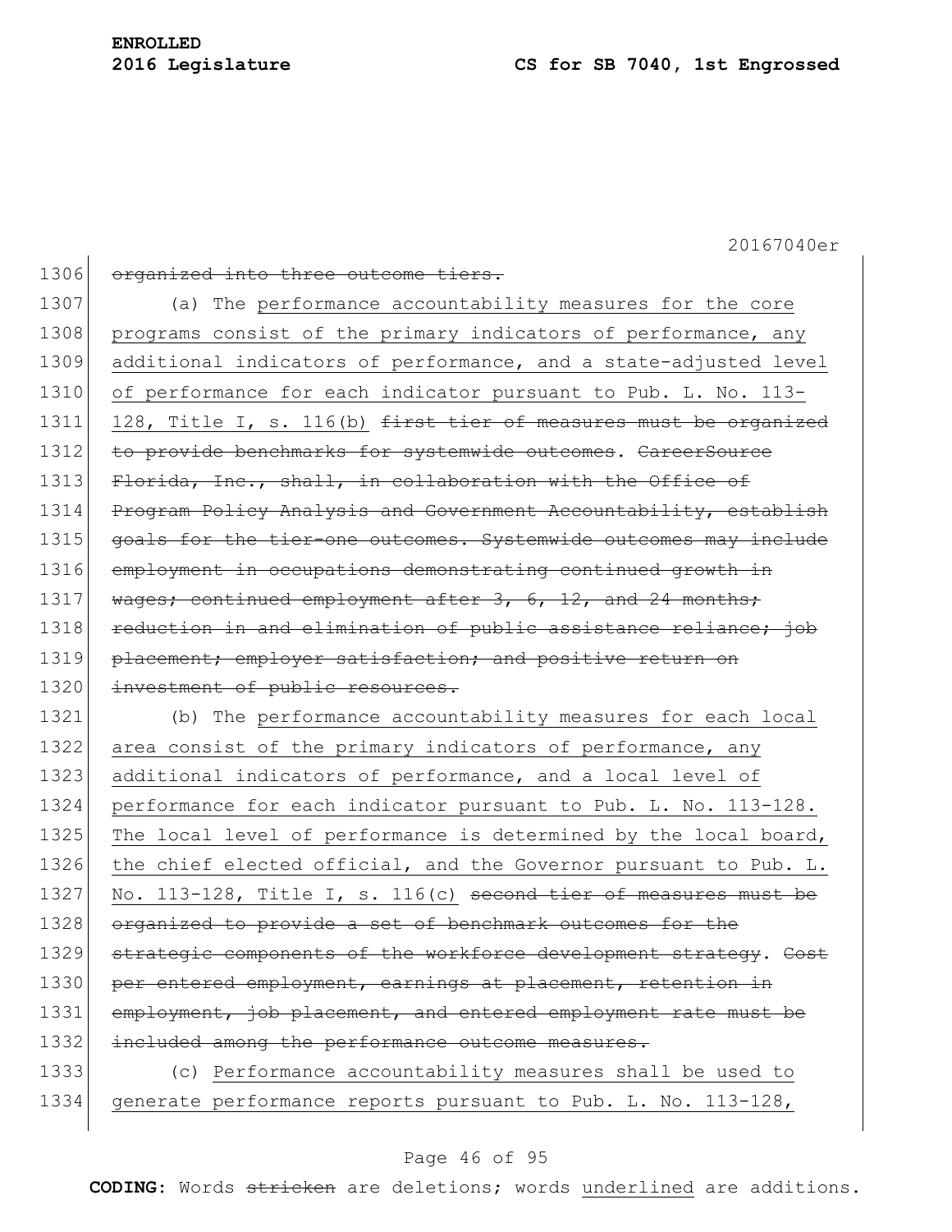~~organized into three outcome tiers.~~

(a) The <u>performance accountability measures for the core programs consist of the primary indicators of performance, any additional indicators of performance, and a state-adjusted level of performance for each indicator pursuant to Pub. L. No. 113-128, Title I, s. 116(b)</u> ~~first tier of measures must be organized to provide benchmarks for systemwide outcomes~~. ~~CareerSource Florida, Inc., shall, in collaboration with the Office of Program Policy Analysis and Government Accountability, establish goals for the tier-one outcomes. Systemwide outcomes may include employment in occupations demonstrating continued growth in wages; continued employment after 3, 6, 12, and 24 months; reduction in and elimination of public assistance reliance; job placement; employer satisfaction; and positive return on investment of public resources.~~

(b) The <u>performance accountability measures for each local area consist of the primary indicators of performance, any additional indicators of performance, and a local level of performance for each indicator pursuant to Pub. L. No. 113-128. The local level of performance is determined by the local board, the chief elected official, and the Governor pursuant to Pub. L. No. 113-128, Title I, s. 116(c)</u> ~~second tier of measures must be organized to provide a set of benchmark outcomes for the strategic components of the workforce development strategy~~. ~~Cost per entered employment, earnings at placement, retention in employment, job placement, and entered employment rate must be included among the performance outcome measures.~~

(c) <u>Performance accountability measures shall be used to generate performance reports pursuant to Pub. L. No. 113-128,</u>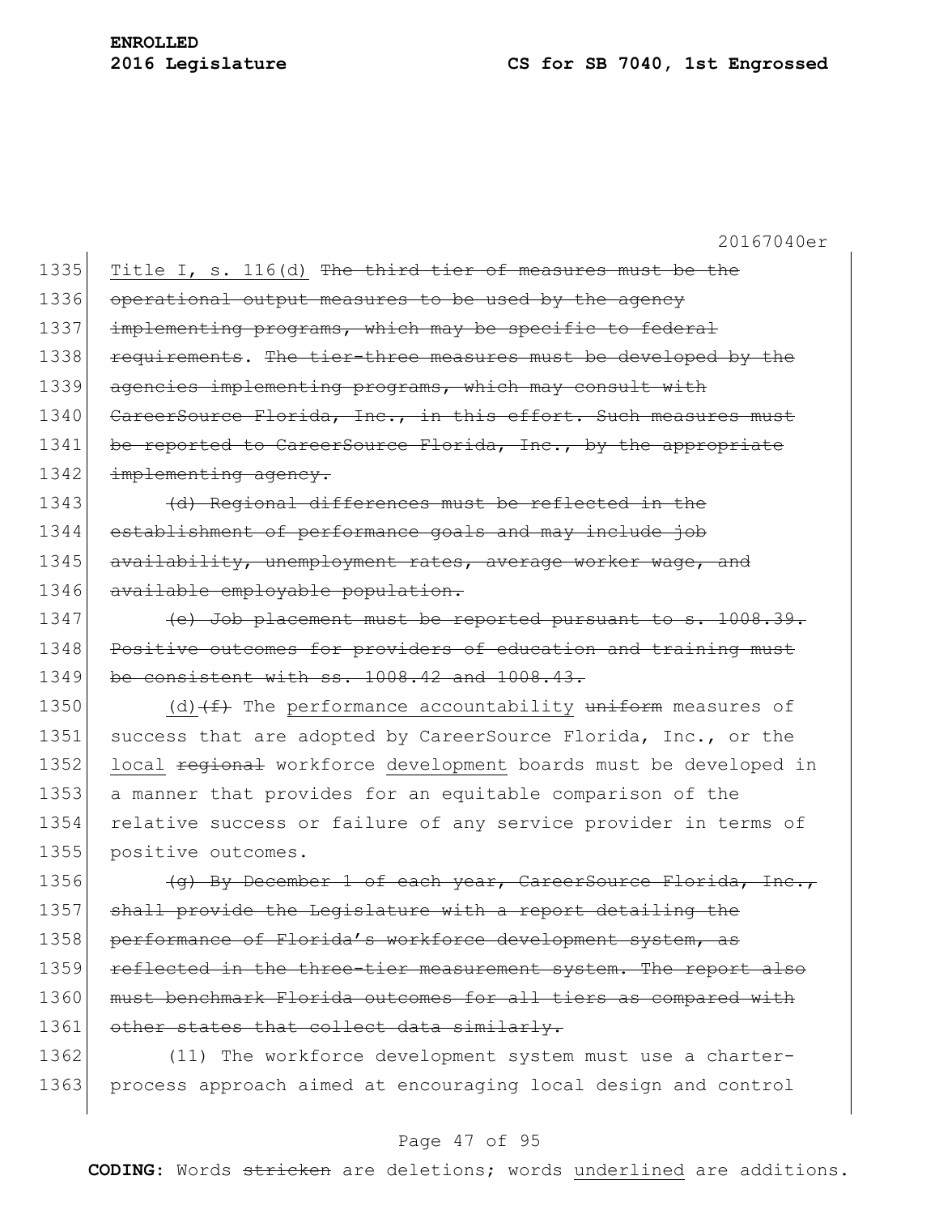<u>Title I, s. 116(d)</u> ~~The third tier of measures must be the operational output measures to be used by the agency implementing programs, which may be specific to federal requirements~~. ~~The tier-three measures must be developed by the agencies implementing programs, which may consult with CareerSource Florida, Inc., in this effort. Such measures must be reported to CareerSource Florida, Inc., by the appropriate implementing agency.~~

~~(d) Regional differences must be reflected in the establishment of performance goals and may include job availability, unemployment rates, average worker wage, and available employable population.~~

~~(e) Job placement must be reported pursuant to s. 1008.39. Positive outcomes for providers of education and training must be consistent with ss. 1008.42 and 1008.43.~~

<u>(d)</u>~~(f)~~ The <u>performance accountability</u> ~~uniform~~ measures of success that are adopted by CareerSource Florida, Inc., or the <u>local</u> ~~regional~~ workforce <u>development</u> boards must be developed in a manner that provides for an equitable comparison of the relative success or failure of any service provider in terms of positive outcomes.

~~(g) By December 1 of each year, CareerSource Florida, Inc., shall provide the Legislature with a report detailing the performance of Florida's workforce development system, as reflected in the three-tier measurement system. The report also must benchmark Florida outcomes for all tiers as compared with other states that collect data similarly.~~

(11) The workforce development system must use a charter-process approach aimed at encouraging local design and control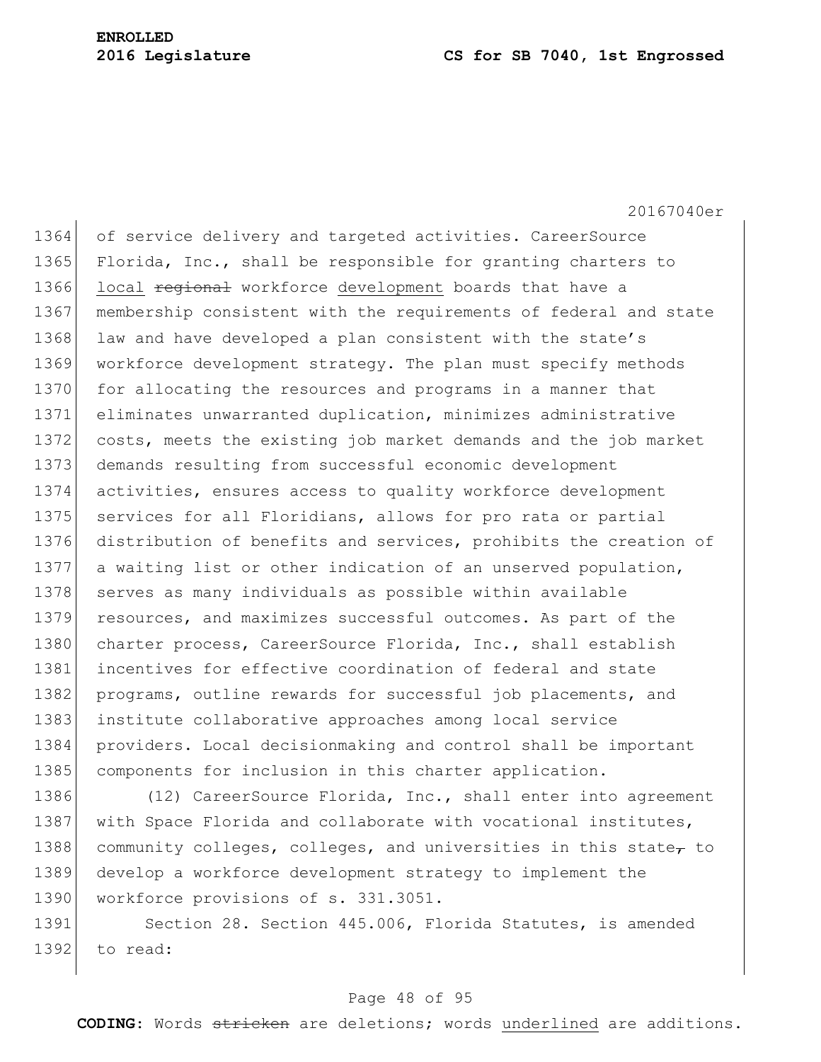of service delivery and targeted activities. CareerSource Florida, Inc., shall be responsible for granting charters to local ~~regional~~ workforce development boards that have a membership consistent with the requirements of federal and state law and have developed a plan consistent with the state's workforce development strategy. The plan must specify methods for allocating the resources and programs in a manner that eliminates unwarranted duplication, minimizes administrative costs, meets the existing job market demands and the job market demands resulting from successful economic development activities, ensures access to quality workforce development services for all Floridians, allows for pro rata or partial distribution of benefits and services, prohibits the creation of a waiting list or other indication of an unserved population, serves as many individuals as possible within available resources, and maximizes successful outcomes. As part of the charter process, CareerSource Florida, Inc., shall establish incentives for effective coordination of federal and state programs, outline rewards for successful job placements, and institute collaborative approaches among local service providers. Local decisionmaking and control shall be important components for inclusion in this charter application.

(12) CareerSource Florida, Inc., shall enter into agreement with Space Florida and collaborate with vocational institutes, community colleges, colleges, and universities in this state~~,~~ to develop a workforce development strategy to implement the workforce provisions of s. 331.3051.

Section 28. Section 445.006, Florida Statutes, is amended to read: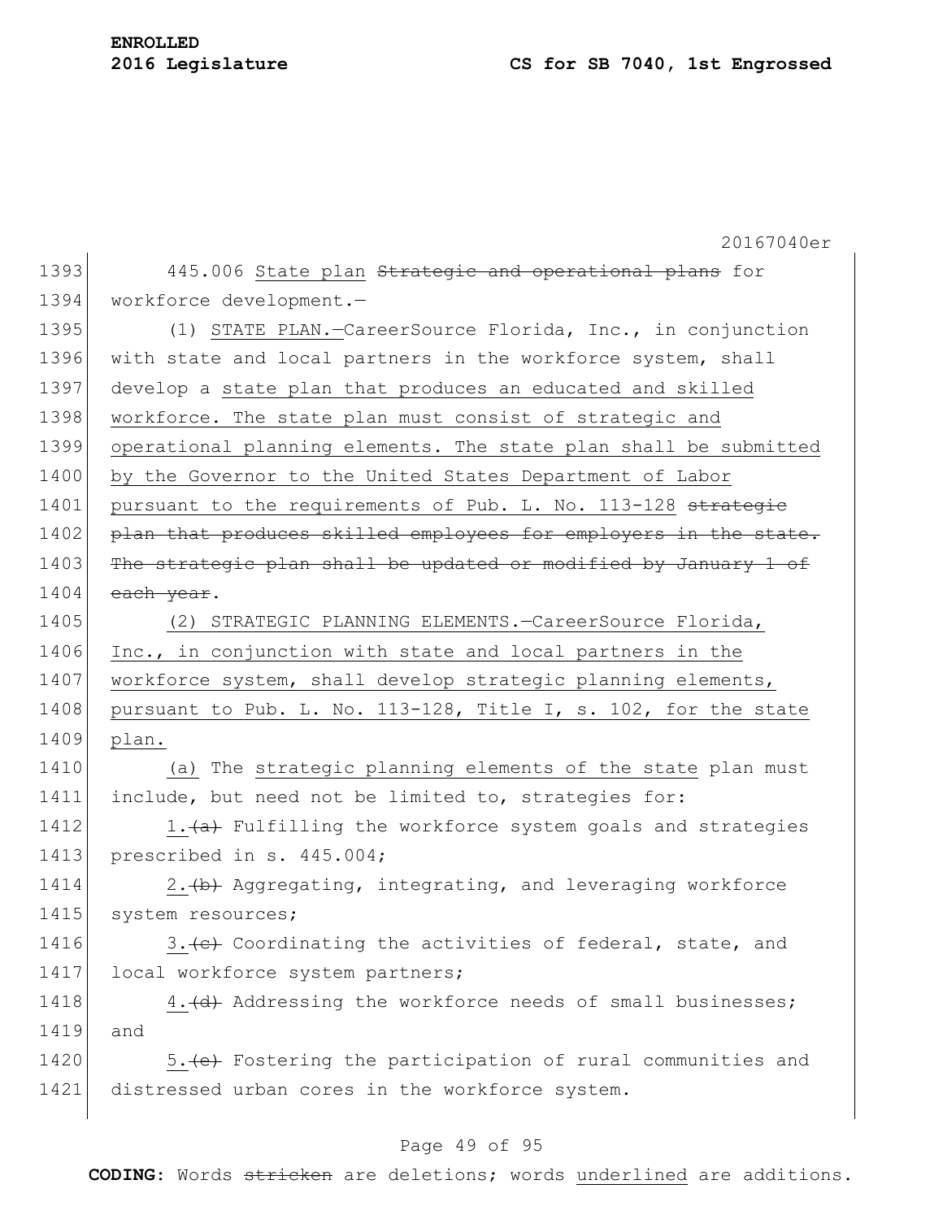445.006 State plan ~~Strategic and operational plans~~ for workforce development.—

(1) STATE PLAN.—CareerSource Florida, Inc., in conjunction with state and local partners in the workforce system, shall develop a state plan that produces an educated and skilled workforce. The state plan must consist of strategic and operational planning elements. The state plan shall be submitted by the Governor to the United States Department of Labor pursuant to the requirements of Pub. L. No. 113-128 ~~strategic plan that produces skilled employees for employers in the state. The strategic plan shall be updated or modified by January 1 of each year~~.

(2) STRATEGIC PLANNING ELEMENTS.—CareerSource Florida, Inc., in conjunction with state and local partners in the workforce system, shall develop strategic planning elements, pursuant to Pub. L. No. 113-128, Title I, s. 102, for the state plan.

(a) The strategic planning elements of the state plan must include, but need not be limited to, strategies for:

1.~~(a)~~ Fulfilling the workforce system goals and strategies prescribed in s. 445.004;

2.~~(b)~~ Aggregating, integrating, and leveraging workforce system resources;

3.~~(c)~~ Coordinating the activities of federal, state, and local workforce system partners;

4.~~(d)~~ Addressing the workforce needs of small businesses; and

5.~~(e)~~ Fostering the participation of rural communities and distressed urban cores in the workforce system.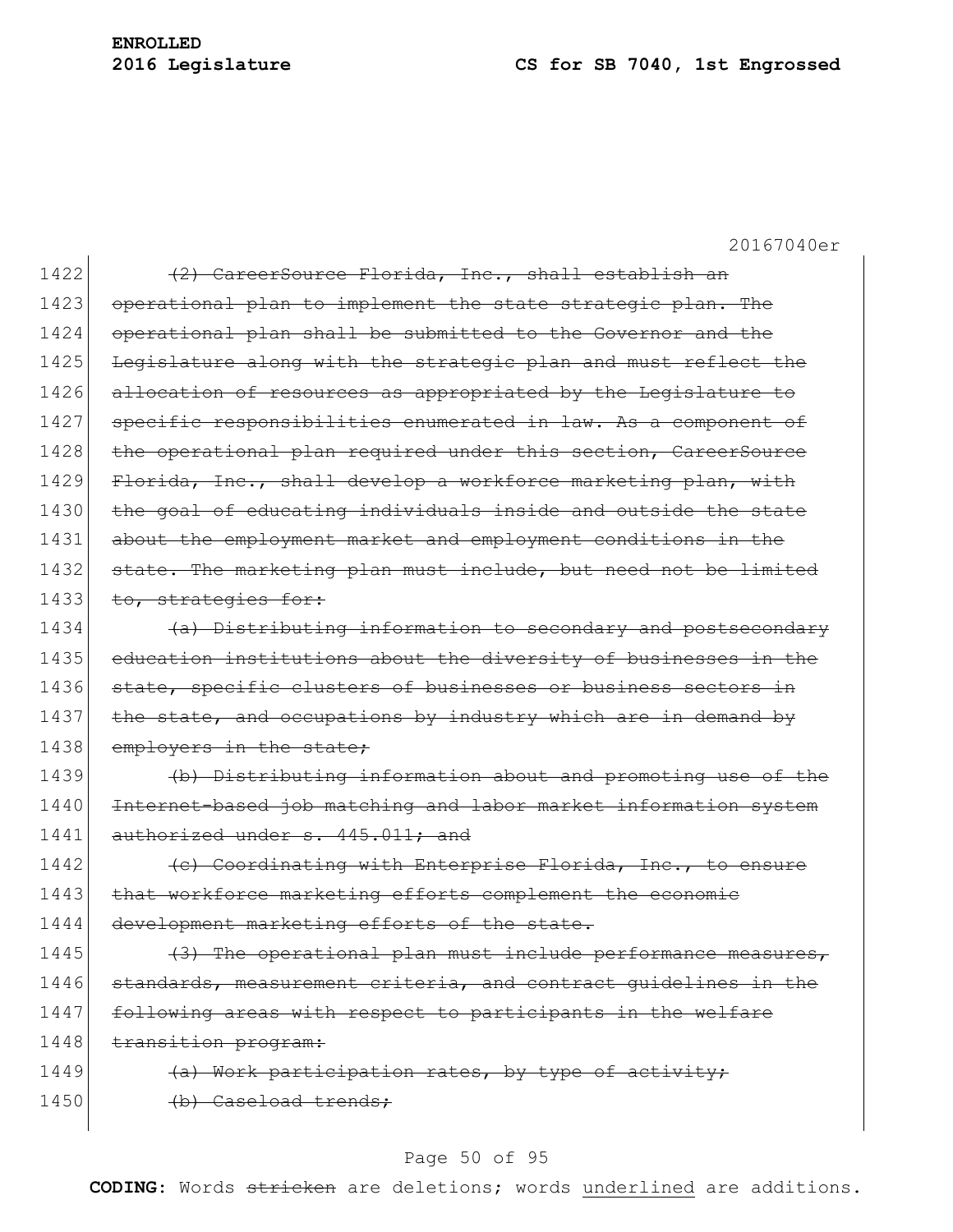~~(2) CareerSource Florida, Inc., shall establish an operational plan to implement the state strategic plan. The operational plan shall be submitted to the Governor and the Legislature along with the strategic plan and must reflect the allocation of resources as appropriated by the Legislature to specific responsibilities enumerated in law. As a component of the operational plan required under this section, CareerSource Florida, Inc., shall develop a workforce marketing plan, with the goal of educating individuals inside and outside the state about the employment market and employment conditions in the state. The marketing plan must include, but need not be limited to, strategies for:~~

~~(a) Distributing information to secondary and postsecondary education institutions about the diversity of businesses in the state, specific clusters of businesses or business sectors in the state, and occupations by industry which are in demand by employers in the state;~~

~~(b) Distributing information about and promoting use of the Internet-based job matching and labor market information system authorized under s. 445.011; and~~

~~(c) Coordinating with Enterprise Florida, Inc., to ensure that workforce marketing efforts complement the economic development marketing efforts of the state.~~

~~(3) The operational plan must include performance measures, standards, measurement criteria, and contract guidelines in the following areas with respect to participants in the welfare transition program:~~

~~(a) Work participation rates, by type of activity;~~

~~(b) Caseload trends;~~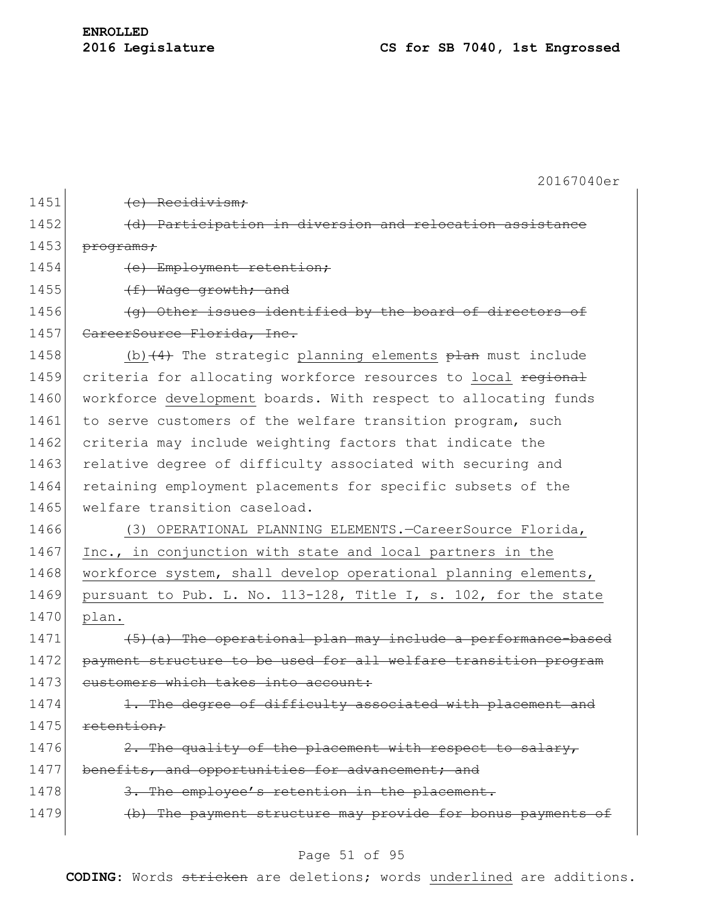~~(c) Recidivism;~~

~~(d) Participation in diversion and relocation assistance programs;~~

~~(e) Employment retention;~~

~~(f) Wage growth; and~~

~~(g) Other issues identified by the board of directors of CareerSource Florida, Inc.~~

<u>(b)</u>~~(4)~~ The strategic <u>planning elements</u> ~~plan~~ must include criteria for allocating workforce resources to <u>local</u> ~~regional~~ workforce <u>development</u> boards. With respect to allocating funds to serve customers of the welfare transition program, such criteria may include weighting factors that indicate the relative degree of difficulty associated with securing and retaining employment placements for specific subsets of the welfare transition caseload.

<u>(3) OPERATIONAL PLANNING ELEMENTS.—CareerSource Florida, Inc., in conjunction with state and local partners in the workforce system, shall develop operational planning elements, pursuant to Pub. L. No. 113-128, Title I, s. 102, for the state plan.</u>

~~(5)(a) The operational plan may include a performance-based payment structure to be used for all welfare transition program customers which takes into account:~~

~~1. The degree of difficulty associated with placement and retention;~~

~~2. The quality of the placement with respect to salary, benefits, and opportunities for advancement; and~~

~~3. The employee's retention in the placement.~~

~~(b) The payment structure may provide for bonus payments of~~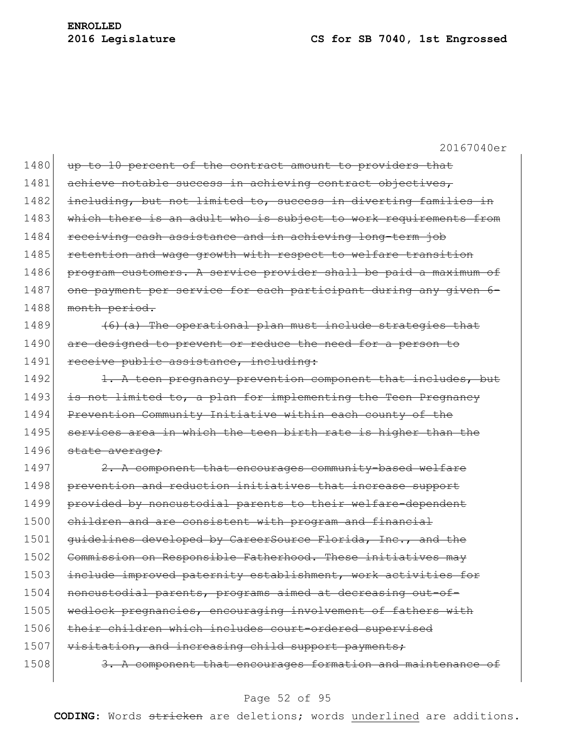~~up to 10 percent of the contract amount to providers that achieve notable success in achieving contract objectives, including, but not limited to, success in diverting families in which there is an adult who is subject to work requirements from receiving cash assistance and in achieving long-term job retention and wage growth with respect to welfare transition program customers. A service provider shall be paid a maximum of one payment per service for each participant during any given 6-month period.~~

~~(6)(a) The operational plan must include strategies that are designed to prevent or reduce the need for a person to receive public assistance, including:~~

~~1. A teen pregnancy prevention component that includes, but is not limited to, a plan for implementing the Teen Pregnancy Prevention Community Initiative within each county of the services area in which the teen birth rate is higher than the state average;~~

~~2. A component that encourages community-based welfare prevention and reduction initiatives that increase support provided by noncustodial parents to their welfare-dependent children and are consistent with program and financial guidelines developed by CareerSource Florida, Inc., and the Commission on Responsible Fatherhood. These initiatives may include improved paternity establishment, work activities for noncustodial parents, programs aimed at decreasing out-of-wedlock pregnancies, encouraging involvement of fathers with their children which includes court-ordered supervised visitation, and increasing child support payments;~~

~~3. A component that encourages formation and maintenance of~~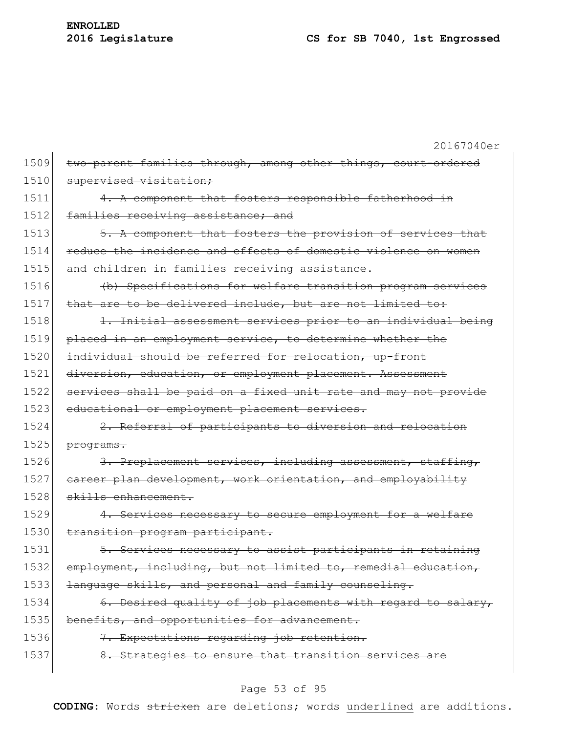~~two-parent families through, among other things, court-ordered supervised visitation;~~

~~4. A component that fosters responsible fatherhood in families receiving assistance; and~~

~~5. A component that fosters the provision of services that reduce the incidence and effects of domestic violence on women and children in families receiving assistance.~~

~~(b) Specifications for welfare transition program services that are to be delivered include, but are not limited to:~~

~~1. Initial assessment services prior to an individual being placed in an employment service, to determine whether the individual should be referred for relocation, up-front diversion, education, or employment placement. Assessment services shall be paid on a fixed unit rate and may not provide educational or employment placement services.~~

~~2. Referral of participants to diversion and relocation programs.~~

~~3. Preplacement services, including assessment, staffing, career plan development, work orientation, and employability skills enhancement.~~

~~4. Services necessary to secure employment for a welfare transition program participant.~~

~~5. Services necessary to assist participants in retaining employment, including, but not limited to, remedial education, language skills, and personal and family counseling.~~

~~6. Desired quality of job placements with regard to salary, benefits, and opportunities for advancement.~~

~~7. Expectations regarding job retention.~~

~~8. Strategies to ensure that transition services are~~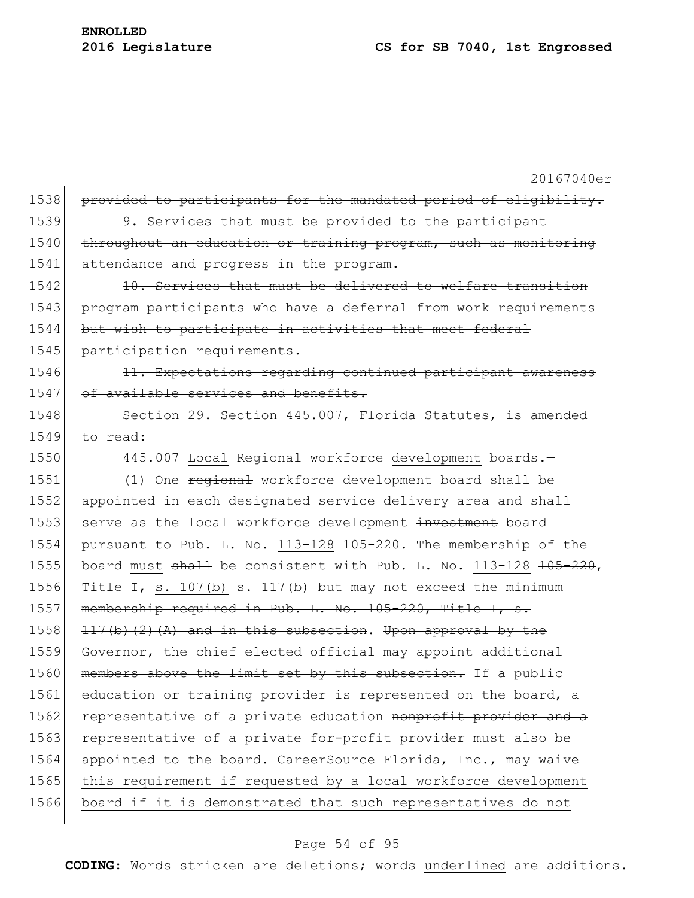provided to participants for the mandated period of eligibility.

9. Services that must be provided to the participant throughout an education or training program, such as monitoring attendance and progress in the program.

10. Services that must be delivered to welfare transition program participants who have a deferral from work requirements but wish to participate in activities that meet federal participation requirements.

11. Expectations regarding continued participant awareness of available services and benefits.

Section 29. Section 445.007, Florida Statutes, is amended to read:

445.007 Local Regional workforce development boards.—

(1) One regional workforce development board shall be appointed in each designated service delivery area and shall serve as the local workforce development investment board pursuant to Pub. L. No. 113-128 105-220. The membership of the board must shall be consistent with Pub. L. No. 113-128 105-220, Title I, s. 107(b) s. 117(b) but may not exceed the minimum membership required in Pub. L. No. 105-220, Title I, s. 117(b)(2)(A) and in this subsection. Upon approval by the Governor, the chief elected official may appoint additional members above the limit set by this subsection. If a public education or training provider is represented on the board, a representative of a private education nonprofit provider and a representative of a private for-profit provider must also be appointed to the board. CareerSource Florida, Inc., may waive this requirement if requested by a local workforce development board if it is demonstrated that such representatives do not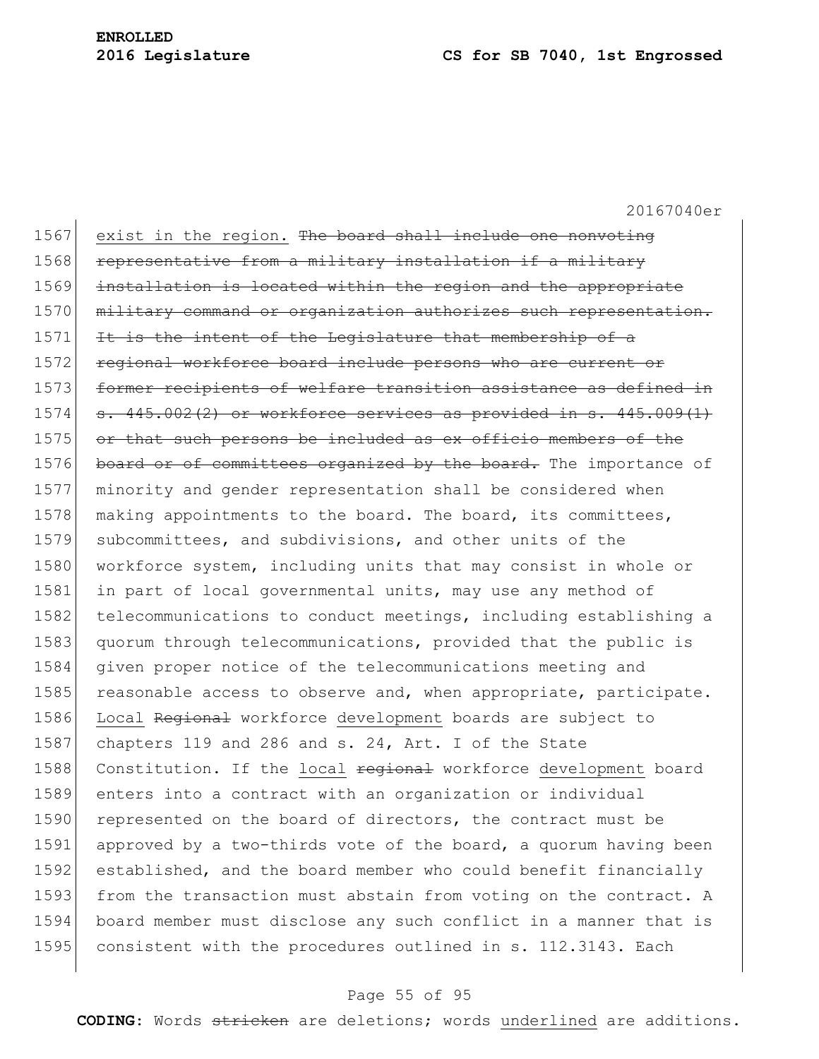exist in the region. ~~The board shall include one nonvoting representative from a military installation if a military installation is located within the region and the appropriate military command or organization authorizes such representation. It is the intent of the Legislature that membership of a regional workforce board include persons who are current or former recipients of welfare transition assistance as defined in s. 445.002(2) or workforce services as provided in s. 445.009(1) or that such persons be included as ex officio members of the board or of committees organized by the board.~~ The importance of minority and gender representation shall be considered when making appointments to the board. The board, its committees, subcommittees, and subdivisions, and other units of the workforce system, including units that may consist in whole or in part of local governmental units, may use any method of telecommunications to conduct meetings, including establishing a quorum through telecommunications, provided that the public is given proper notice of the telecommunications meeting and reasonable access to observe and, when appropriate, participate. <u>Local</u> ~~Regional~~ workforce <u>development</u> boards are subject to chapters 119 and 286 and s. 24, Art. I of the State Constitution. If the <u>local</u> ~~regional~~ workforce <u>development</u> board enters into a contract with an organization or individual represented on the board of directors, the contract must be approved by a two-thirds vote of the board, a quorum having been established, and the board member who could benefit financially from the transaction must abstain from voting on the contract. A board member must disclose any such conflict in a manner that is consistent with the procedures outlined in s. 112.3143. Each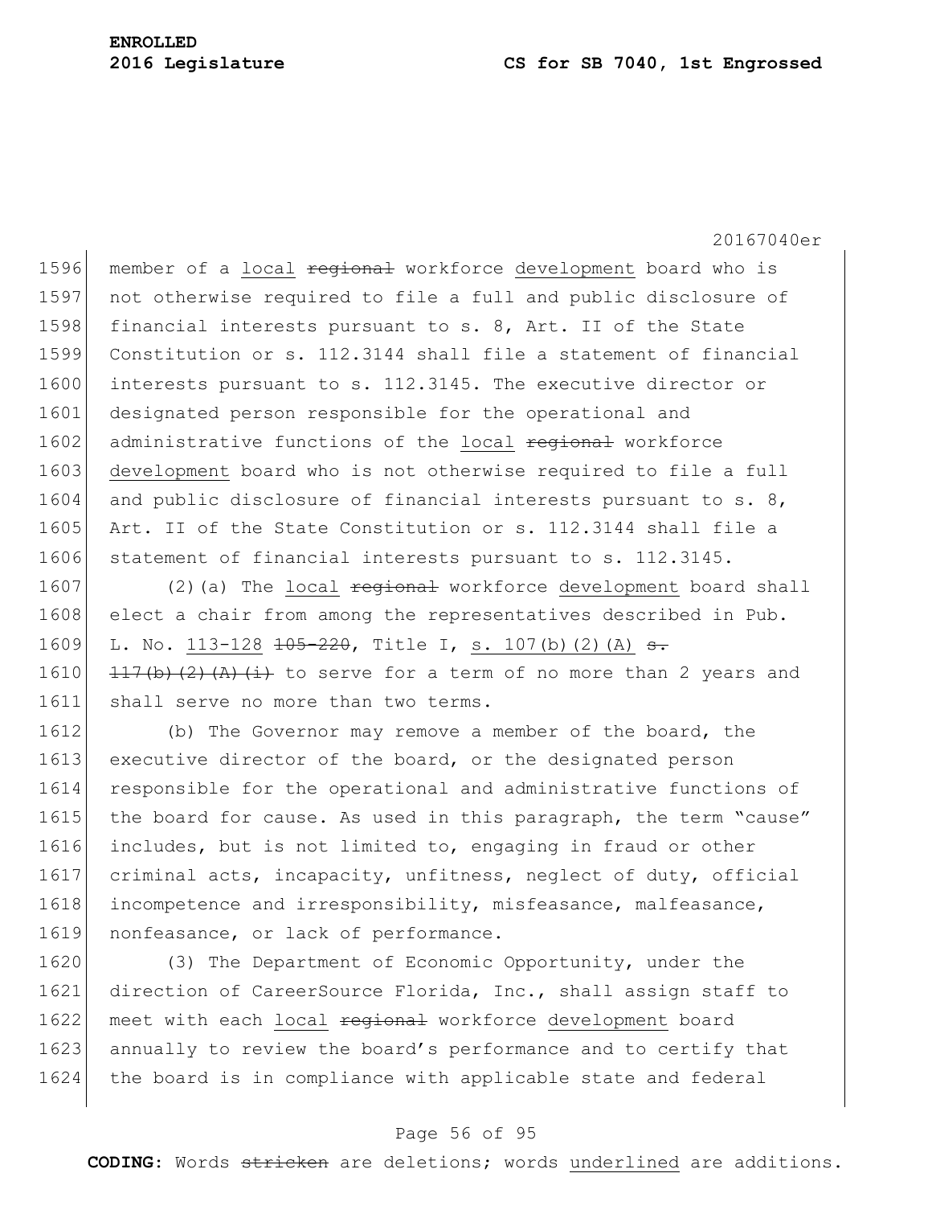member of a local ~~regional~~ workforce development board who is not otherwise required to file a full and public disclosure of financial interests pursuant to s. 8, Art. II of the State Constitution or s. 112.3144 shall file a statement of financial interests pursuant to s. 112.3145. The executive director or designated person responsible for the operational and administrative functions of the local ~~regional~~ workforce development board who is not otherwise required to file a full and public disclosure of financial interests pursuant to s. 8, Art. II of the State Constitution or s. 112.3144 shall file a statement of financial interests pursuant to s. 112.3145.

(2)(a) The local ~~regional~~ workforce development board shall elect a chair from among the representatives described in Pub. L. No. 113-128 ~~105-220~~, Title I, s. 107(b)(2)(A) ~~s. 117(b)(2)(A)(i)~~ to serve for a term of no more than 2 years and shall serve no more than two terms.

(b) The Governor may remove a member of the board, the executive director of the board, or the designated person responsible for the operational and administrative functions of the board for cause. As used in this paragraph, the term "cause" includes, but is not limited to, engaging in fraud or other criminal acts, incapacity, unfitness, neglect of duty, official incompetence and irresponsibility, misfeasance, malfeasance, nonfeasance, or lack of performance.

(3) The Department of Economic Opportunity, under the direction of CareerSource Florida, Inc., shall assign staff to meet with each local ~~regional~~ workforce development board annually to review the board's performance and to certify that the board is in compliance with applicable state and federal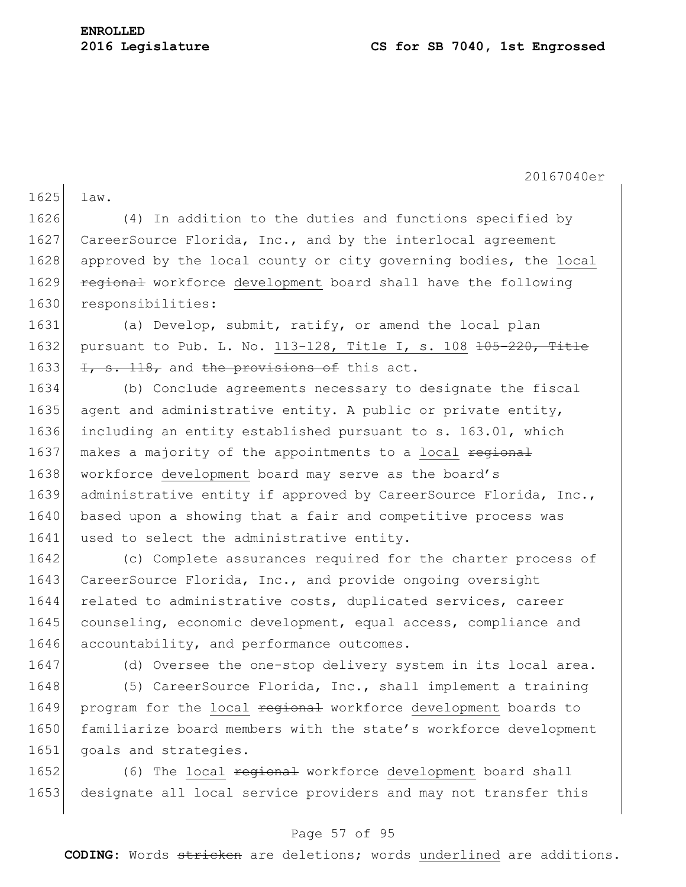law.

(4) In addition to the duties and functions specified by CareerSource Florida, Inc., and by the interlocal agreement approved by the local county or city governing bodies, the <u>local</u> ~~regional~~ workforce <u>development</u> board shall have the following responsibilities:

(a) Develop, submit, ratify, or amend the local plan pursuant to Pub. L. No. <u>113-128, Title I, s. 108</u> ~~105-220, Title I, s. 118,~~ and ~~the provisions of~~ this act.

(b) Conclude agreements necessary to designate the fiscal agent and administrative entity. A public or private entity, including an entity established pursuant to s. 163.01, which makes a majority of the appointments to a <u>local</u> ~~regional~~ workforce <u>development</u> board may serve as the board's administrative entity if approved by CareerSource Florida, Inc., based upon a showing that a fair and competitive process was used to select the administrative entity.

(c) Complete assurances required for the charter process of CareerSource Florida, Inc., and provide ongoing oversight related to administrative costs, duplicated services, career counseling, economic development, equal access, compliance and accountability, and performance outcomes.

(d) Oversee the one-stop delivery system in its local area.

(5) CareerSource Florida, Inc., shall implement a training program for the <u>local</u> ~~regional~~ workforce <u>development</u> boards to familiarize board members with the state's workforce development goals and strategies.

(6) The <u>local</u> ~~regional~~ workforce <u>development</u> board shall designate all local service providers and may not transfer this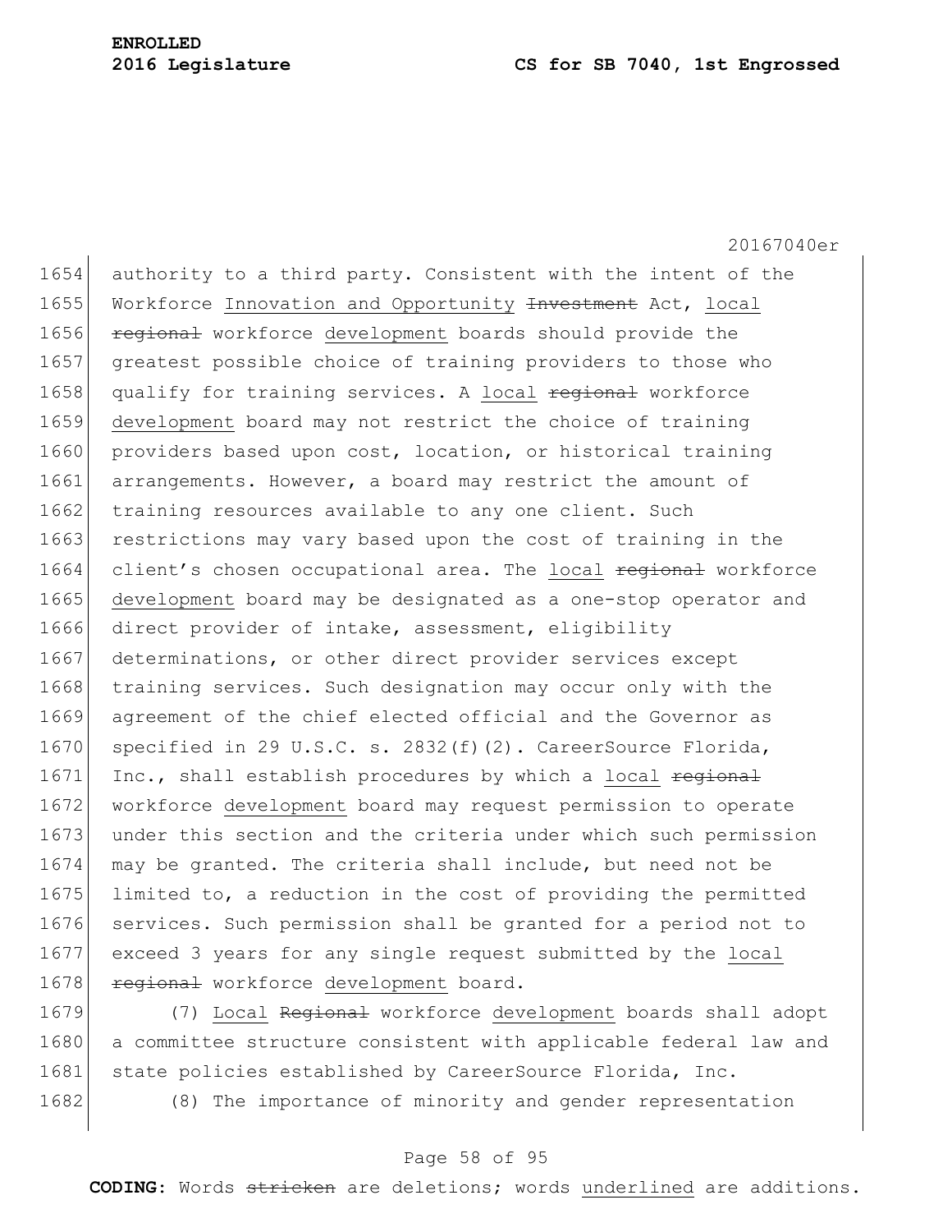authority to a third party. Consistent with the intent of the Workforce Innovation and Opportunity ~~Investment~~ Act, local ~~regional~~ workforce development boards should provide the greatest possible choice of training providers to those who qualify for training services. A local ~~regional~~ workforce development board may not restrict the choice of training providers based upon cost, location, or historical training arrangements. However, a board may restrict the amount of training resources available to any one client. Such restrictions may vary based upon the cost of training in the client's chosen occupational area. The local ~~regional~~ workforce development board may be designated as a one-stop operator and direct provider of intake, assessment, eligibility determinations, or other direct provider services except training services. Such designation may occur only with the agreement of the chief elected official and the Governor as specified in 29 U.S.C. s. 2832(f)(2). CareerSource Florida, Inc., shall establish procedures by which a local ~~regional~~ workforce development board may request permission to operate under this section and the criteria under which such permission may be granted. The criteria shall include, but need not be limited to, a reduction in the cost of providing the permitted services. Such permission shall be granted for a period not to exceed 3 years for any single request submitted by the local ~~regional~~ workforce development board.

(7) Local ~~Regional~~ workforce development boards shall adopt a committee structure consistent with applicable federal law and state policies established by CareerSource Florida, Inc.

(8) The importance of minority and gender representation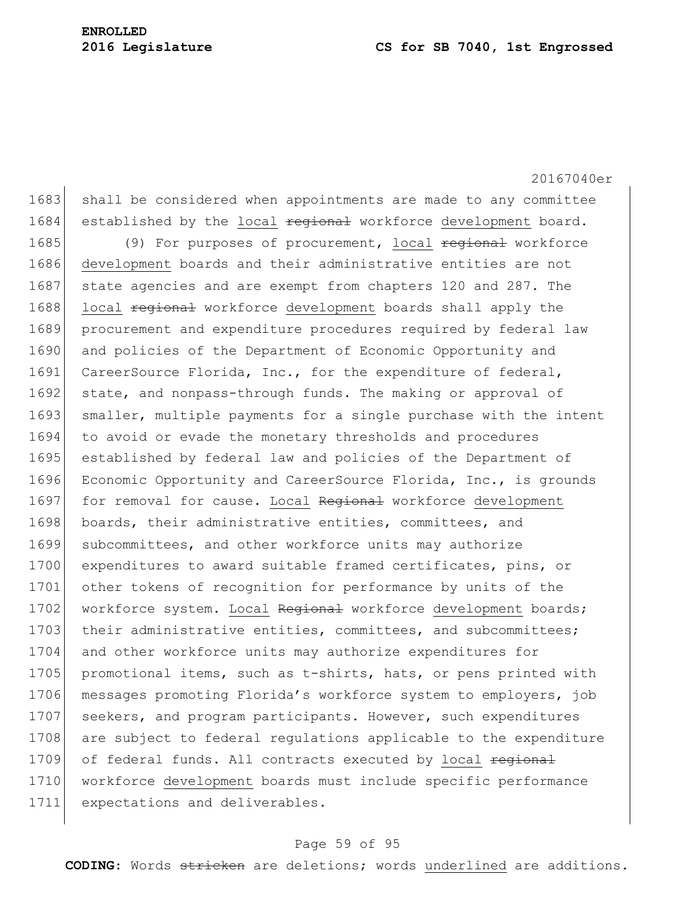shall be considered when appointments are made to any committee established by the local ~~regional~~ workforce development board.

(9) For purposes of procurement, local ~~regional~~ workforce development boards and their administrative entities are not state agencies and are exempt from chapters 120 and 287. The local ~~regional~~ workforce development boards shall apply the procurement and expenditure procedures required by federal law and policies of the Department of Economic Opportunity and CareerSource Florida, Inc., for the expenditure of federal, state, and nonpass-through funds. The making or approval of smaller, multiple payments for a single purchase with the intent to avoid or evade the monetary thresholds and procedures established by federal law and policies of the Department of Economic Opportunity and CareerSource Florida, Inc., is grounds for removal for cause. Local ~~Regional~~ workforce development boards, their administrative entities, committees, and subcommittees, and other workforce units may authorize expenditures to award suitable framed certificates, pins, or other tokens of recognition for performance by units of the workforce system. Local ~~Regional~~ workforce development boards; their administrative entities, committees, and subcommittees; and other workforce units may authorize expenditures for promotional items, such as t-shirts, hats, or pens printed with messages promoting Florida's workforce system to employers, job seekers, and program participants. However, such expenditures are subject to federal regulations applicable to the expenditure of federal funds. All contracts executed by local ~~regional~~ workforce development boards must include specific performance expectations and deliverables.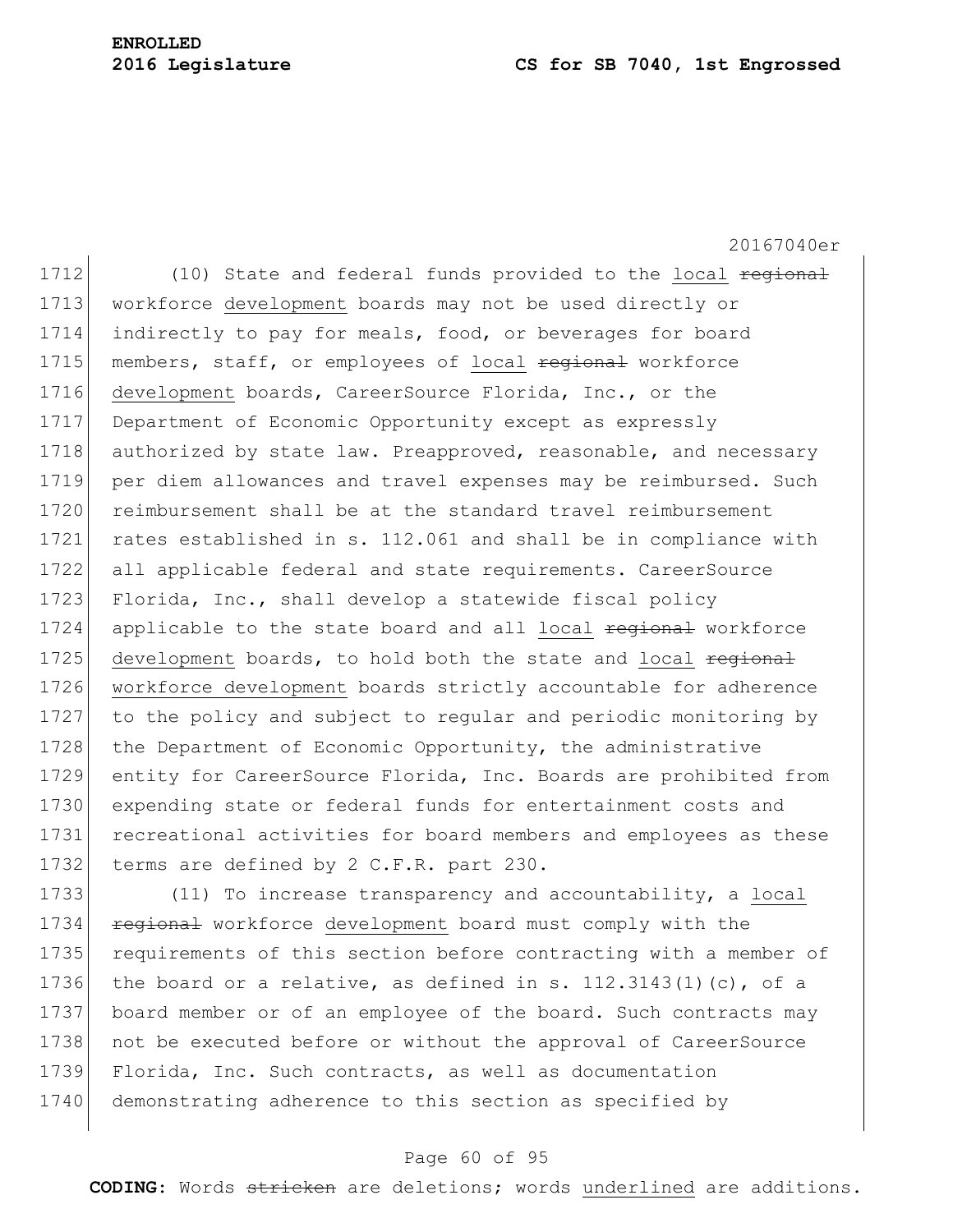(10) State and federal funds provided to the local ~~regional~~ workforce development boards may not be used directly or indirectly to pay for meals, food, or beverages for board members, staff, or employees of local ~~regional~~ workforce development boards, CareerSource Florida, Inc., or the Department of Economic Opportunity except as expressly authorized by state law. Preapproved, reasonable, and necessary per diem allowances and travel expenses may be reimbursed. Such reimbursement shall be at the standard travel reimbursement rates established in s. 112.061 and shall be in compliance with all applicable federal and state requirements. CareerSource Florida, Inc., shall develop a statewide fiscal policy applicable to the state board and all local ~~regional~~ workforce development boards, to hold both the state and local ~~regional~~ workforce development boards strictly accountable for adherence to the policy and subject to regular and periodic monitoring by the Department of Economic Opportunity, the administrative entity for CareerSource Florida, Inc. Boards are prohibited from expending state or federal funds for entertainment costs and recreational activities for board members and employees as these terms are defined by 2 C.F.R. part 230.

(11) To increase transparency and accountability, a local ~~regional~~ workforce development board must comply with the requirements of this section before contracting with a member of the board or a relative, as defined in s. 112.3143(1)(c), of a board member or of an employee of the board. Such contracts may not be executed before or without the approval of CareerSource Florida, Inc. Such contracts, as well as documentation demonstrating adherence to this section as specified by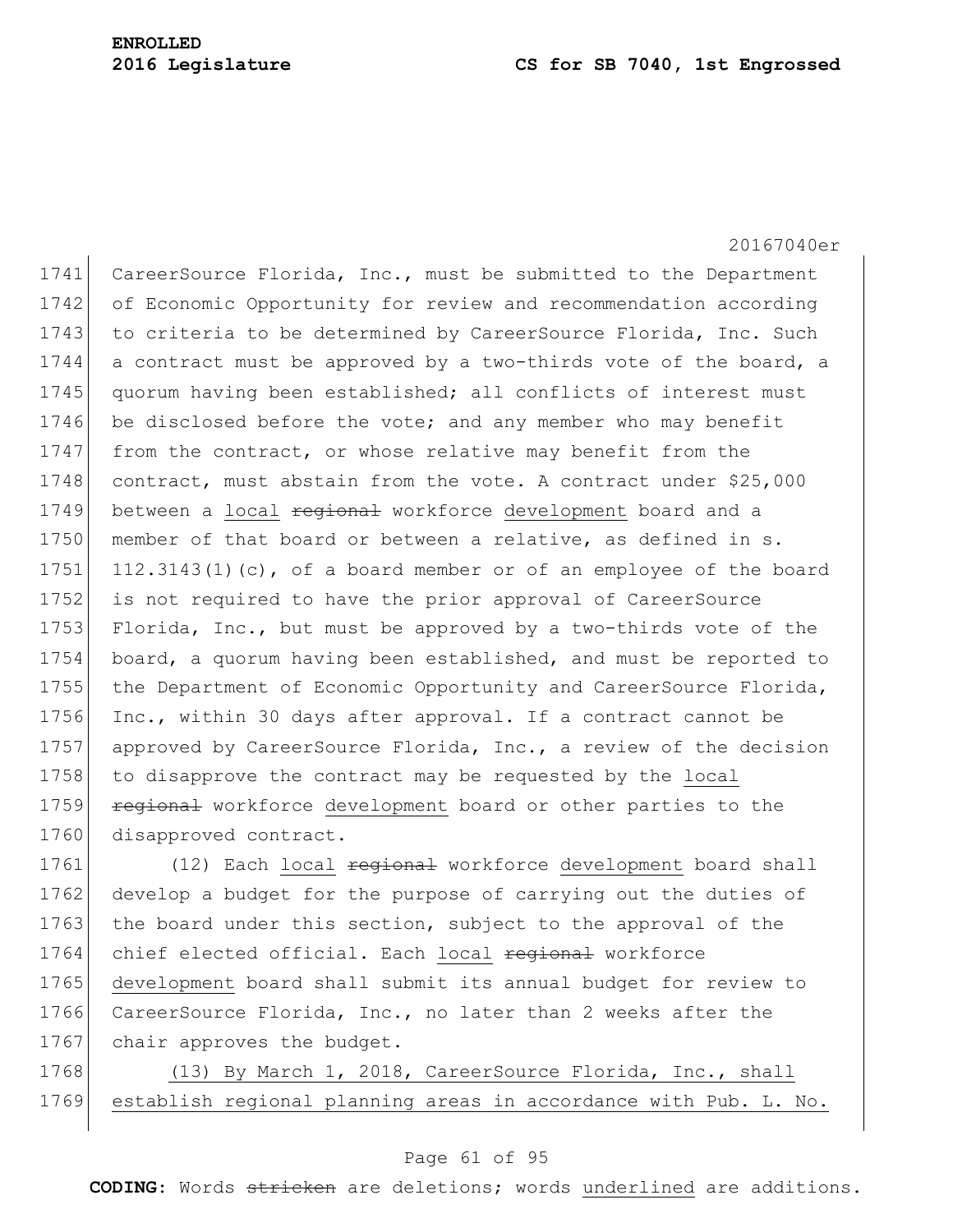CareerSource Florida, Inc., must be submitted to the Department of Economic Opportunity for review and recommendation according to criteria to be determined by CareerSource Florida, Inc. Such a contract must be approved by a two-thirds vote of the board, a quorum having been established; all conflicts of interest must be disclosed before the vote; and any member who may benefit from the contract, or whose relative may benefit from the contract, must abstain from the vote. A contract under $25,000 between a <u>local</u> ~~regional~~ workforce <u>development</u> board and a member of that board or between a relative, as defined in s. 112.3143(1)(c), of a board member or of an employee of the board is not required to have the prior approval of CareerSource Florida, Inc., but must be approved by a two-thirds vote of the board, a quorum having been established, and must be reported to the Department of Economic Opportunity and CareerSource Florida, Inc., within 30 days after approval. If a contract cannot be approved by CareerSource Florida, Inc., a review of the decision to disapprove the contract may be requested by the <u>local</u> ~~regional~~ workforce <u>development</u> board or other parties to the disapproved contract.

(12) Each <u>local</u> ~~regional~~ workforce <u>development</u> board shall develop a budget for the purpose of carrying out the duties of the board under this section, subject to the approval of the chief elected official. Each <u>local</u> ~~regional~~ workforce <u>development</u> board shall submit its annual budget for review to CareerSource Florida, Inc., no later than 2 weeks after the chair approves the budget.

<u>(13) By March 1, 2018, CareerSource Florida, Inc., shall establish regional planning areas in accordance with Pub. L. No.</u>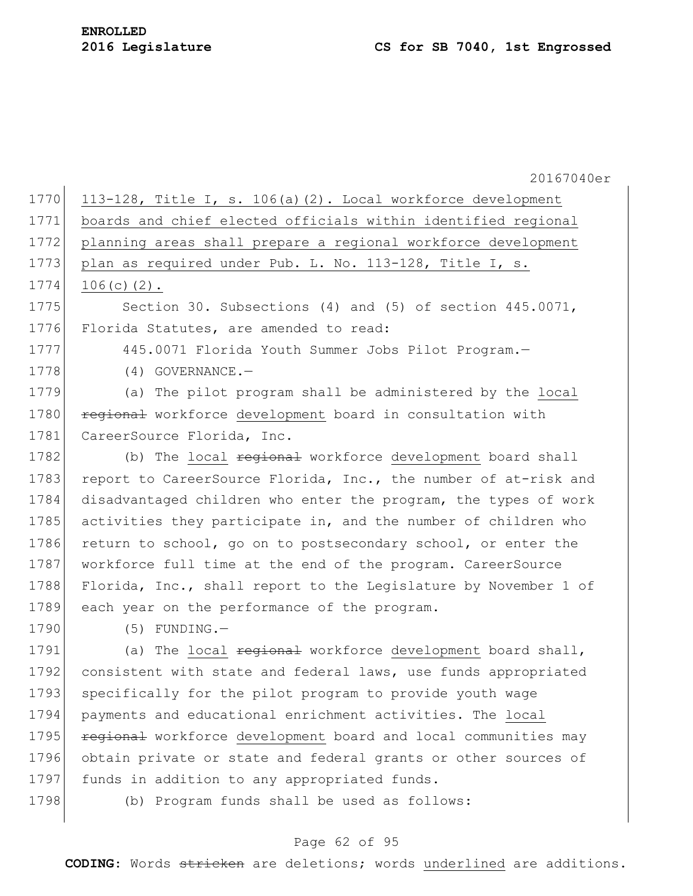113-128, Title I, s. 106(a)(2). Local workforce development boards and chief elected officials within identified regional planning areas shall prepare a regional workforce development plan as required under Pub. L. No. 113-128, Title I, s. 106(c)(2).

Section 30. Subsections (4) and (5) of section 445.0071, Florida Statutes, are amended to read:

445.0071 Florida Youth Summer Jobs Pilot Program.—

(4) GOVERNANCE.—

(a) The pilot program shall be administered by the local ~~regional~~ workforce development board in consultation with CareerSource Florida, Inc.

(b) The local ~~regional~~ workforce development board shall report to CareerSource Florida, Inc., the number of at-risk and disadvantaged children who enter the program, the types of work activities they participate in, and the number of children who return to school, go on to postsecondary school, or enter the workforce full time at the end of the program. CareerSource Florida, Inc., shall report to the Legislature by November 1 of each year on the performance of the program.

(5) FUNDING.—

(a) The local ~~regional~~ workforce development board shall, consistent with state and federal laws, use funds appropriated specifically for the pilot program to provide youth wage payments and educational enrichment activities. The local ~~regional~~ workforce development board and local communities may obtain private or state and federal grants or other sources of funds in addition to any appropriated funds.

(b) Program funds shall be used as follows: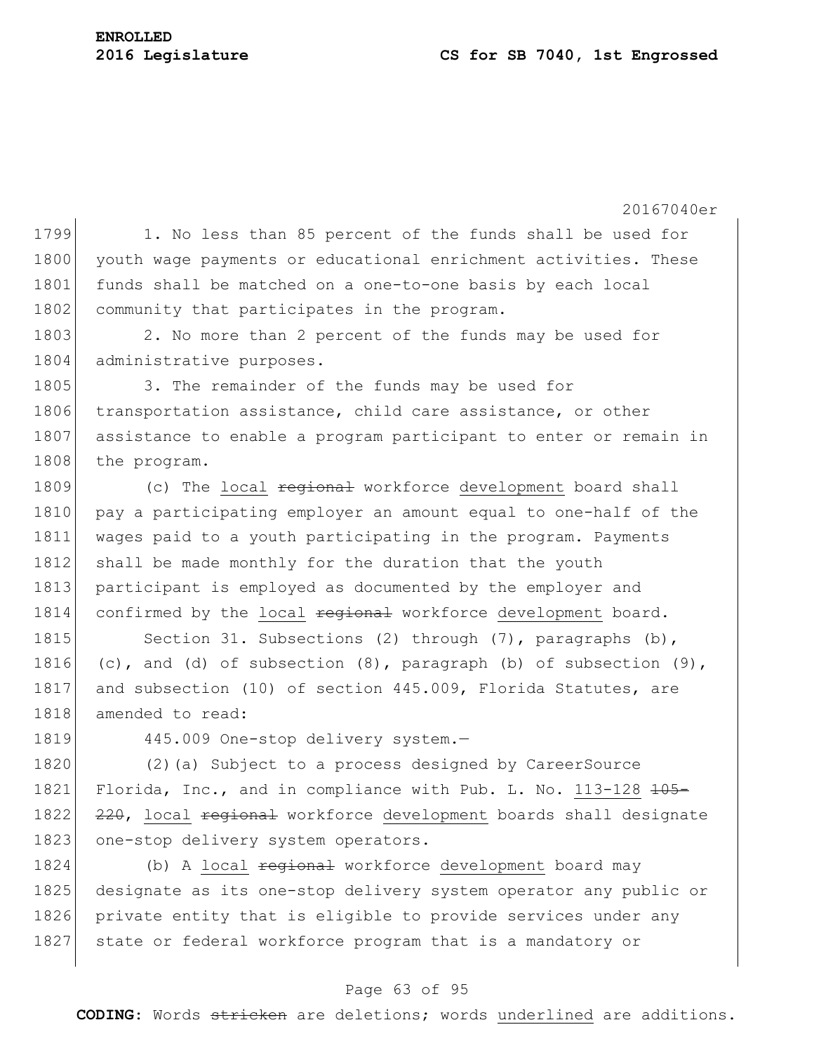1. No less than 85 percent of the funds shall be used for youth wage payments or educational enrichment activities. These funds shall be matched on a one-to-one basis by each local community that participates in the program.

2. No more than 2 percent of the funds may be used for administrative purposes.

3. The remainder of the funds may be used for transportation assistance, child care assistance, or other assistance to enable a program participant to enter or remain in the program.

(c) The local ~~regional~~ workforce development board shall pay a participating employer an amount equal to one-half of the wages paid to a youth participating in the program. Payments shall be made monthly for the duration that the youth participant is employed as documented by the employer and confirmed by the local ~~regional~~ workforce development board.

Section 31. Subsections (2) through (7), paragraphs (b), (c), and (d) of subsection (8), paragraph (b) of subsection (9), and subsection (10) of section 445.009, Florida Statutes, are amended to read:

445.009 One-stop delivery system.—

(2)(a) Subject to a process designed by CareerSource Florida, Inc., and in compliance with Pub. L. No. 113-128 ~~105-220~~, local ~~regional~~ workforce development boards shall designate one-stop delivery system operators.

(b) A local ~~regional~~ workforce development board may designate as its one-stop delivery system operator any public or private entity that is eligible to provide services under any state or federal workforce program that is a mandatory or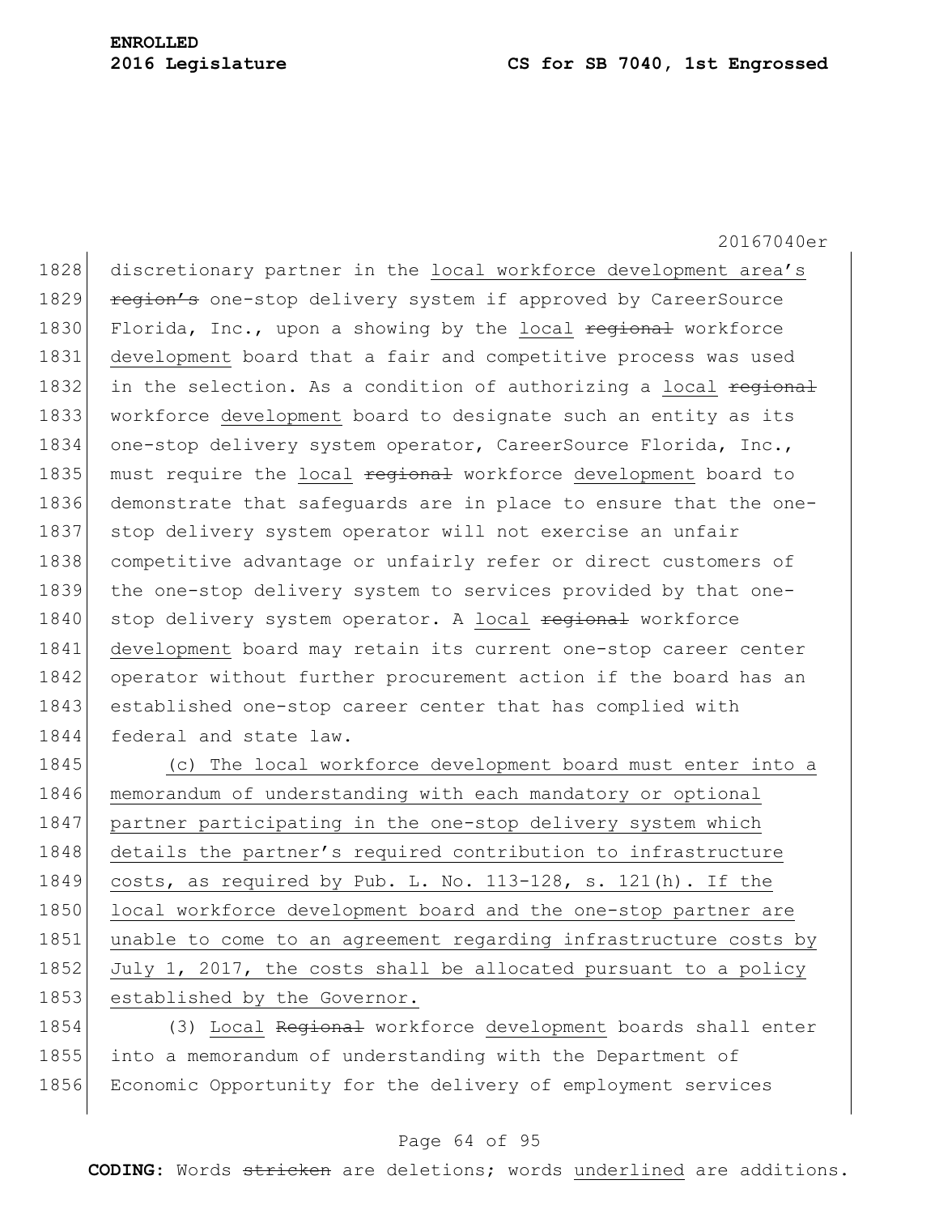discretionary partner in the local workforce development area's ~~region's~~ one-stop delivery system if approved by CareerSource Florida, Inc., upon a showing by the local ~~regional~~ workforce development board that a fair and competitive process was used in the selection. As a condition of authorizing a local ~~regional~~ workforce development board to designate such an entity as its one-stop delivery system operator, CareerSource Florida, Inc., must require the local ~~regional~~ workforce development board to demonstrate that safeguards are in place to ensure that the one-stop delivery system operator will not exercise an unfair competitive advantage or unfairly refer or direct customers of the one-stop delivery system to services provided by that one-stop delivery system operator. A local ~~regional~~ workforce development board may retain its current one-stop career center operator without further procurement action if the board has an established one-stop career center that has complied with federal and state law.

(c) The local workforce development board must enter into a memorandum of understanding with each mandatory or optional partner participating in the one-stop delivery system which details the partner's required contribution to infrastructure costs, as required by Pub. L. No. 113-128, s. 121(h). If the local workforce development board and the one-stop partner are unable to come to an agreement regarding infrastructure costs by July 1, 2017, the costs shall be allocated pursuant to a policy established by the Governor.

(3) Local ~~Regional~~ workforce development boards shall enter into a memorandum of understanding with the Department of Economic Opportunity for the delivery of employment services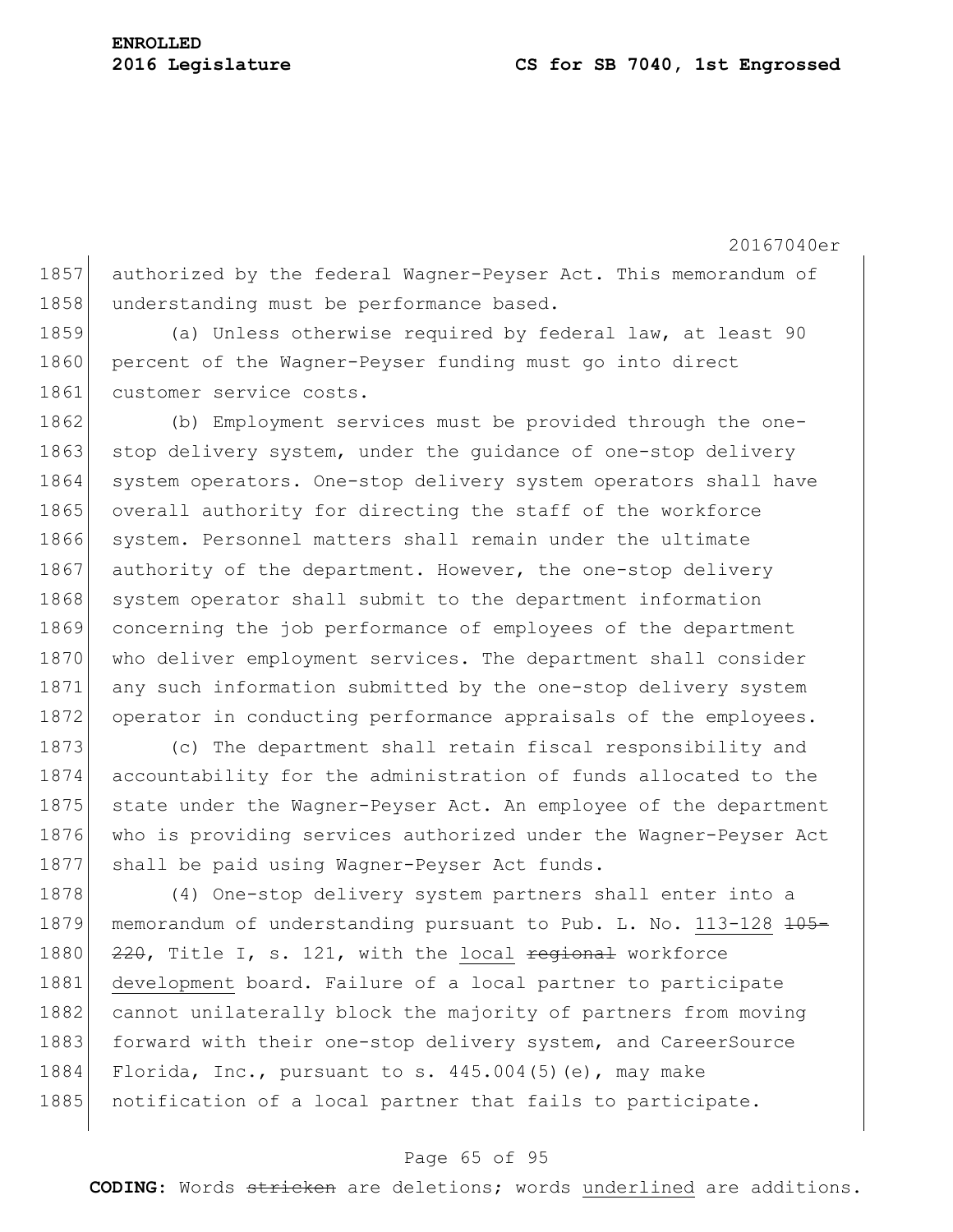authorized by the federal Wagner-Peyser Act. This memorandum of understanding must be performance based.

(a) Unless otherwise required by federal law, at least 90 percent of the Wagner-Peyser funding must go into direct customer service costs.

(b) Employment services must be provided through the one-stop delivery system, under the guidance of one-stop delivery system operators. One-stop delivery system operators shall have overall authority for directing the staff of the workforce system. Personnel matters shall remain under the ultimate authority of the department. However, the one-stop delivery system operator shall submit to the department information concerning the job performance of employees of the department who deliver employment services. The department shall consider any such information submitted by the one-stop delivery system operator in conducting performance appraisals of the employees.

(c) The department shall retain fiscal responsibility and accountability for the administration of funds allocated to the state under the Wagner-Peyser Act. An employee of the department who is providing services authorized under the Wagner-Peyser Act shall be paid using Wagner-Peyser Act funds.

(4) One-stop delivery system partners shall enter into a memorandum of understanding pursuant to Pub. L. No. 113-128 ~~105-220~~, Title I, s. 121, with the local ~~regional~~ workforce development board. Failure of a local partner to participate cannot unilaterally block the majority of partners from moving forward with their one-stop delivery system, and CareerSource Florida, Inc., pursuant to s. 445.004(5)(e), may make notification of a local partner that fails to participate.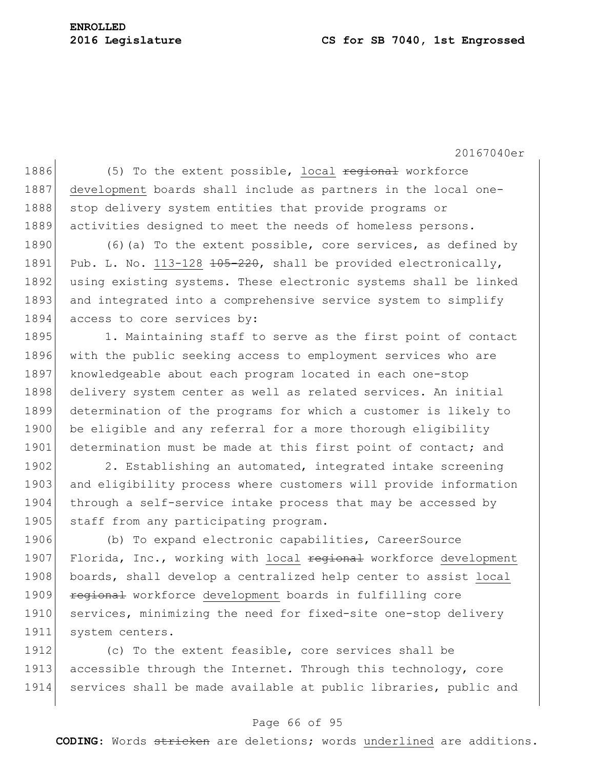(5) To the extent possible, local ~~regional~~ workforce development boards shall include as partners in the local one-stop delivery system entities that provide programs or activities designed to meet the needs of homeless persons.

(6)(a) To the extent possible, core services, as defined by Pub. L. No. 113-128 ~~105-220~~, shall be provided electronically, using existing systems. These electronic systems shall be linked and integrated into a comprehensive service system to simplify access to core services by:

1. Maintaining staff to serve as the first point of contact with the public seeking access to employment services who are knowledgeable about each program located in each one-stop delivery system center as well as related services. An initial determination of the programs for which a customer is likely to be eligible and any referral for a more thorough eligibility determination must be made at this first point of contact; and

2. Establishing an automated, integrated intake screening and eligibility process where customers will provide information through a self-service intake process that may be accessed by staff from any participating program.

(b) To expand electronic capabilities, CareerSource Florida, Inc., working with local ~~regional~~ workforce development boards, shall develop a centralized help center to assist local ~~regional~~ workforce development boards in fulfilling core services, minimizing the need for fixed-site one-stop delivery system centers.

(c) To the extent feasible, core services shall be accessible through the Internet. Through this technology, core services shall be made available at public libraries, public and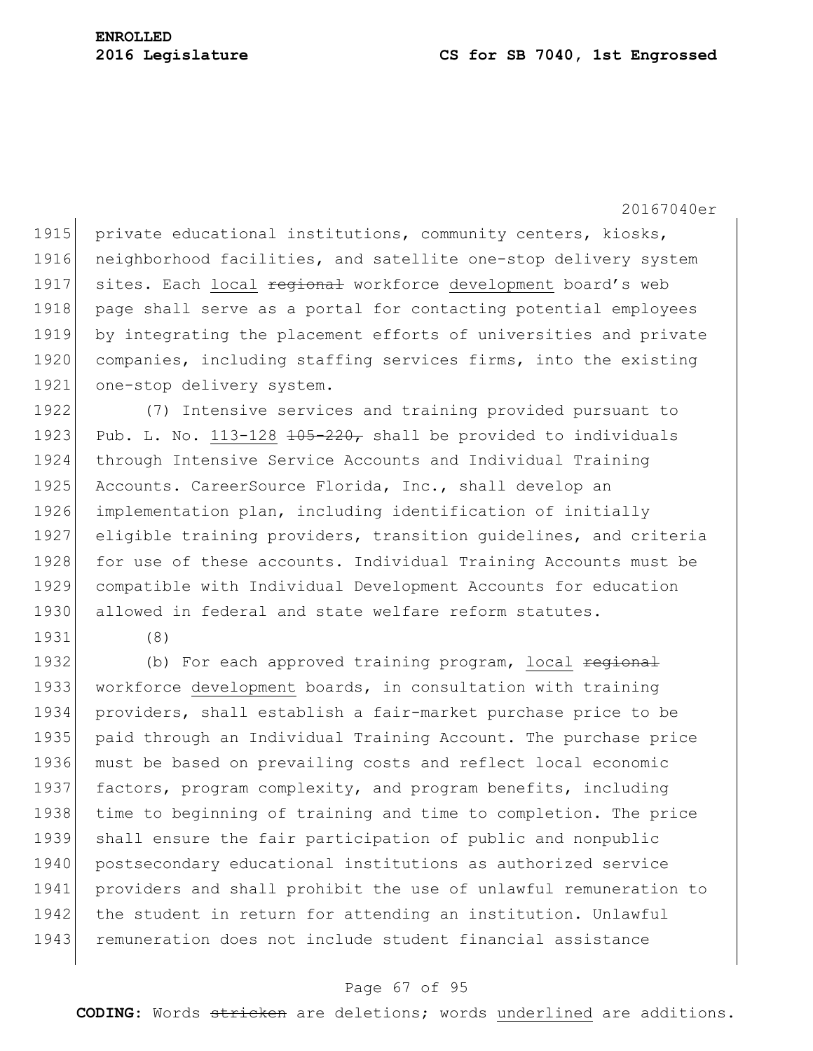private educational institutions, community centers, kiosks, neighborhood facilities, and satellite one-stop delivery system sites. Each local ~~regional~~ workforce development board's web page shall serve as a portal for contacting potential employees by integrating the placement efforts of universities and private companies, including staffing services firms, into the existing one-stop delivery system.

(7) Intensive services and training provided pursuant to Pub. L. No. 113-128 ~~105-220,~~ shall be provided to individuals through Intensive Service Accounts and Individual Training Accounts. CareerSource Florida, Inc., shall develop an implementation plan, including identification of initially eligible training providers, transition guidelines, and criteria for use of these accounts. Individual Training Accounts must be compatible with Individual Development Accounts for education allowed in federal and state welfare reform statutes.

(8)

(b) For each approved training program, local ~~regional~~ workforce development boards, in consultation with training providers, shall establish a fair-market purchase price to be paid through an Individual Training Account. The purchase price must be based on prevailing costs and reflect local economic factors, program complexity, and program benefits, including time to beginning of training and time to completion. The price shall ensure the fair participation of public and nonpublic postsecondary educational institutions as authorized service providers and shall prohibit the use of unlawful remuneration to the student in return for attending an institution. Unlawful remuneration does not include student financial assistance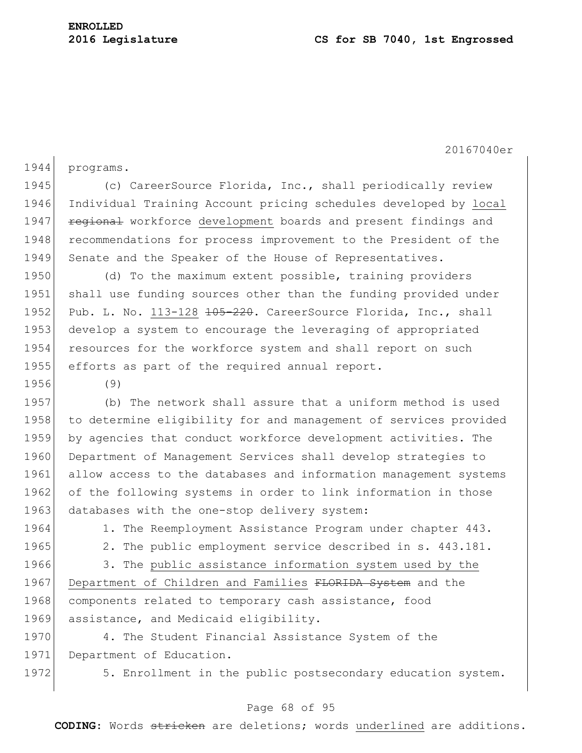programs.

(c) CareerSource Florida, Inc., shall periodically review Individual Training Account pricing schedules developed by <u>local</u> ~~regional~~ workforce <u>development</u> boards and present findings and recommendations for process improvement to the President of the Senate and the Speaker of the House of Representatives.

(d) To the maximum extent possible, training providers shall use funding sources other than the funding provided under Pub. L. No. <u>113-128</u> ~~105-220~~. CareerSource Florida, Inc., shall develop a system to encourage the leveraging of appropriated resources for the workforce system and shall report on such efforts as part of the required annual report.

(9)

(b) The network shall assure that a uniform method is used to determine eligibility for and management of services provided by agencies that conduct workforce development activities. The Department of Management Services shall develop strategies to allow access to the databases and information management systems of the following systems in order to link information in those databases with the one-stop delivery system:

1. The Reemployment Assistance Program under chapter 443.

2. The public employment service described in s. 443.181.

3. The <u>public assistance information system used by the Department of Children and Families</u> ~~FLORIDA System~~ and the components related to temporary cash assistance, food assistance, and Medicaid eligibility.

4. The Student Financial Assistance System of the Department of Education.

5. Enrollment in the public postsecondary education system.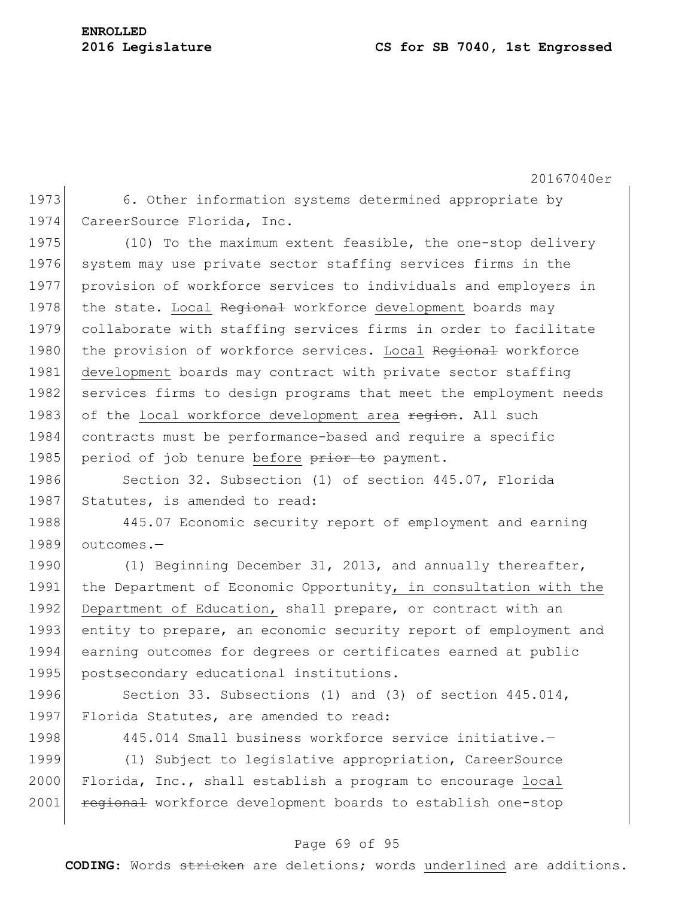6. Other information systems determined appropriate by CareerSource Florida, Inc.

(10) To the maximum extent feasible, the one-stop delivery system may use private sector staffing services firms in the provision of workforce services to individuals and employers in the state. <u>Local</u> ~~Regional~~ workforce <u>development</u> boards may collaborate with staffing services firms in order to facilitate the provision of workforce services. <u>Local</u> ~~Regional~~ workforce <u>development</u> boards may contract with private sector staffing services firms to design programs that meet the employment needs of the <u>local workforce development area</u> ~~region~~. All such contracts must be performance-based and require a specific period of job tenure <u>before</u> ~~prior to~~ payment.

Section 32. Subsection (1) of section 445.07, Florida Statutes, is amended to read:

445.07 Economic security report of employment and earning outcomes.—

(1) Beginning December 31, 2013, and annually thereafter, the Department of Economic Opportunity<u>, in consultation with the Department of Education,</u> shall prepare, or contract with an entity to prepare, an economic security report of employment and earning outcomes for degrees or certificates earned at public postsecondary educational institutions.

Section 33. Subsections (1) and (3) of section 445.014, Florida Statutes, are amended to read:

445.014 Small business workforce service initiative.—

(1) Subject to legislative appropriation, CareerSource Florida, Inc., shall establish a program to encourage <u>local</u> ~~regional~~ workforce development boards to establish one-stop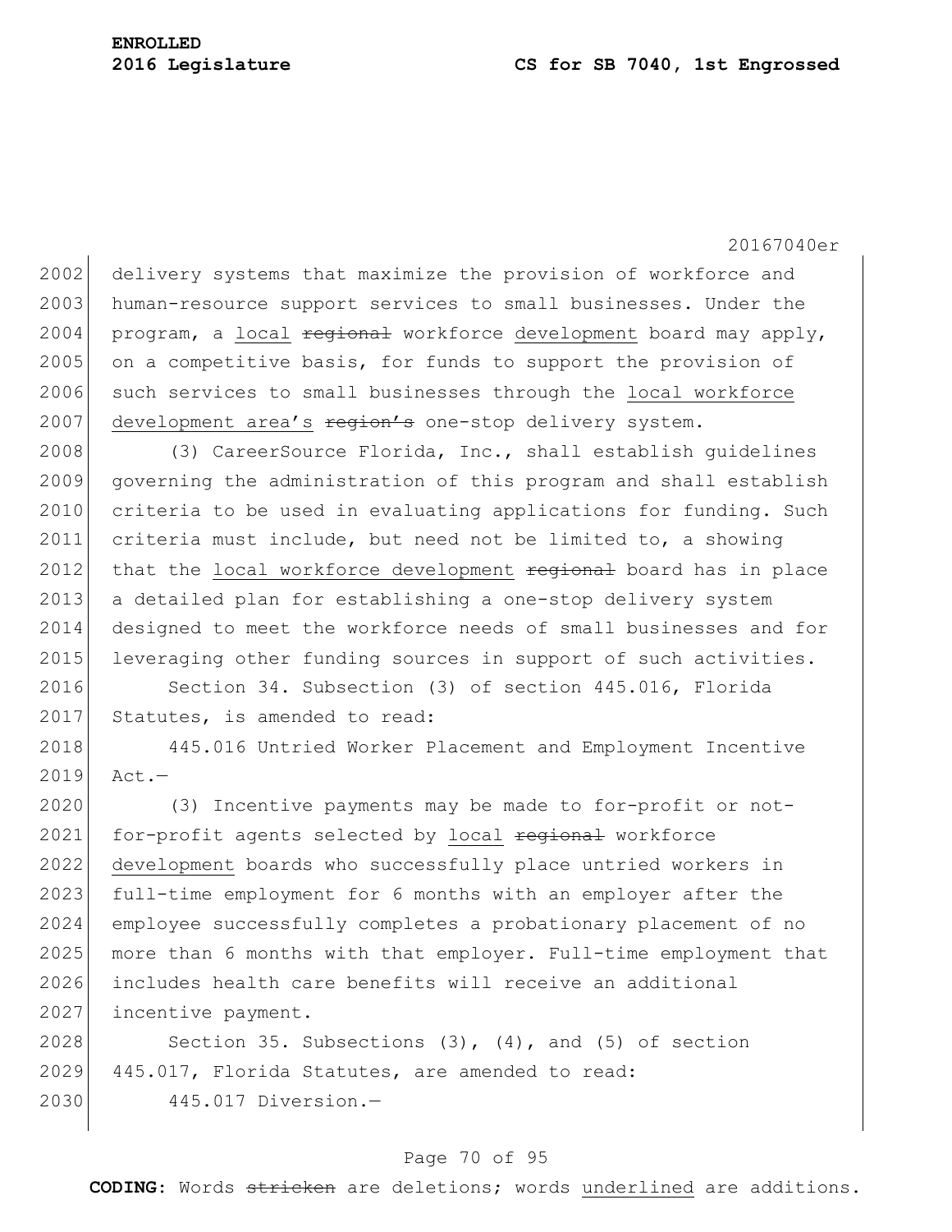delivery systems that maximize the provision of workforce and human-resource support services to small businesses. Under the program, a <u>local</u> ~~regional~~ workforce <u>development</u> board may apply, on a competitive basis, for funds to support the provision of such services to small businesses through the <u>local workforce development area's</u> ~~region's~~ one-stop delivery system.

(3) CareerSource Florida, Inc., shall establish guidelines governing the administration of this program and shall establish criteria to be used in evaluating applications for funding. Such criteria must include, but need not be limited to, a showing that the <u>local workforce development</u> ~~regional~~ board has in place a detailed plan for establishing a one-stop delivery system designed to meet the workforce needs of small businesses and for leveraging other funding sources in support of such activities.

Section 34. Subsection (3) of section 445.016, Florida Statutes, is amended to read:

445.016 Untried Worker Placement and Employment Incentive Act.—

(3) Incentive payments may be made to for-profit or not-for-profit agents selected by <u>local</u> ~~regional~~ workforce <u>development</u> boards who successfully place untried workers in full-time employment for 6 months with an employer after the employee successfully completes a probationary placement of no more than 6 months with that employer. Full-time employment that includes health care benefits will receive an additional incentive payment.

Section 35. Subsections (3), (4), and (5) of section 445.017, Florida Statutes, are amended to read:

445.017 Diversion.—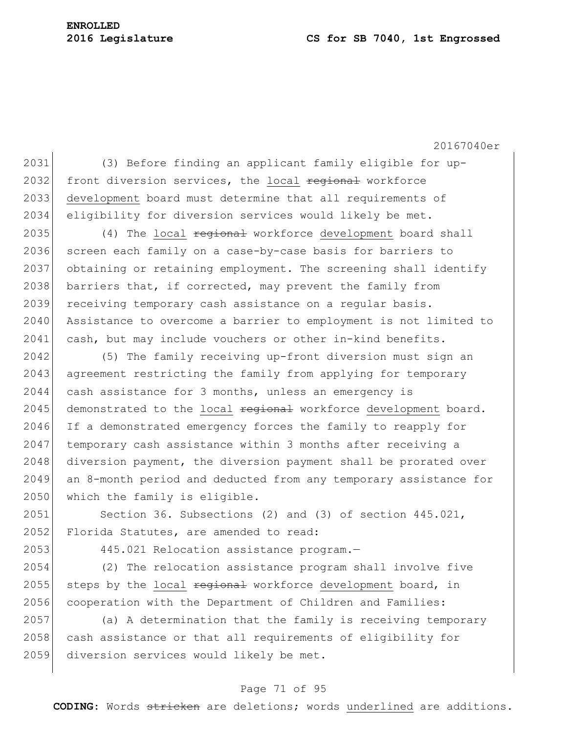(3) Before finding an applicant family eligible for up-front diversion services, the local ~~regional~~ workforce development board must determine that all requirements of eligibility for diversion services would likely be met.

(4) The local ~~regional~~ workforce development board shall screen each family on a case-by-case basis for barriers to obtaining or retaining employment. The screening shall identify barriers that, if corrected, may prevent the family from receiving temporary cash assistance on a regular basis. Assistance to overcome a barrier to employment is not limited to cash, but may include vouchers or other in-kind benefits.

(5) The family receiving up-front diversion must sign an agreement restricting the family from applying for temporary cash assistance for 3 months, unless an emergency is demonstrated to the local ~~regional~~ workforce development board. If a demonstrated emergency forces the family to reapply for temporary cash assistance within 3 months after receiving a diversion payment, the diversion payment shall be prorated over an 8-month period and deducted from any temporary assistance for which the family is eligible.

Section 36. Subsections (2) and (3) of section 445.021, Florida Statutes, are amended to read:

445.021 Relocation assistance program.—

(2) The relocation assistance program shall involve five steps by the local ~~regional~~ workforce development board, in cooperation with the Department of Children and Families:

(a) A determination that the family is receiving temporary cash assistance or that all requirements of eligibility for diversion services would likely be met.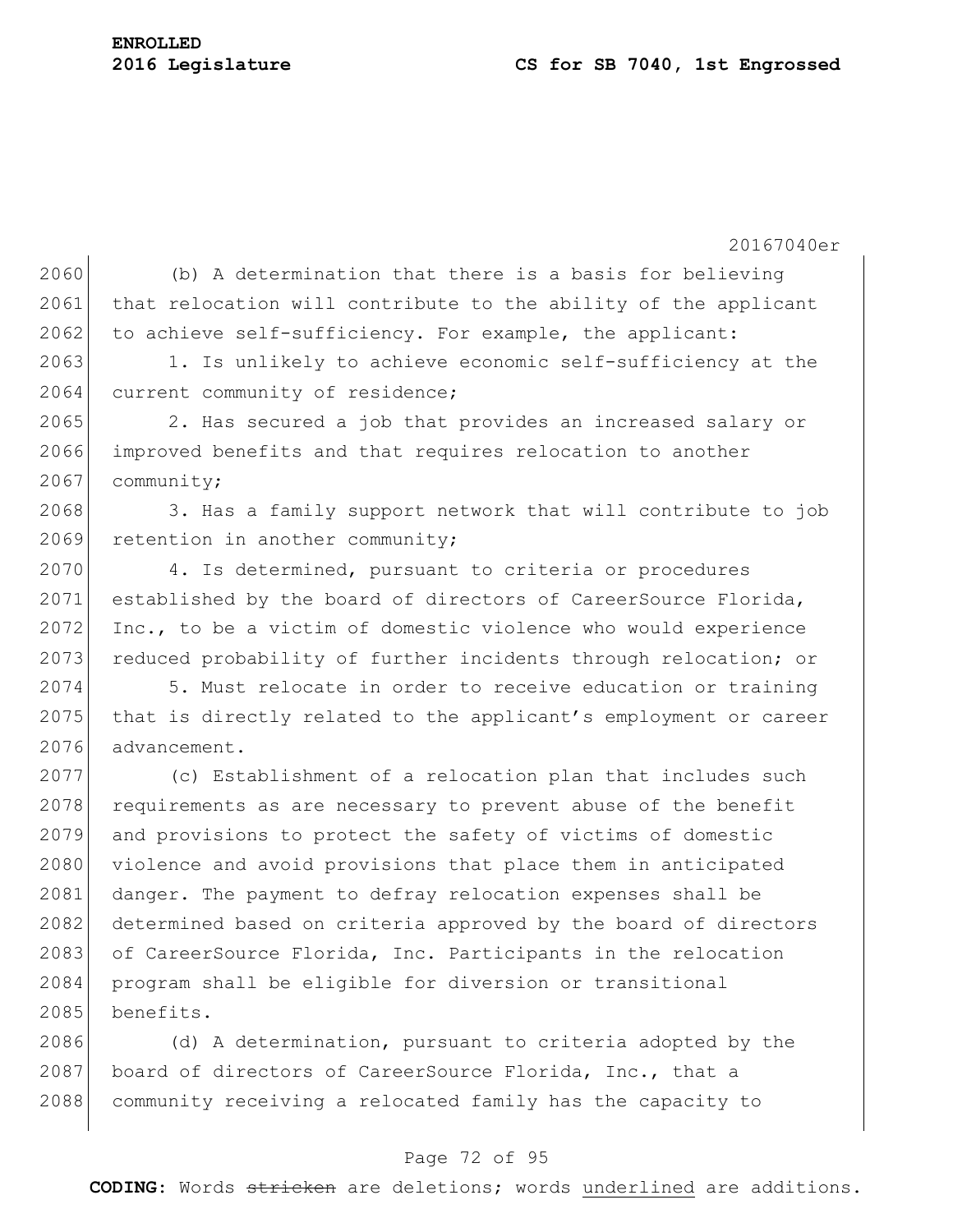(b) A determination that there is a basis for believing that relocation will contribute to the ability of the applicant to achieve self-sufficiency. For example, the applicant:

1. Is unlikely to achieve economic self-sufficiency at the current community of residence;

2. Has secured a job that provides an increased salary or improved benefits and that requires relocation to another community;

3. Has a family support network that will contribute to job retention in another community;

4. Is determined, pursuant to criteria or procedures established by the board of directors of CareerSource Florida, Inc., to be a victim of domestic violence who would experience reduced probability of further incidents through relocation; or

5. Must relocate in order to receive education or training that is directly related to the applicant's employment or career advancement.

(c) Establishment of a relocation plan that includes such requirements as are necessary to prevent abuse of the benefit and provisions to protect the safety of victims of domestic violence and avoid provisions that place them in anticipated danger. The payment to defray relocation expenses shall be determined based on criteria approved by the board of directors of CareerSource Florida, Inc. Participants in the relocation program shall be eligible for diversion or transitional benefits.

(d) A determination, pursuant to criteria adopted by the board of directors of CareerSource Florida, Inc., that a community receiving a relocated family has the capacity to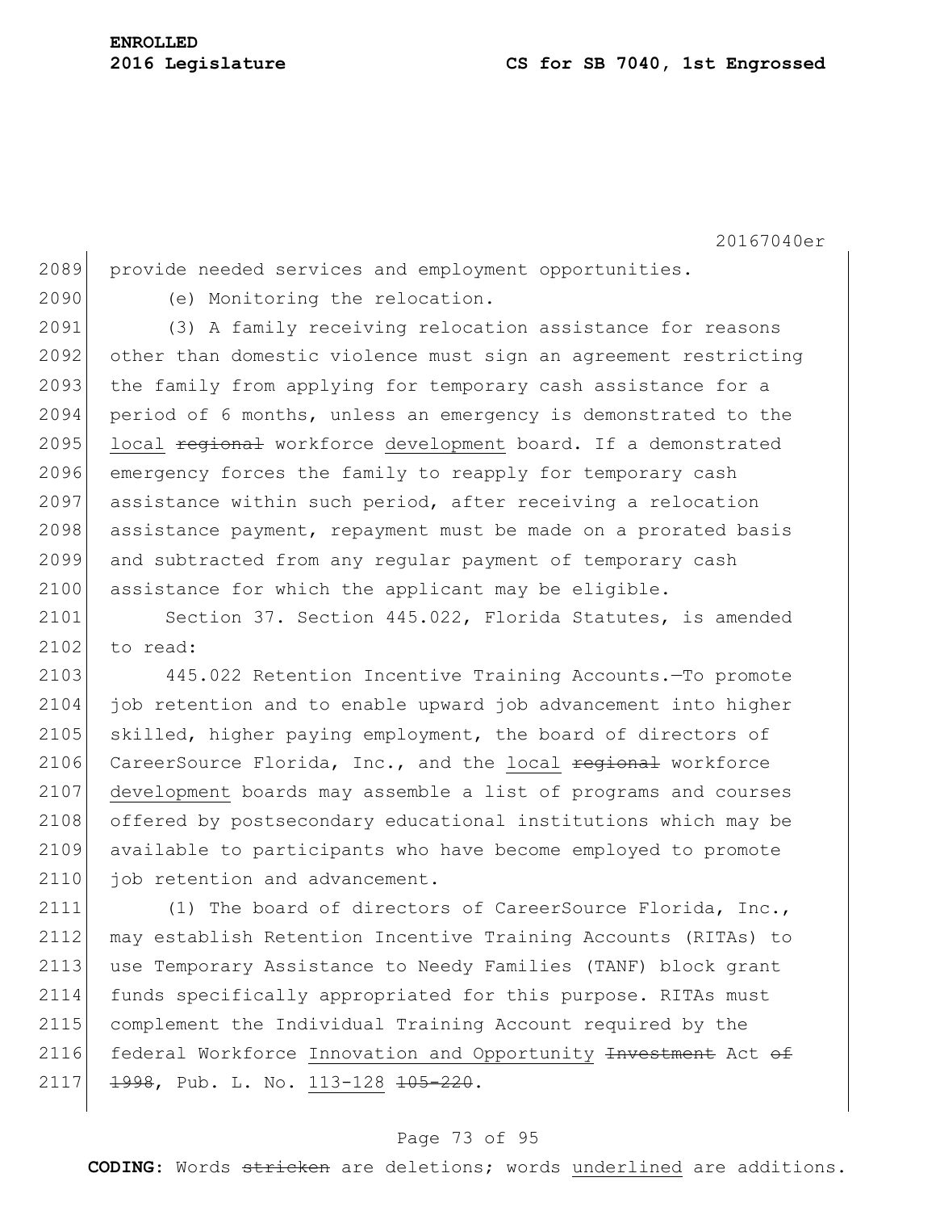provide needed services and employment opportunities.

(e) Monitoring the relocation.

(3) A family receiving relocation assistance for reasons other than domestic violence must sign an agreement restricting the family from applying for temporary cash assistance for a period of 6 months, unless an emergency is demonstrated to the <u>local</u> ~~regional~~ workforce <u>development</u> board. If a demonstrated emergency forces the family to reapply for temporary cash assistance within such period, after receiving a relocation assistance payment, repayment must be made on a prorated basis and subtracted from any regular payment of temporary cash assistance for which the applicant may be eligible.

Section 37. Section 445.022, Florida Statutes, is amended to read:

445.022 Retention Incentive Training Accounts.—To promote job retention and to enable upward job advancement into higher skilled, higher paying employment, the board of directors of CareerSource Florida, Inc., and the <u>local</u> ~~regional~~ workforce <u>development</u> boards may assemble a list of programs and courses offered by postsecondary educational institutions which may be available to participants who have become employed to promote job retention and advancement.

(1) The board of directors of CareerSource Florida, Inc., may establish Retention Incentive Training Accounts (RITAs) to use Temporary Assistance to Needy Families (TANF) block grant funds specifically appropriated for this purpose. RITAs must complement the Individual Training Account required by the federal Workforce <u>Innovation and Opportunity</u> ~~Investment~~ Act ~~of 1998~~, Pub. L. No. <u>113-128</u> ~~105-220~~.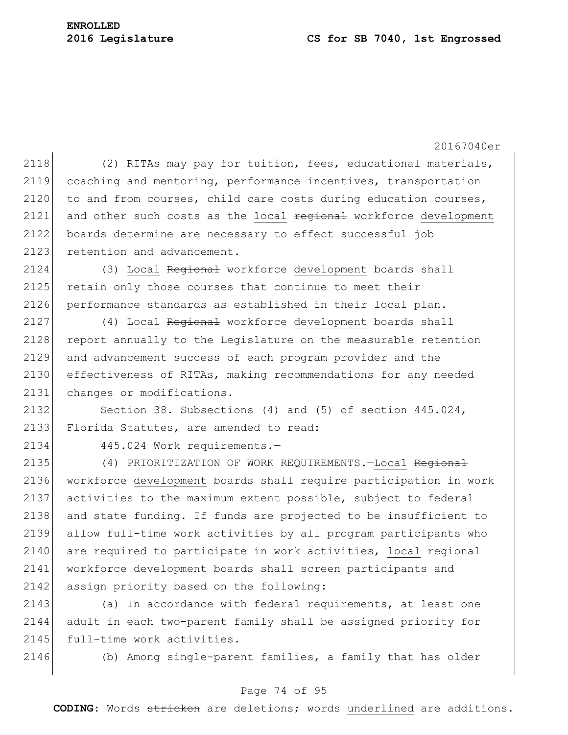(2) RITAs may pay for tuition, fees, educational materials, coaching and mentoring, performance incentives, transportation to and from courses, child care costs during education courses, and other such costs as the <u>local</u> ~~regional~~ workforce <u>development</u> boards determine are necessary to effect successful job retention and advancement.

(3) <u>Local</u> ~~Regional~~ workforce <u>development</u> boards shall retain only those courses that continue to meet their performance standards as established in their local plan.

(4) <u>Local</u> ~~Regional~~ workforce <u>development</u> boards shall report annually to the Legislature on the measurable retention and advancement success of each program provider and the effectiveness of RITAs, making recommendations for any needed changes or modifications.

Section 38. Subsections (4) and (5) of section 445.024, Florida Statutes, are amended to read:

445.024 Work requirements.—

(4) PRIORITIZATION OF WORK REQUIREMENTS.—<u>Local</u> ~~Regional~~ workforce <u>development</u> boards shall require participation in work activities to the maximum extent possible, subject to federal and state funding. If funds are projected to be insufficient to allow full-time work activities by all program participants who are required to participate in work activities, <u>local</u> ~~regional~~ workforce <u>development</u> boards shall screen participants and assign priority based on the following:

(a) In accordance with federal requirements, at least one adult in each two-parent family shall be assigned priority for full-time work activities.

(b) Among single-parent families, a family that has older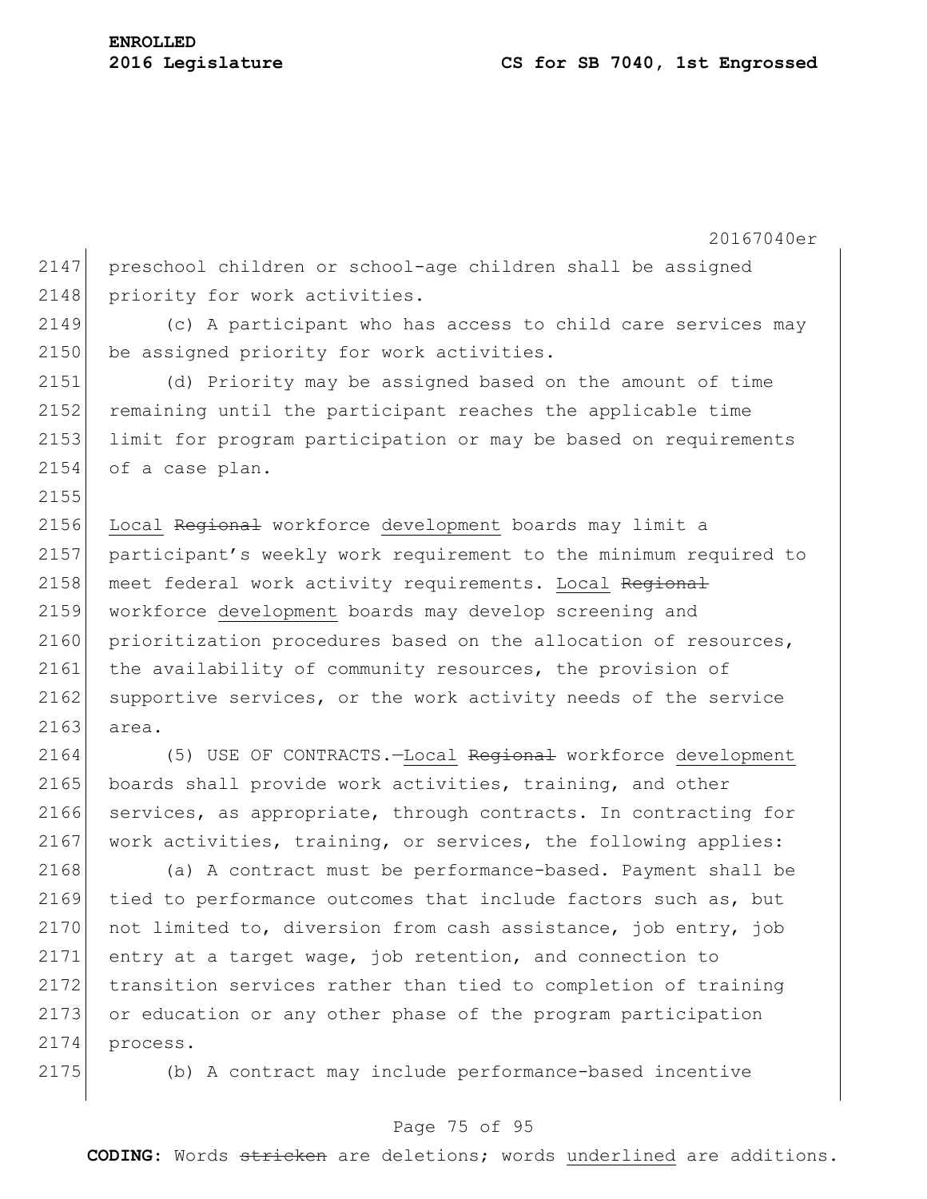preschool children or school-age children shall be assigned priority for work activities.

(c) A participant who has access to child care services may be assigned priority for work activities.

(d) Priority may be assigned based on the amount of time remaining until the participant reaches the applicable time limit for program participation or may be based on requirements of a case plan.

Local ~~Regional~~ workforce development boards may limit a participant's weekly work requirement to the minimum required to meet federal work activity requirements. Local ~~Regional~~ workforce development boards may develop screening and prioritization procedures based on the allocation of resources, the availability of community resources, the provision of supportive services, or the work activity needs of the service area.

(5) USE OF CONTRACTS.—Local ~~Regional~~ workforce development boards shall provide work activities, training, and other services, as appropriate, through contracts. In contracting for work activities, training, or services, the following applies:

(a) A contract must be performance-based. Payment shall be tied to performance outcomes that include factors such as, but not limited to, diversion from cash assistance, job entry, job entry at a target wage, job retention, and connection to transition services rather than tied to completion of training or education or any other phase of the program participation process.

(b) A contract may include performance-based incentive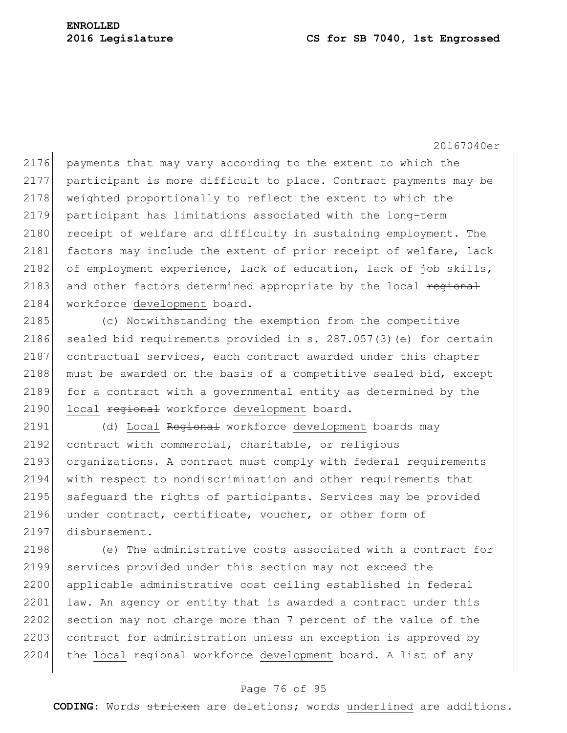payments that may vary according to the extent to which the participant is more difficult to place. Contract payments may be weighted proportionally to reflect the extent to which the participant has limitations associated with the long-term receipt of welfare and difficulty in sustaining employment. The factors may include the extent of prior receipt of welfare, lack of employment experience, lack of education, lack of job skills, and other factors determined appropriate by the <u>local</u> ~~regional~~ workforce <u>development</u> board.

(c) Notwithstanding the exemption from the competitive sealed bid requirements provided in s. 287.057(3)(e) for certain contractual services, each contract awarded under this chapter must be awarded on the basis of a competitive sealed bid, except for a contract with a governmental entity as determined by the <u>local</u> ~~regional~~ workforce <u>development</u> board.

(d) <u>Local</u> ~~Regional~~ workforce <u>development</u> boards may contract with commercial, charitable, or religious organizations. A contract must comply with federal requirements with respect to nondiscrimination and other requirements that safeguard the rights of participants. Services may be provided under contract, certificate, voucher, or other form of disbursement.

(e) The administrative costs associated with a contract for services provided under this section may not exceed the applicable administrative cost ceiling established in federal law. An agency or entity that is awarded a contract under this section may not charge more than 7 percent of the value of the contract for administration unless an exception is approved by the <u>local</u> ~~regional~~ workforce <u>development</u> board. A list of any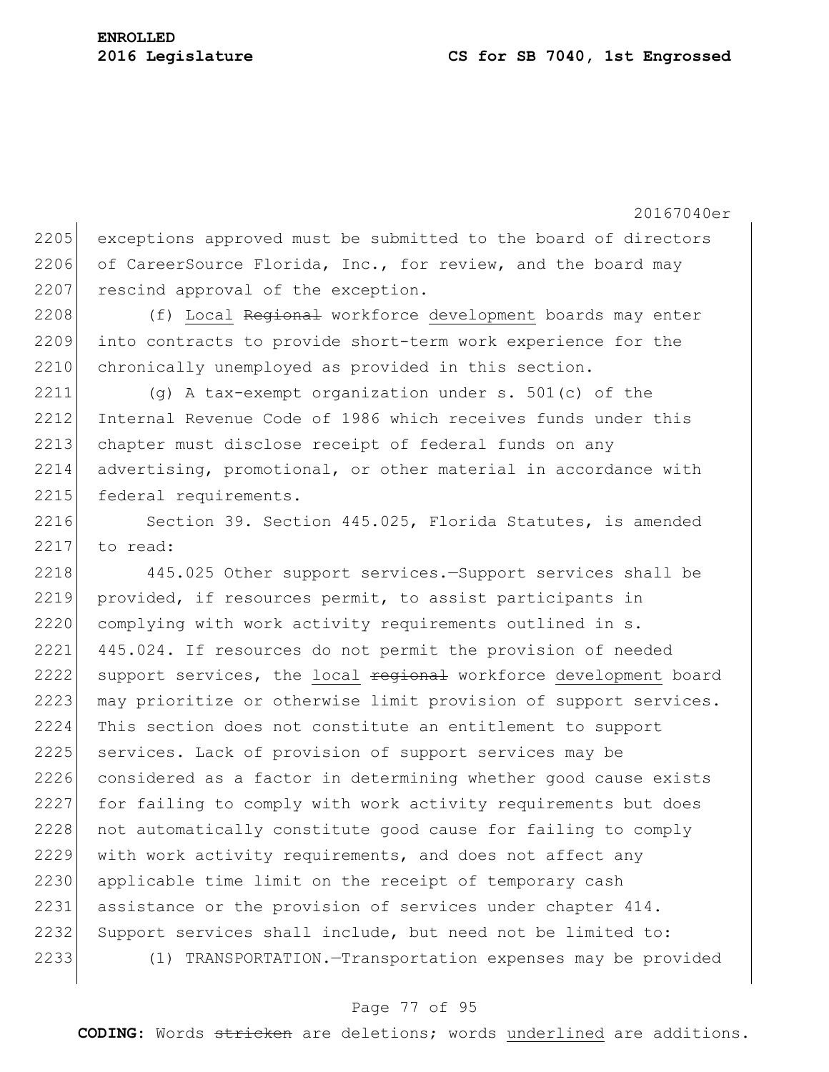exceptions approved must be submitted to the board of directors of CareerSource Florida, Inc., for review, and the board may rescind approval of the exception.

(f) <u>Local</u> ~~Regional~~ workforce <u>development</u> boards may enter into contracts to provide short-term work experience for the chronically unemployed as provided in this section.

(g) A tax-exempt organization under s. 501(c) of the Internal Revenue Code of 1986 which receives funds under this chapter must disclose receipt of federal funds on any advertising, promotional, or other material in accordance with federal requirements.

Section 39. Section 445.025, Florida Statutes, is amended to read:

445.025 Other support services.—Support services shall be provided, if resources permit, to assist participants in complying with work activity requirements outlined in s. 445.024. If resources do not permit the provision of needed support services, the <u>local</u> ~~regional~~ workforce <u>development</u> board may prioritize or otherwise limit provision of support services. This section does not constitute an entitlement to support services. Lack of provision of support services may be considered as a factor in determining whether good cause exists for failing to comply with work activity requirements but does not automatically constitute good cause for failing to comply with work activity requirements, and does not affect any applicable time limit on the receipt of temporary cash assistance or the provision of services under chapter 414. Support services shall include, but need not be limited to:

(1) TRANSPORTATION.—Transportation expenses may be provided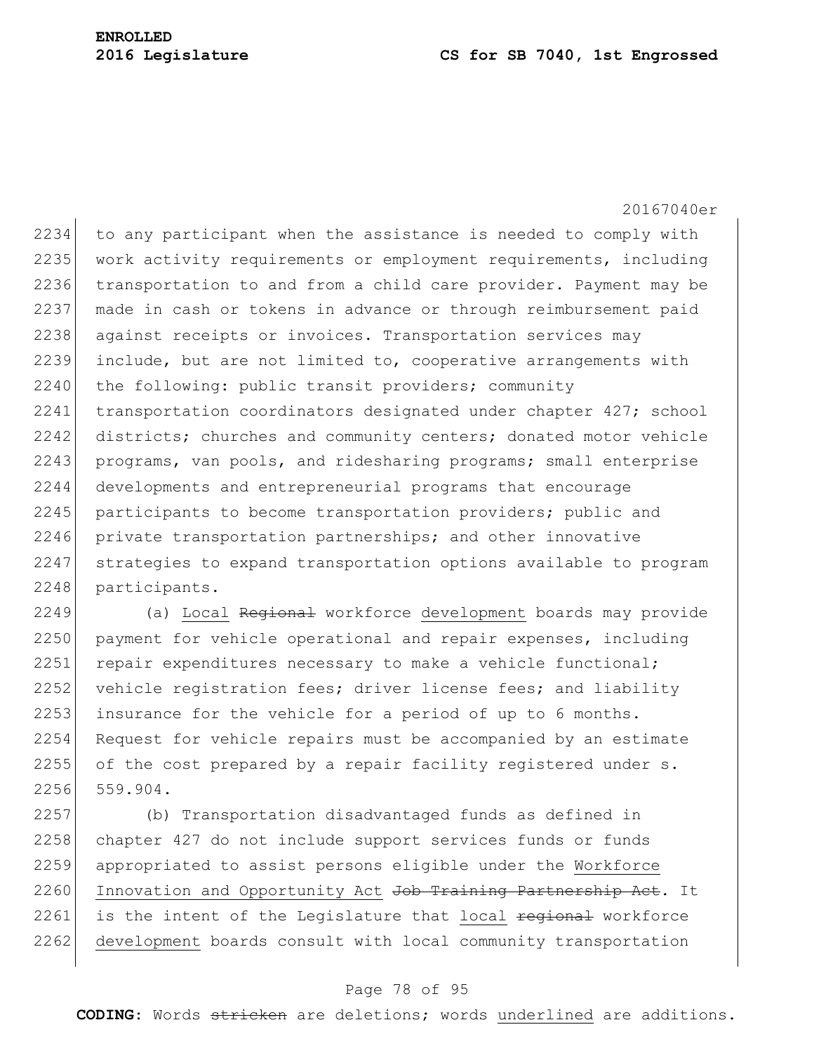to any participant when the assistance is needed to comply with work activity requirements or employment requirements, including transportation to and from a child care provider. Payment may be made in cash or tokens in advance or through reimbursement paid against receipts or invoices. Transportation services may include, but are not limited to, cooperative arrangements with the following: public transit providers; community transportation coordinators designated under chapter 427; school districts; churches and community centers; donated motor vehicle programs, van pools, and ridesharing programs; small enterprise developments and entrepreneurial programs that encourage participants to become transportation providers; public and private transportation partnerships; and other innovative strategies to expand transportation options available to program participants.

(a) Local ~~Regional~~ workforce development boards may provide payment for vehicle operational and repair expenses, including repair expenditures necessary to make a vehicle functional; vehicle registration fees; driver license fees; and liability insurance for the vehicle for a period of up to 6 months. Request for vehicle repairs must be accompanied by an estimate of the cost prepared by a repair facility registered under s. 559.904.

(b) Transportation disadvantaged funds as defined in chapter 427 do not include support services funds or funds appropriated to assist persons eligible under the Workforce Innovation and Opportunity Act ~~Job Training Partnership Act~~. It is the intent of the Legislature that local ~~regional~~ workforce development boards consult with local community transportation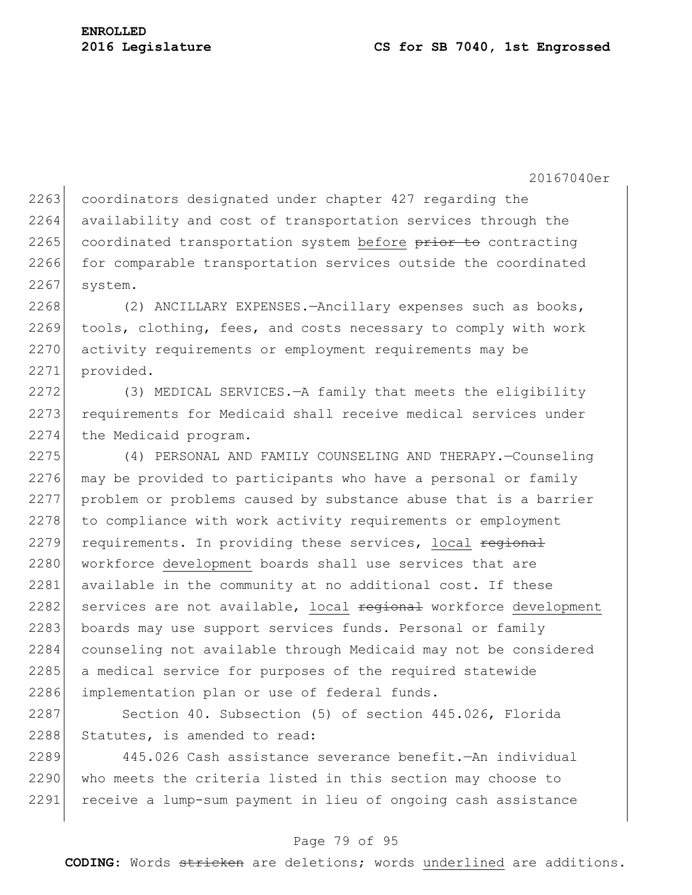coordinators designated under chapter 427 regarding the availability and cost of transportation services through the coordinated transportation system before ~~prior to~~ contracting for comparable transportation services outside the coordinated system.

(2) ANCILLARY EXPENSES.—Ancillary expenses such as books, tools, clothing, fees, and costs necessary to comply with work activity requirements or employment requirements may be provided.

(3) MEDICAL SERVICES.—A family that meets the eligibility requirements for Medicaid shall receive medical services under the Medicaid program.

(4) PERSONAL AND FAMILY COUNSELING AND THERAPY.—Counseling may be provided to participants who have a personal or family problem or problems caused by substance abuse that is a barrier to compliance with work activity requirements or employment requirements. In providing these services, <u>local</u> ~~regional~~ workforce <u>development</u> boards shall use services that are available in the community at no additional cost. If these services are not available, <u>local</u> ~~regional~~ workforce <u>development</u> boards may use support services funds. Personal or family counseling not available through Medicaid may not be considered a medical service for purposes of the required statewide implementation plan or use of federal funds.

Section 40. Subsection (5) of section 445.026, Florida Statutes, is amended to read:

445.026 Cash assistance severance benefit.—An individual who meets the criteria listed in this section may choose to receive a lump-sum payment in lieu of ongoing cash assistance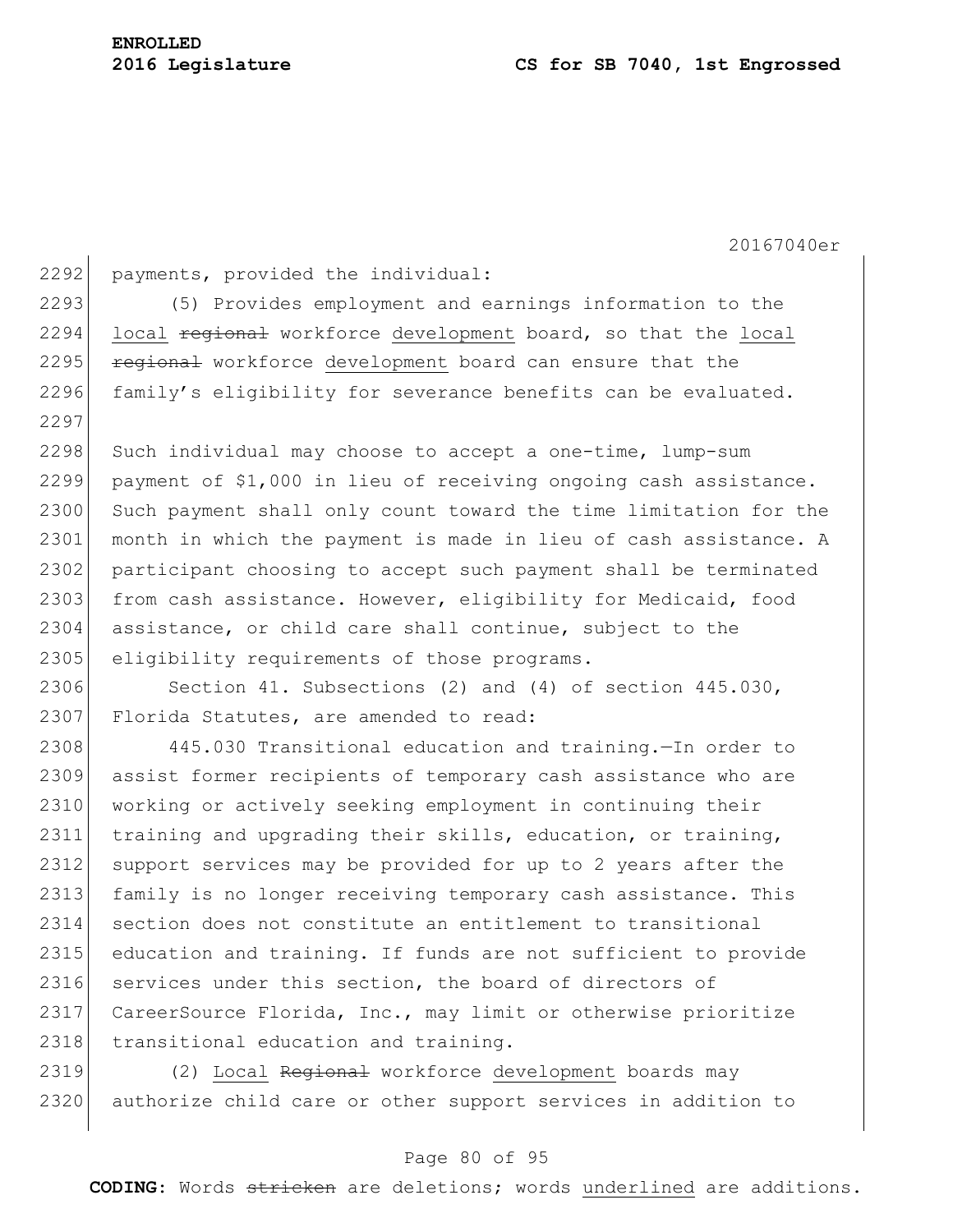payments, provided the individual:

(5) Provides employment and earnings information to the <u>local</u> ~~regional~~ workforce <u>development</u> board, so that the <u>local</u> ~~regional~~ workforce <u>development</u> board can ensure that the family's eligibility for severance benefits can be evaluated.

Such individual may choose to accept a one-time, lump-sum payment of $1,000 in lieu of receiving ongoing cash assistance. Such payment shall only count toward the time limitation for the month in which the payment is made in lieu of cash assistance. A participant choosing to accept such payment shall be terminated from cash assistance. However, eligibility for Medicaid, food assistance, or child care shall continue, subject to the eligibility requirements of those programs.

Section 41. Subsections (2) and (4) of section 445.030, Florida Statutes, are amended to read:

445.030 Transitional education and training.—In order to assist former recipients of temporary cash assistance who are working or actively seeking employment in continuing their training and upgrading their skills, education, or training, support services may be provided for up to 2 years after the family is no longer receiving temporary cash assistance. This section does not constitute an entitlement to transitional education and training. If funds are not sufficient to provide services under this section, the board of directors of CareerSource Florida, Inc., may limit or otherwise prioritize transitional education and training.

(2) <u>Local</u> ~~Regional~~ workforce <u>development</u> boards may authorize child care or other support services in addition to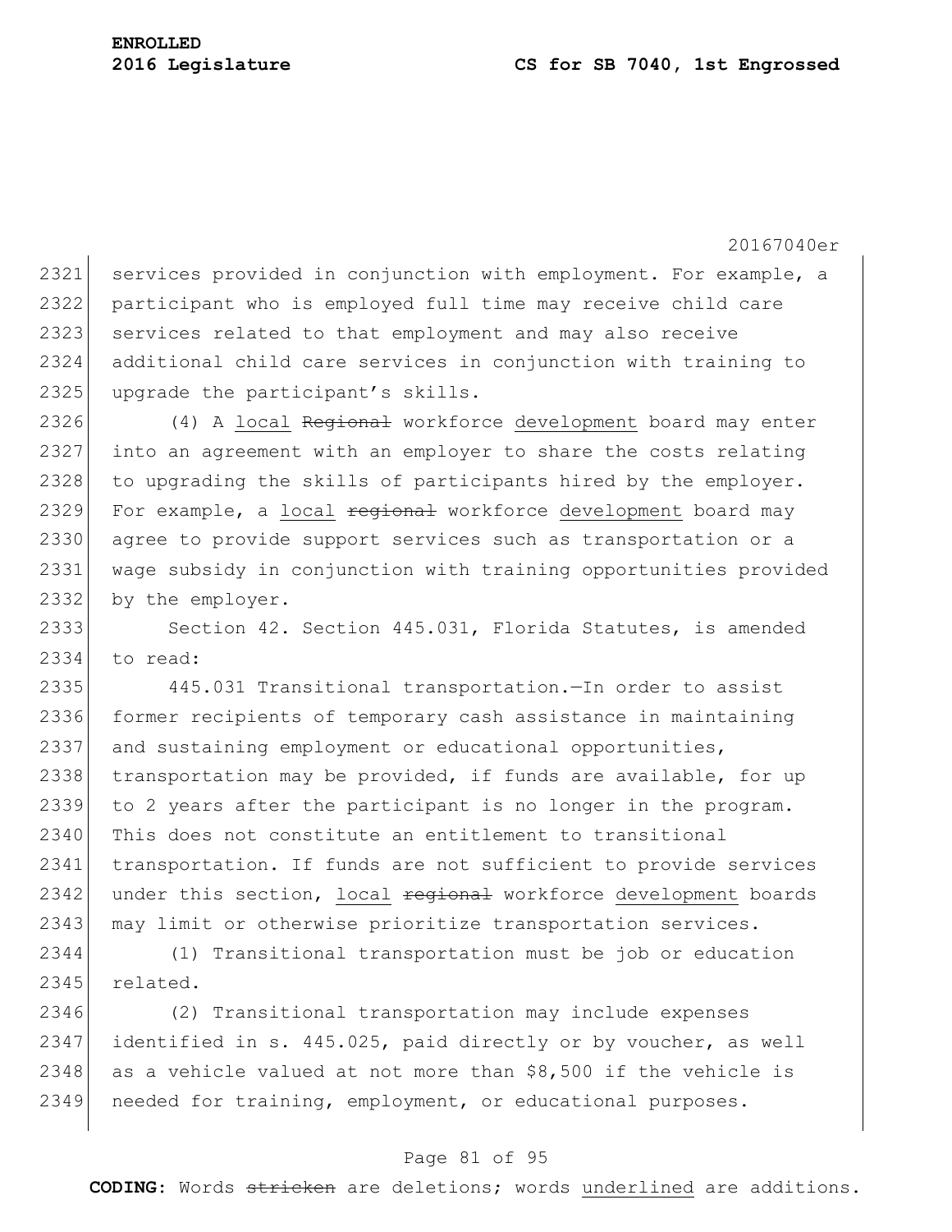services provided in conjunction with employment. For example, a participant who is employed full time may receive child care services related to that employment and may also receive additional child care services in conjunction with training to upgrade the participant's skills.

(4) A <u>local</u> ~~Regional~~ workforce <u>development</u> board may enter into an agreement with an employer to share the costs relating to upgrading the skills of participants hired by the employer. For example, a <u>local</u> ~~regional~~ workforce <u>development</u> board may agree to provide support services such as transportation or a wage subsidy in conjunction with training opportunities provided by the employer.

Section 42. Section 445.031, Florida Statutes, is amended to read:

445.031 Transitional transportation.—In order to assist former recipients of temporary cash assistance in maintaining and sustaining employment or educational opportunities, transportation may be provided, if funds are available, for up to 2 years after the participant is no longer in the program. This does not constitute an entitlement to transitional transportation. If funds are not sufficient to provide services under this section, <u>local</u> ~~regional~~ workforce <u>development</u> boards may limit or otherwise prioritize transportation services.

(1) Transitional transportation must be job or education related.

(2) Transitional transportation may include expenses identified in s. 445.025, paid directly or by voucher, as well as a vehicle valued at not more than $8,500 if the vehicle is needed for training, employment, or educational purposes.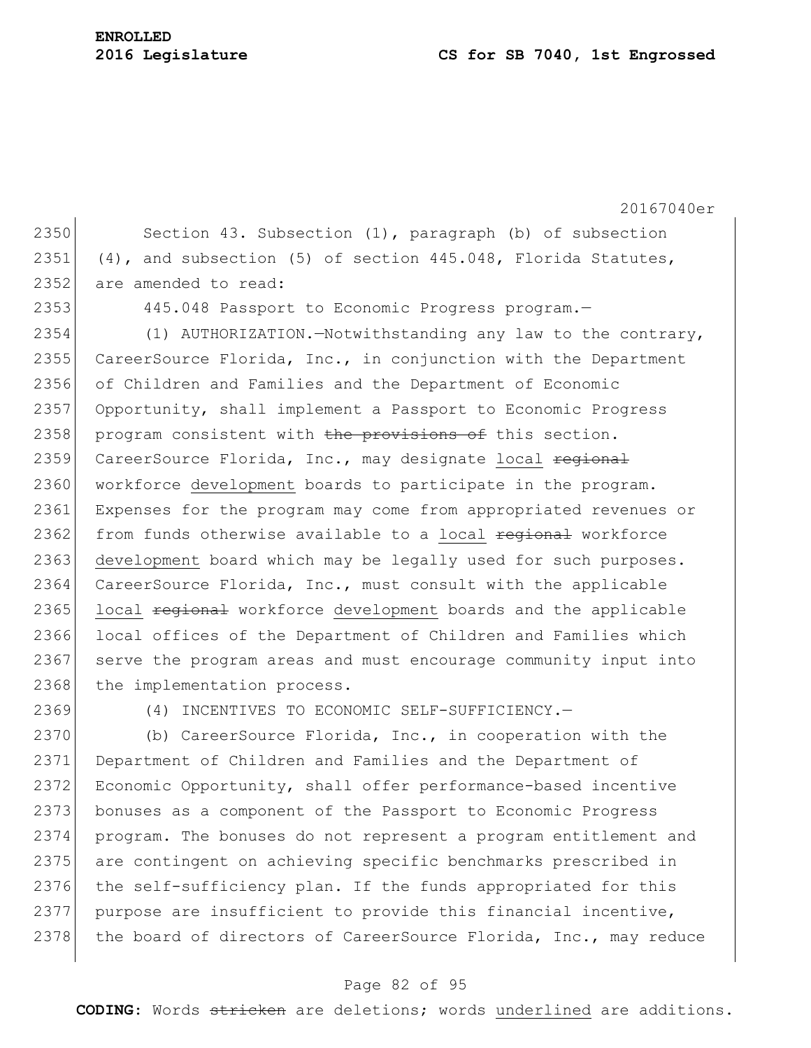Section 43. Subsection (1), paragraph (b) of subsection (4), and subsection (5) of section 445.048, Florida Statutes, are amended to read:

445.048 Passport to Economic Progress program.—

(1) AUTHORIZATION.—Notwithstanding any law to the contrary, CareerSource Florida, Inc., in conjunction with the Department of Children and Families and the Department of Economic Opportunity, shall implement a Passport to Economic Progress program consistent with ~~the provisions of~~ this section. CareerSource Florida, Inc., may designate local ~~regional~~ workforce development boards to participate in the program. Expenses for the program may come from appropriated revenues or from funds otherwise available to a local ~~regional~~ workforce development board which may be legally used for such purposes. CareerSource Florida, Inc., must consult with the applicable local ~~regional~~ workforce development boards and the applicable local offices of the Department of Children and Families which serve the program areas and must encourage community input into the implementation process.

(4) INCENTIVES TO ECONOMIC SELF-SUFFICIENCY.—

(b) CareerSource Florida, Inc., in cooperation with the Department of Children and Families and the Department of Economic Opportunity, shall offer performance-based incentive bonuses as a component of the Passport to Economic Progress program. The bonuses do not represent a program entitlement and are contingent on achieving specific benchmarks prescribed in the self-sufficiency plan. If the funds appropriated for this purpose are insufficient to provide this financial incentive, the board of directors of CareerSource Florida, Inc., may reduce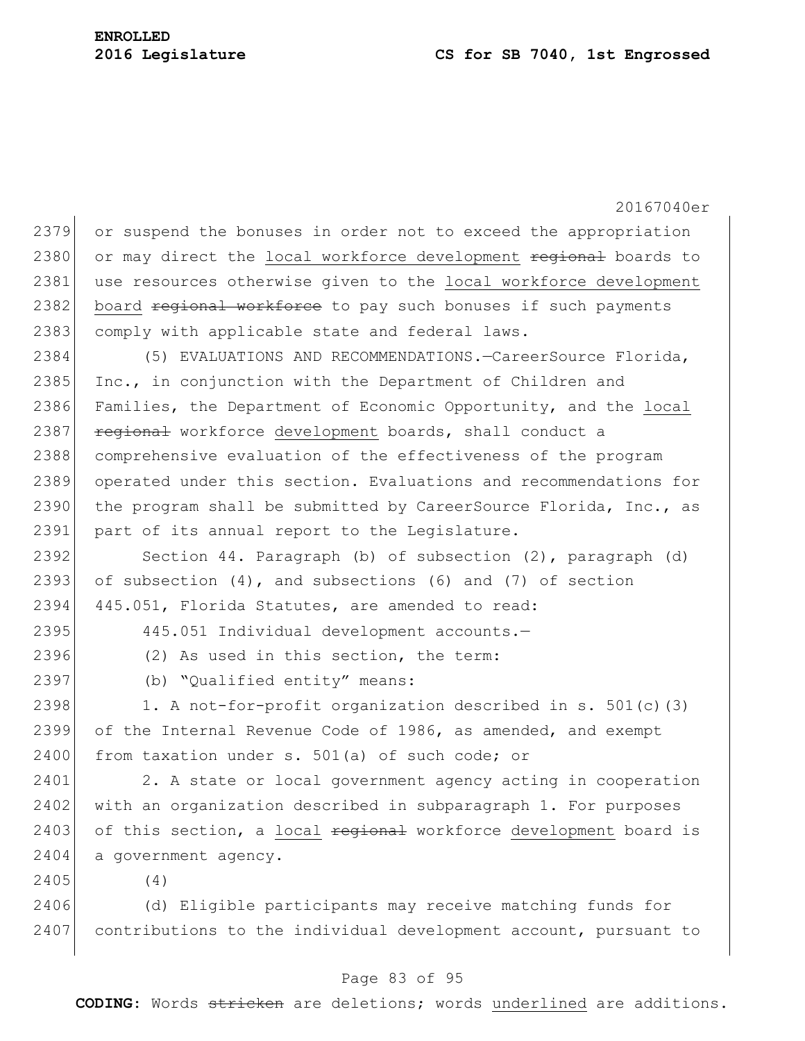or suspend the bonuses in order not to exceed the appropriation or may direct the <u>local workforce development</u> ~~regional~~ boards to use resources otherwise given to the <u>local workforce development board</u> ~~regional workforce~~ to pay such bonuses if such payments comply with applicable state and federal laws.

(5) EVALUATIONS AND RECOMMENDATIONS.—CareerSource Florida, Inc., in conjunction with the Department of Children and Families, the Department of Economic Opportunity, and the <u>local</u> ~~regional~~ workforce <u>development</u> boards, shall conduct a comprehensive evaluation of the effectiveness of the program operated under this section. Evaluations and recommendations for the program shall be submitted by CareerSource Florida, Inc., as part of its annual report to the Legislature.

Section 44. Paragraph (b) of subsection (2), paragraph (d) of subsection (4), and subsections (6) and (7) of section 445.051, Florida Statutes, are amended to read:

445.051 Individual development accounts.—

(2) As used in this section, the term:

(b) "Qualified entity" means:

1. A not-for-profit organization described in s. 501(c)(3) of the Internal Revenue Code of 1986, as amended, and exempt from taxation under s. 501(a) of such code; or

2. A state or local government agency acting in cooperation with an organization described in subparagraph 1. For purposes of this section, a <u>local</u> ~~regional~~ workforce <u>development</u> board is a government agency.

(4)

(d) Eligible participants may receive matching funds for contributions to the individual development account, pursuant to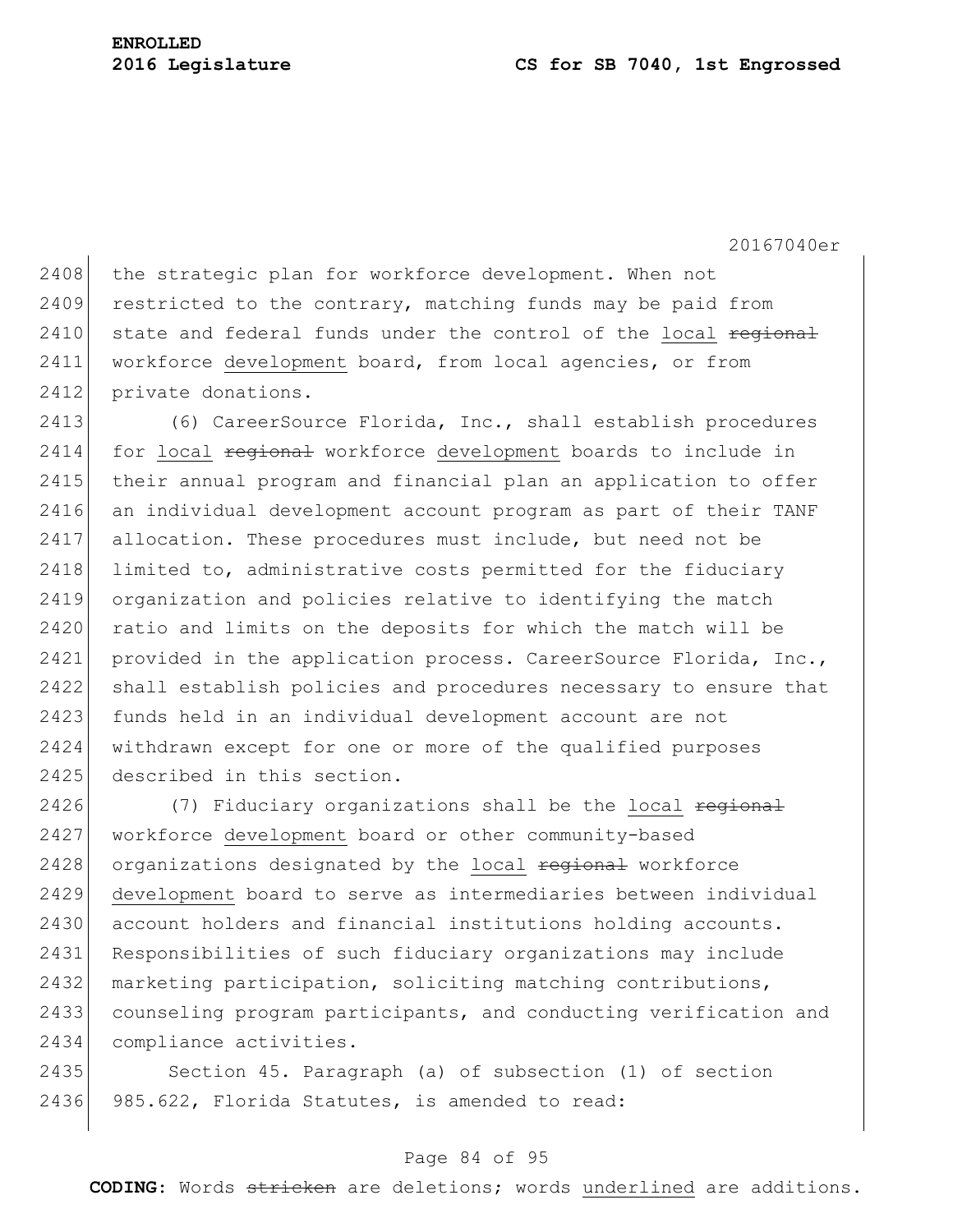the strategic plan for workforce development. When not restricted to the contrary, matching funds may be paid from state and federal funds under the control of the <u>local</u> ~~regional~~ workforce <u>development</u> board, from local agencies, or from private donations.

(6) CareerSource Florida, Inc., shall establish procedures for <u>local</u> ~~regional~~ workforce <u>development</u> boards to include in their annual program and financial plan an application to offer an individual development account program as part of their TANF allocation. These procedures must include, but need not be limited to, administrative costs permitted for the fiduciary organization and policies relative to identifying the match ratio and limits on the deposits for which the match will be provided in the application process. CareerSource Florida, Inc., shall establish policies and procedures necessary to ensure that funds held in an individual development account are not withdrawn except for one or more of the qualified purposes described in this section.

(7) Fiduciary organizations shall be the <u>local</u> ~~regional~~ workforce <u>development</u> board or other community-based organizations designated by the <u>local</u> ~~regional~~ workforce <u>development</u> board to serve as intermediaries between individual account holders and financial institutions holding accounts. Responsibilities of such fiduciary organizations may include marketing participation, soliciting matching contributions, counseling program participants, and conducting verification and compliance activities.

Section 45. Paragraph (a) of subsection (1) of section 985.622, Florida Statutes, is amended to read: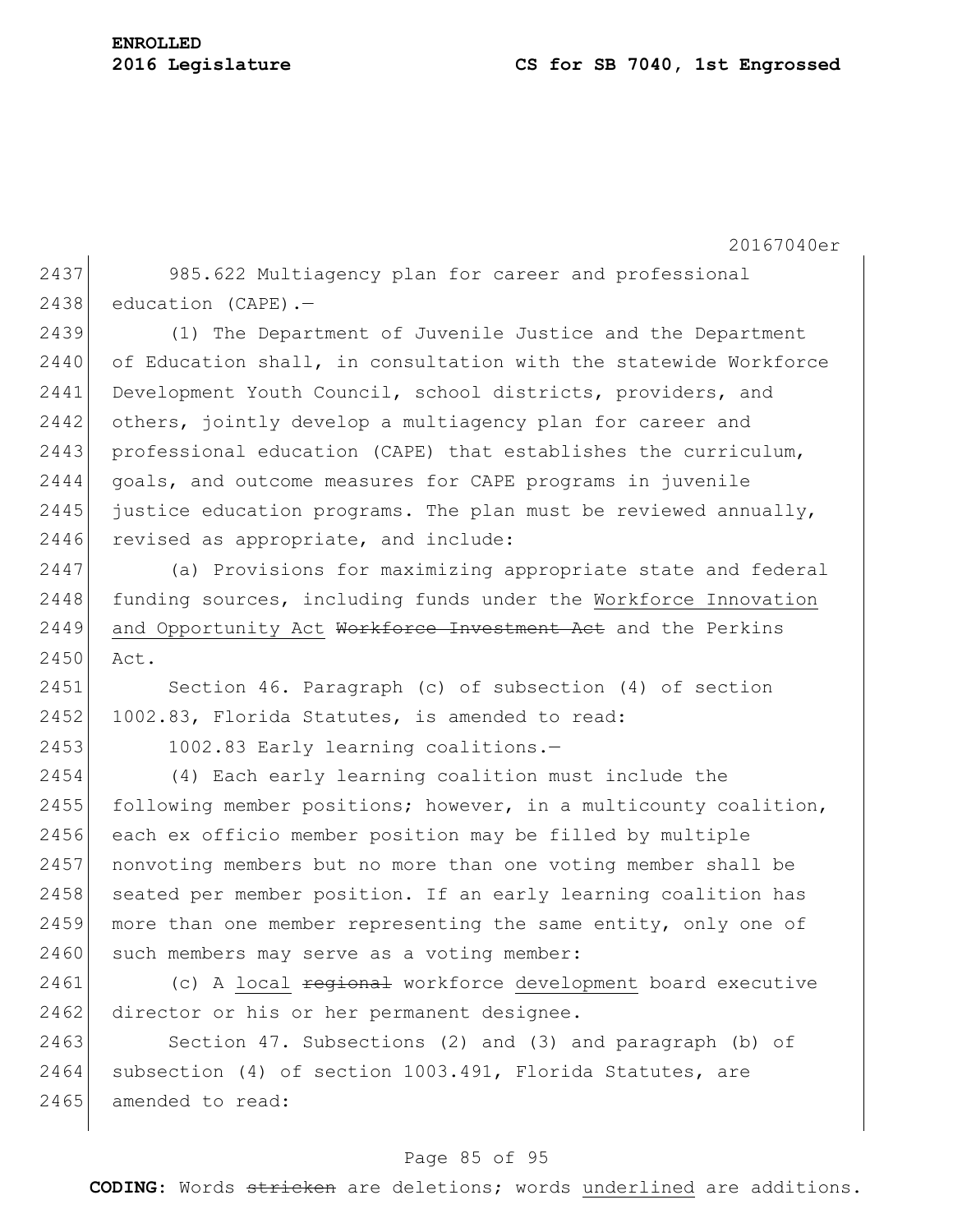985.622 Multiagency plan for career and professional education (CAPE).—

(1) The Department of Juvenile Justice and the Department of Education shall, in consultation with the statewide Workforce Development Youth Council, school districts, providers, and others, jointly develop a multiagency plan for career and professional education (CAPE) that establishes the curriculum, goals, and outcome measures for CAPE programs in juvenile justice education programs. The plan must be reviewed annually, revised as appropriate, and include:

(a) Provisions for maximizing appropriate state and federal funding sources, including funds under the <u>Workforce Innovation and Opportunity Act</u> ~~Workforce Investment Act~~ and the Perkins Act.

Section 46. Paragraph (c) of subsection (4) of section 1002.83, Florida Statutes, is amended to read:

1002.83 Early learning coalitions.—

(4) Each early learning coalition must include the following member positions; however, in a multicounty coalition, each ex officio member position may be filled by multiple nonvoting members but no more than one voting member shall be seated per member position. If an early learning coalition has more than one member representing the same entity, only one of such members may serve as a voting member:

(c) A <u>local</u> ~~regional~~ workforce <u>development</u> board executive director or his or her permanent designee.

Section 47. Subsections (2) and (3) and paragraph (b) of subsection (4) of section 1003.491, Florida Statutes, are amended to read: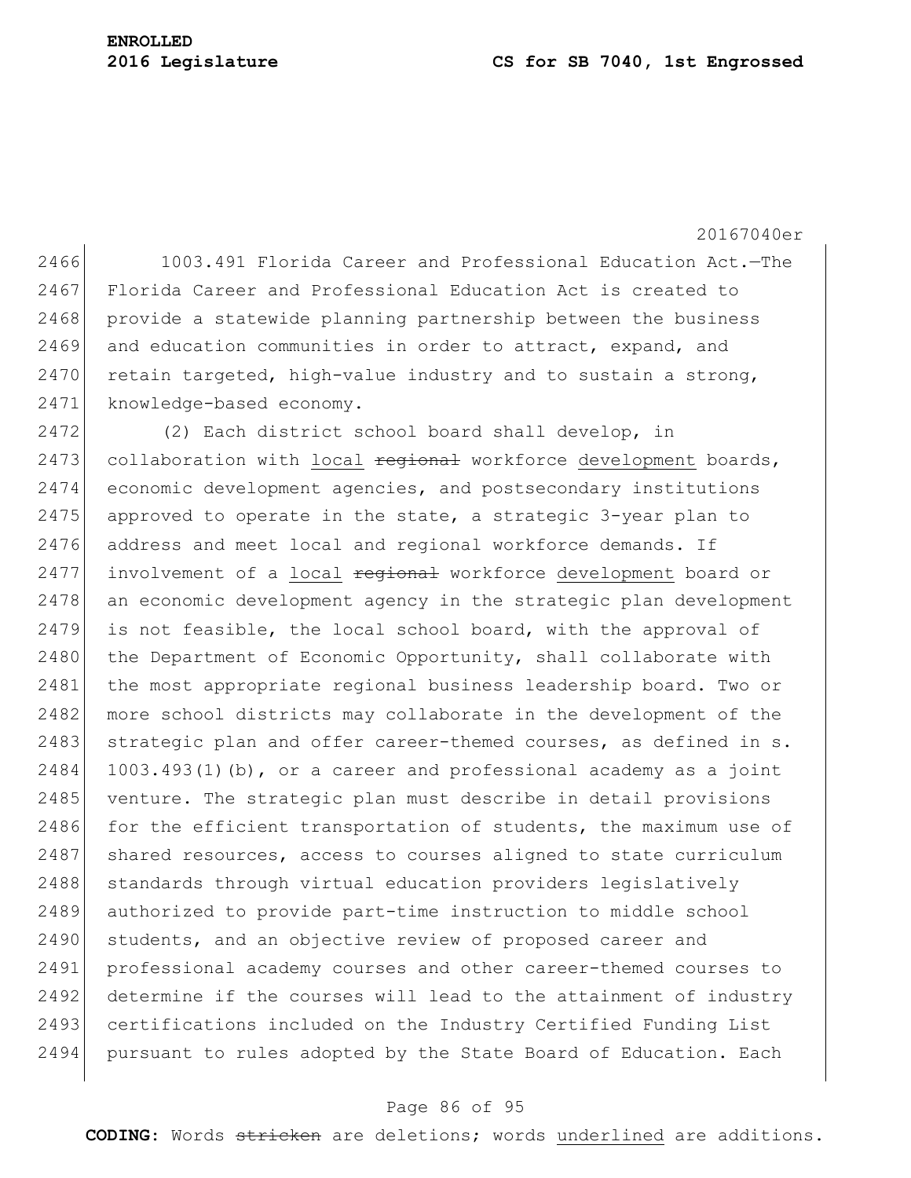1003.491 Florida Career and Professional Education Act.—The Florida Career and Professional Education Act is created to provide a statewide planning partnership between the business and education communities in order to attract, expand, and retain targeted, high-value industry and to sustain a strong, knowledge-based economy.

(2) Each district school board shall develop, in collaboration with <u>local</u> ~~regional~~ workforce <u>development</u> boards, economic development agencies, and postsecondary institutions approved to operate in the state, a strategic 3-year plan to address and meet local and regional workforce demands. If involvement of a <u>local</u> ~~regional~~ workforce <u>development</u> board or an economic development agency in the strategic plan development is not feasible, the local school board, with the approval of the Department of Economic Opportunity, shall collaborate with the most appropriate regional business leadership board. Two or more school districts may collaborate in the development of the strategic plan and offer career-themed courses, as defined in s. 1003.493(1)(b), or a career and professional academy as a joint venture. The strategic plan must describe in detail provisions for the efficient transportation of students, the maximum use of shared resources, access to courses aligned to state curriculum standards through virtual education providers legislatively authorized to provide part-time instruction to middle school students, and an objective review of proposed career and professional academy courses and other career-themed courses to determine if the courses will lead to the attainment of industry certifications included on the Industry Certified Funding List pursuant to rules adopted by the State Board of Education. Each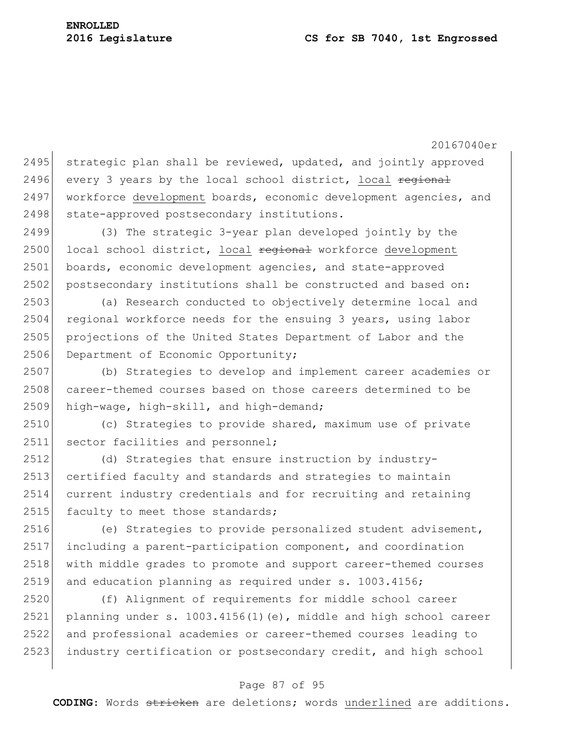strategic plan shall be reviewed, updated, and jointly approved every 3 years by the local school district, <u>local</u> ~~regional~~ workforce <u>development</u> boards, economic development agencies, and state-approved postsecondary institutions.

(3) The strategic 3-year plan developed jointly by the local school district, <u>local</u> ~~regional~~ workforce <u>development</u> boards, economic development agencies, and state-approved postsecondary institutions shall be constructed and based on:

(a) Research conducted to objectively determine local and regional workforce needs for the ensuing 3 years, using labor projections of the United States Department of Labor and the Department of Economic Opportunity;

(b) Strategies to develop and implement career academies or career-themed courses based on those careers determined to be high-wage, high-skill, and high-demand;

(c) Strategies to provide shared, maximum use of private sector facilities and personnel;

(d) Strategies that ensure instruction by industry-certified faculty and standards and strategies to maintain current industry credentials and for recruiting and retaining faculty to meet those standards;

(e) Strategies to provide personalized student advisement, including a parent-participation component, and coordination with middle grades to promote and support career-themed courses and education planning as required under s. 1003.4156;

(f) Alignment of requirements for middle school career planning under s. 1003.4156(1)(e), middle and high school career and professional academies or career-themed courses leading to industry certification or postsecondary credit, and high school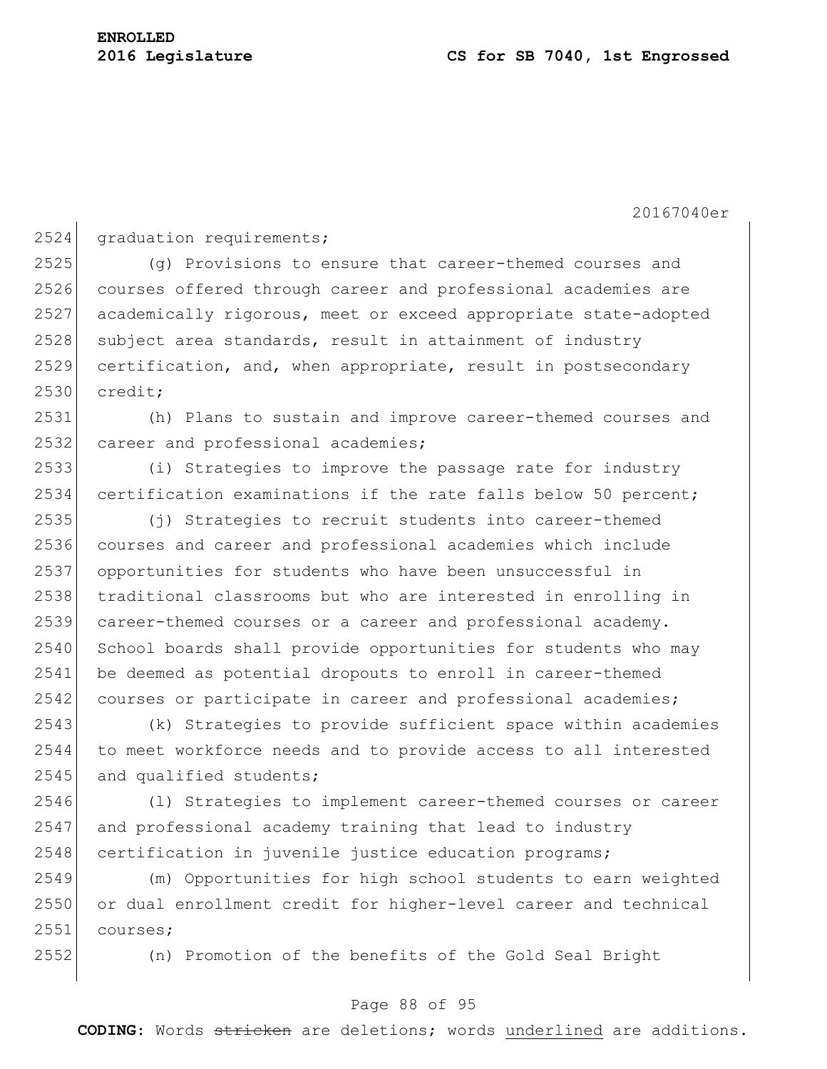graduation requirements;

(g) Provisions to ensure that career-themed courses and courses offered through career and professional academies are academically rigorous, meet or exceed appropriate state-adopted subject area standards, result in attainment of industry certification, and, when appropriate, result in postsecondary credit;

(h) Plans to sustain and improve career-themed courses and career and professional academies;

(i) Strategies to improve the passage rate for industry certification examinations if the rate falls below 50 percent;

(j) Strategies to recruit students into career-themed courses and career and professional academies which include opportunities for students who have been unsuccessful in traditional classrooms but who are interested in enrolling in career-themed courses or a career and professional academy. School boards shall provide opportunities for students who may be deemed as potential dropouts to enroll in career-themed courses or participate in career and professional academies;

(k) Strategies to provide sufficient space within academies to meet workforce needs and to provide access to all interested and qualified students;

(l) Strategies to implement career-themed courses or career and professional academy training that lead to industry certification in juvenile justice education programs;

(m) Opportunities for high school students to earn weighted or dual enrollment credit for higher-level career and technical courses;

(n) Promotion of the benefits of the Gold Seal Bright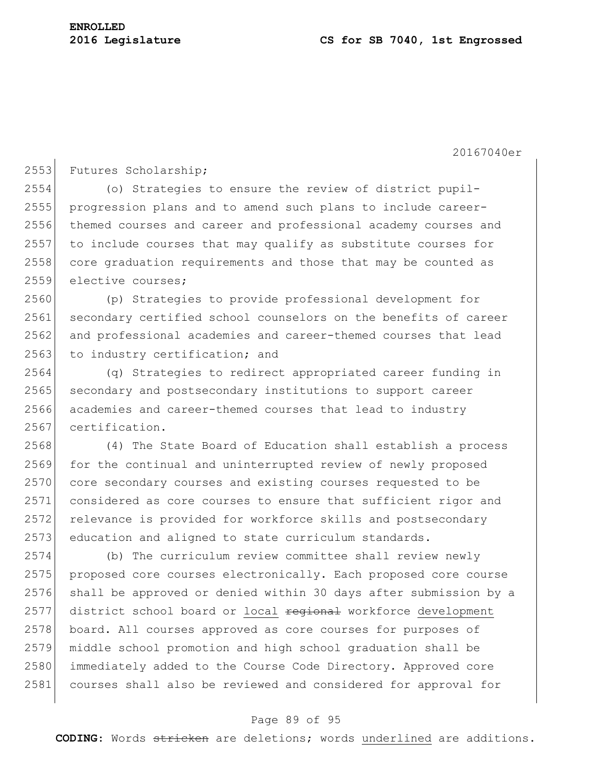Futures Scholarship;

(o) Strategies to ensure the review of district pupil-progression plans and to amend such plans to include career-themed courses and career and professional academy courses and to include courses that may qualify as substitute courses for core graduation requirements and those that may be counted as elective courses;

(p) Strategies to provide professional development for secondary certified school counselors on the benefits of career and professional academies and career-themed courses that lead to industry certification; and

(q) Strategies to redirect appropriated career funding in secondary and postsecondary institutions to support career academies and career-themed courses that lead to industry certification.

(4) The State Board of Education shall establish a process for the continual and uninterrupted review of newly proposed core secondary courses and existing courses requested to be considered as core courses to ensure that sufficient rigor and relevance is provided for workforce skills and postsecondary education and aligned to state curriculum standards.

(b) The curriculum review committee shall review newly proposed core courses electronically. Each proposed core course shall be approved or denied within 30 days after submission by a district school board or <u>local</u> ~~regional~~ workforce <u>development</u> board. All courses approved as core courses for purposes of middle school promotion and high school graduation shall be immediately added to the Course Code Directory. Approved core courses shall also be reviewed and considered for approval for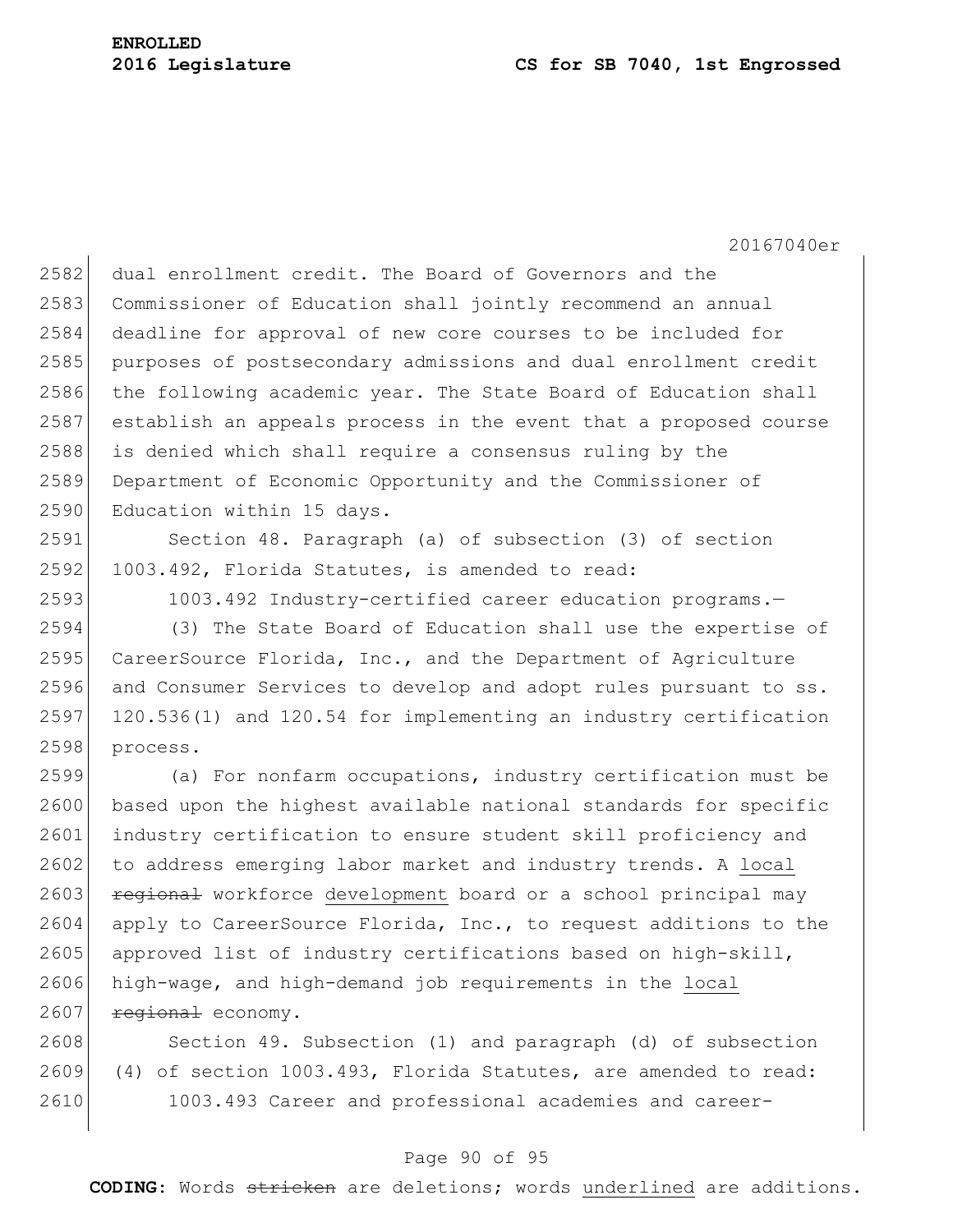dual enrollment credit. The Board of Governors and the Commissioner of Education shall jointly recommend an annual deadline for approval of new core courses to be included for purposes of postsecondary admissions and dual enrollment credit the following academic year. The State Board of Education shall establish an appeals process in the event that a proposed course is denied which shall require a consensus ruling by the Department of Economic Opportunity and the Commissioner of Education within 15 days.

Section 48. Paragraph (a) of subsection (3) of section 1003.492, Florida Statutes, is amended to read:

1003.492 Industry-certified career education programs.—

(3) The State Board of Education shall use the expertise of CareerSource Florida, Inc., and the Department of Agriculture and Consumer Services to develop and adopt rules pursuant to ss. 120.536(1) and 120.54 for implementing an industry certification process.

(a) For nonfarm occupations, industry certification must be based upon the highest available national standards for specific industry certification to ensure student skill proficiency and to address emerging labor market and industry trends. A <u>local</u> ~~regional~~ workforce <u>development</u> board or a school principal may apply to CareerSource Florida, Inc., to request additions to the approved list of industry certifications based on high-skill, high-wage, and high-demand job requirements in the <u>local</u> ~~regional~~ economy.

Section 49. Subsection (1) and paragraph (d) of subsection (4) of section 1003.493, Florida Statutes, are amended to read:

1003.493 Career and professional academies and career-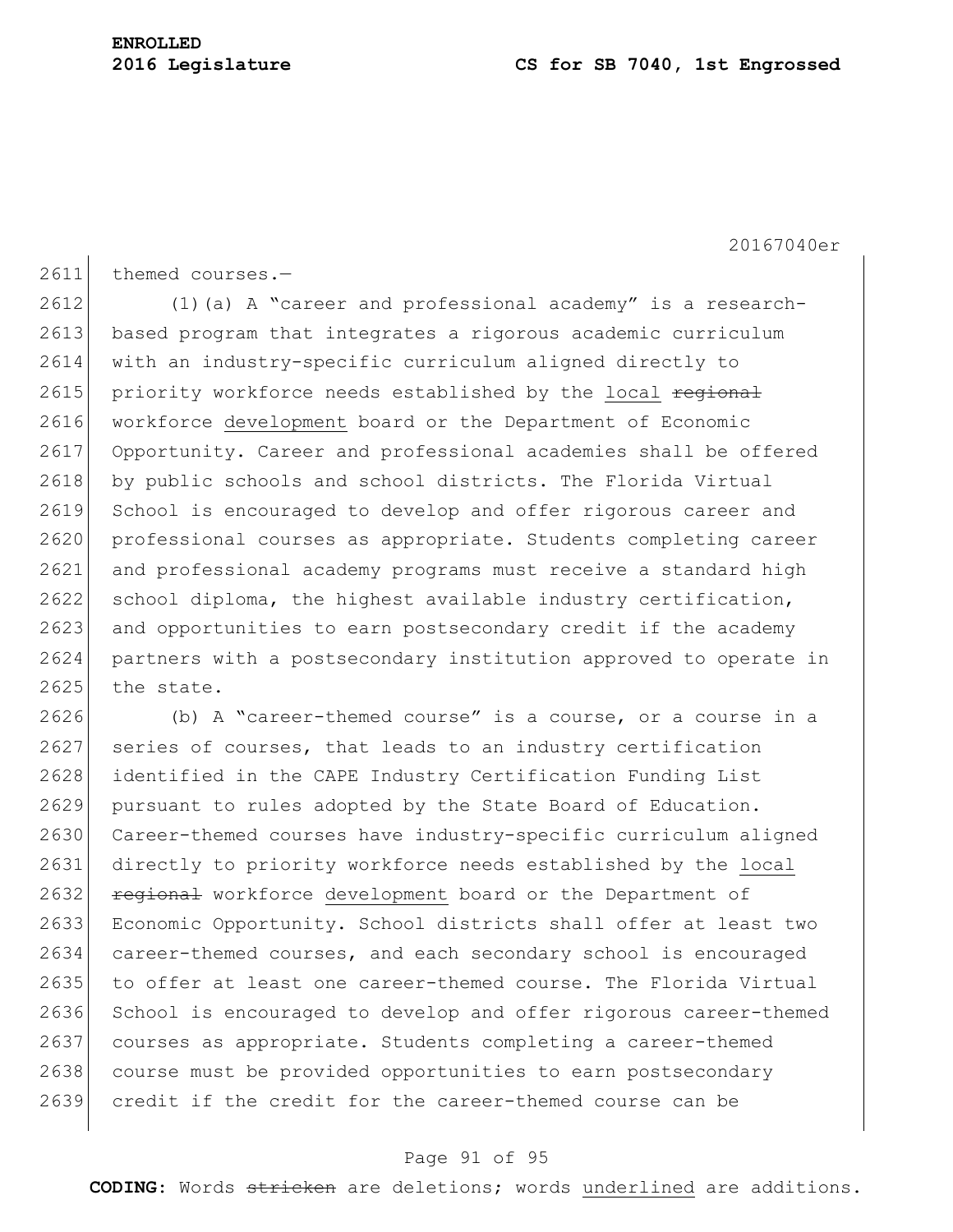themed courses.—

(1)(a) A "career and professional academy" is a research-based program that integrates a rigorous academic curriculum with an industry-specific curriculum aligned directly to priority workforce needs established by the <u>local</u> ~~regional~~ workforce <u>development</u> board or the Department of Economic Opportunity. Career and professional academies shall be offered by public schools and school districts. The Florida Virtual School is encouraged to develop and offer rigorous career and professional courses as appropriate. Students completing career and professional academy programs must receive a standard high school diploma, the highest available industry certification, and opportunities to earn postsecondary credit if the academy partners with a postsecondary institution approved to operate in the state.

(b) A "career-themed course" is a course, or a course in a series of courses, that leads to an industry certification identified in the CAPE Industry Certification Funding List pursuant to rules adopted by the State Board of Education. Career-themed courses have industry-specific curriculum aligned directly to priority workforce needs established by the <u>local</u> ~~regional~~ workforce <u>development</u> board or the Department of Economic Opportunity. School districts shall offer at least two career-themed courses, and each secondary school is encouraged to offer at least one career-themed course. The Florida Virtual School is encouraged to develop and offer rigorous career-themed courses as appropriate. Students completing a career-themed course must be provided opportunities to earn postsecondary credit if the credit for the career-themed course can be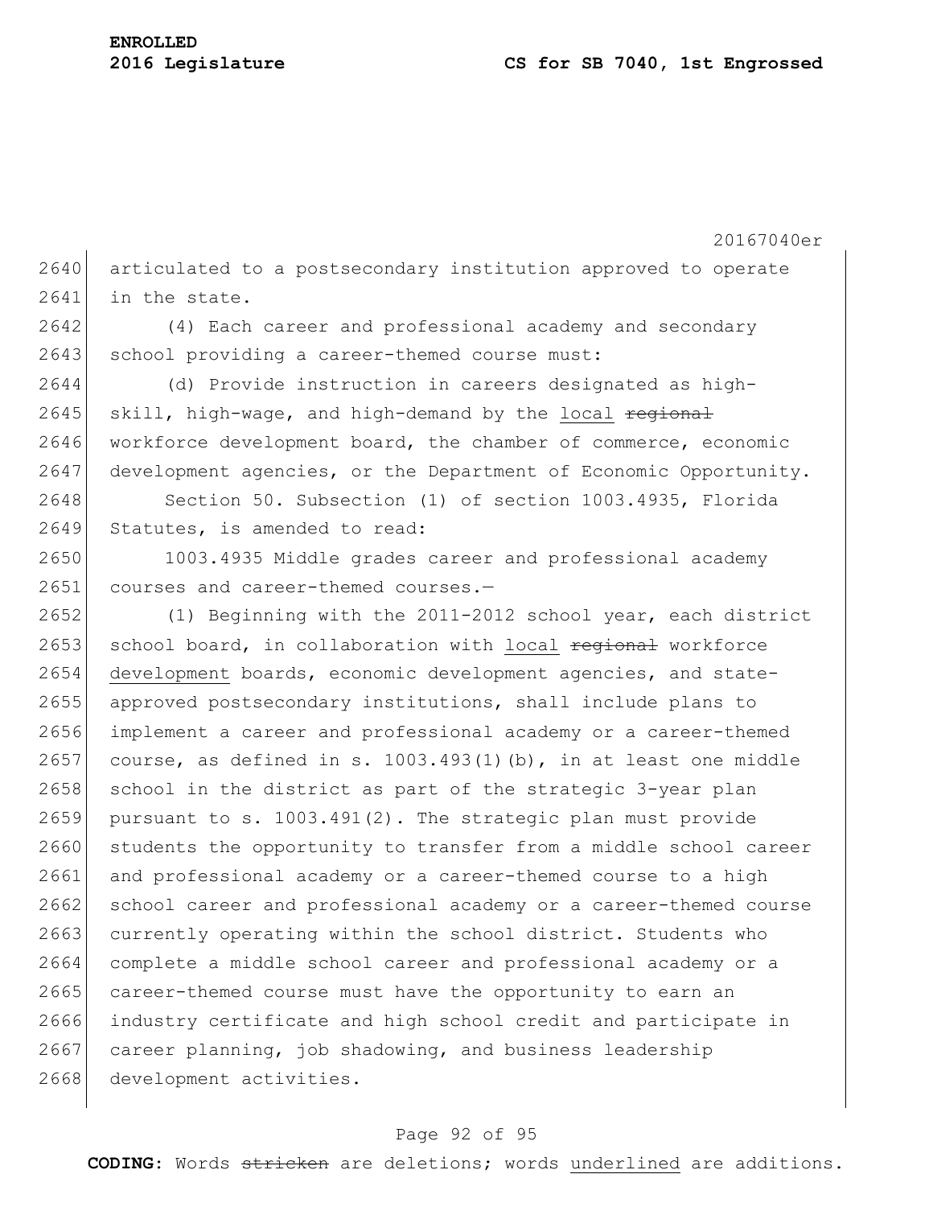articulated to a postsecondary institution approved to operate in the state.

(4) Each career and professional academy and secondary school providing a career-themed course must:

(d) Provide instruction in careers designated as high-skill, high-wage, and high-demand by the <u>local</u> ~~regional~~ workforce development board, the chamber of commerce, economic development agencies, or the Department of Economic Opportunity.

Section 50. Subsection (1) of section 1003.4935, Florida Statutes, is amended to read:

1003.4935 Middle grades career and professional academy courses and career-themed courses.—

(1) Beginning with the 2011-2012 school year, each district school board, in collaboration with <u>local</u> ~~regional~~ workforce <u>development</u> boards, economic development agencies, and state-approved postsecondary institutions, shall include plans to implement a career and professional academy or a career-themed course, as defined in s. 1003.493(1)(b), in at least one middle school in the district as part of the strategic 3-year plan pursuant to s. 1003.491(2). The strategic plan must provide students the opportunity to transfer from a middle school career and professional academy or a career-themed course to a high school career and professional academy or a career-themed course currently operating within the school district. Students who complete a middle school career and professional academy or a career-themed course must have the opportunity to earn an industry certificate and high school credit and participate in career planning, job shadowing, and business leadership development activities.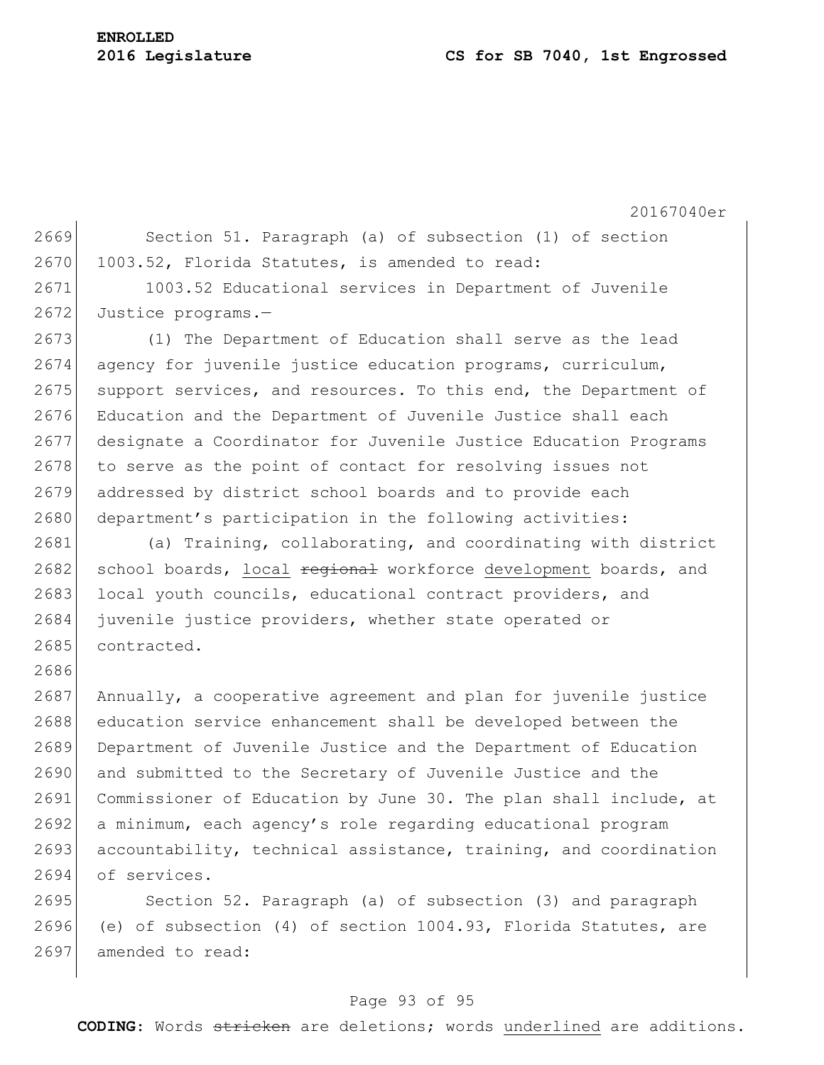Section 51. Paragraph (a) of subsection (1) of section 1003.52, Florida Statutes, is amended to read:

1003.52 Educational services in Department of Juvenile Justice programs.—

(1) The Department of Education shall serve as the lead agency for juvenile justice education programs, curriculum, support services, and resources. To this end, the Department of Education and the Department of Juvenile Justice shall each designate a Coordinator for Juvenile Justice Education Programs to serve as the point of contact for resolving issues not addressed by district school boards and to provide each department's participation in the following activities:

(a) Training, collaborating, and coordinating with district school boards, <u>local</u> ~~regional~~ workforce <u>development</u> boards, and local youth councils, educational contract providers, and juvenile justice providers, whether state operated or contracted.

Annually, a cooperative agreement and plan for juvenile justice education service enhancement shall be developed between the Department of Juvenile Justice and the Department of Education and submitted to the Secretary of Juvenile Justice and the Commissioner of Education by June 30. The plan shall include, at a minimum, each agency's role regarding educational program accountability, technical assistance, training, and coordination of services.

Section 52. Paragraph (a) of subsection (3) and paragraph (e) of subsection (4) of section 1004.93, Florida Statutes, are amended to read: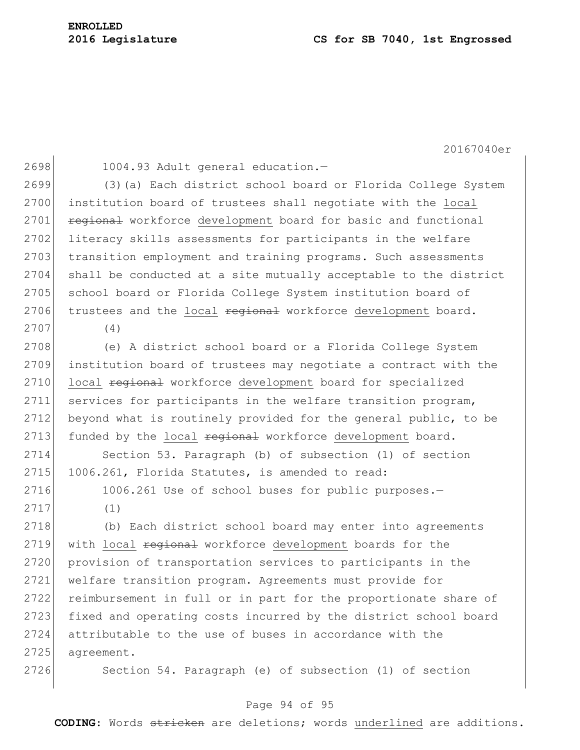1004.93 Adult general education.—

(3)(a) Each district school board or Florida College System institution board of trustees shall negotiate with the <u>local</u> ~~regional~~ workforce <u>development</u> board for basic and functional literacy skills assessments for participants in the welfare transition employment and training programs. Such assessments shall be conducted at a site mutually acceptable to the district school board or Florida College System institution board of trustees and the <u>local</u> ~~regional~~ workforce <u>development</u> board.

(4)

(e) A district school board or a Florida College System institution board of trustees may negotiate a contract with the <u>local</u> ~~regional~~ workforce <u>development</u> board for specialized services for participants in the welfare transition program, beyond what is routinely provided for the general public, to be funded by the <u>local</u> ~~regional~~ workforce <u>development</u> board.

Section 53. Paragraph (b) of subsection (1) of section 1006.261, Florida Statutes, is amended to read:

1006.261 Use of school buses for public purposes.—

(1)

(b) Each district school board may enter into agreements with <u>local</u> ~~regional~~ workforce <u>development</u> boards for the provision of transportation services to participants in the welfare transition program. Agreements must provide for reimbursement in full or in part for the proportionate share of fixed and operating costs incurred by the district school board attributable to the use of buses in accordance with the agreement.

Section 54. Paragraph (e) of subsection (1) of section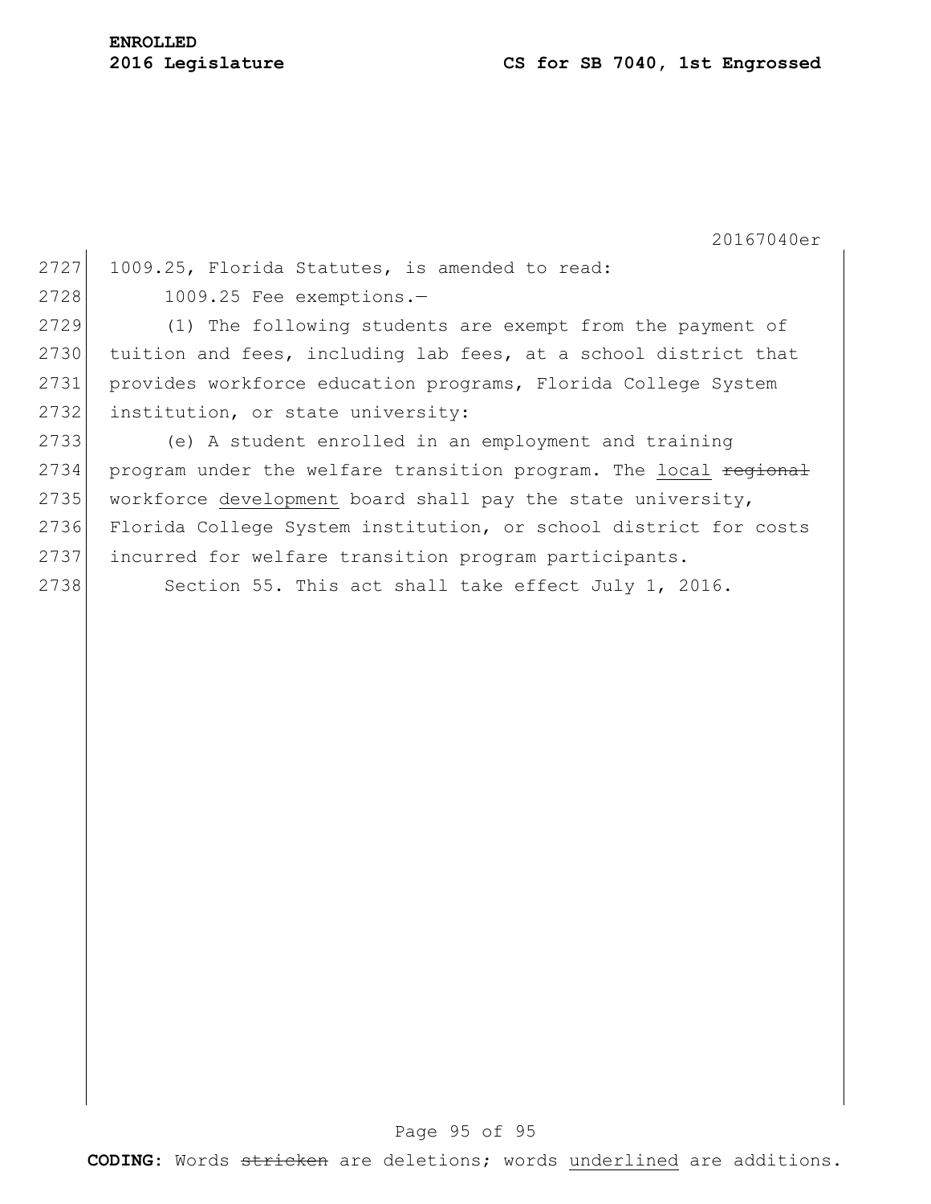1009.25, Florida Statutes, is amended to read:

1009.25 Fee exemptions.—

(1) The following students are exempt from the payment of tuition and fees, including lab fees, at a school district that provides workforce education programs, Florida College System institution, or state university:

(e) A student enrolled in an employment and training program under the welfare transition program. The <u>local</u> ~~regional~~ workforce <u>development</u> board shall pay the state university, Florida College System institution, or school district for costs incurred for welfare transition program participants.

Section 55. This act shall take effect July 1, 2016.